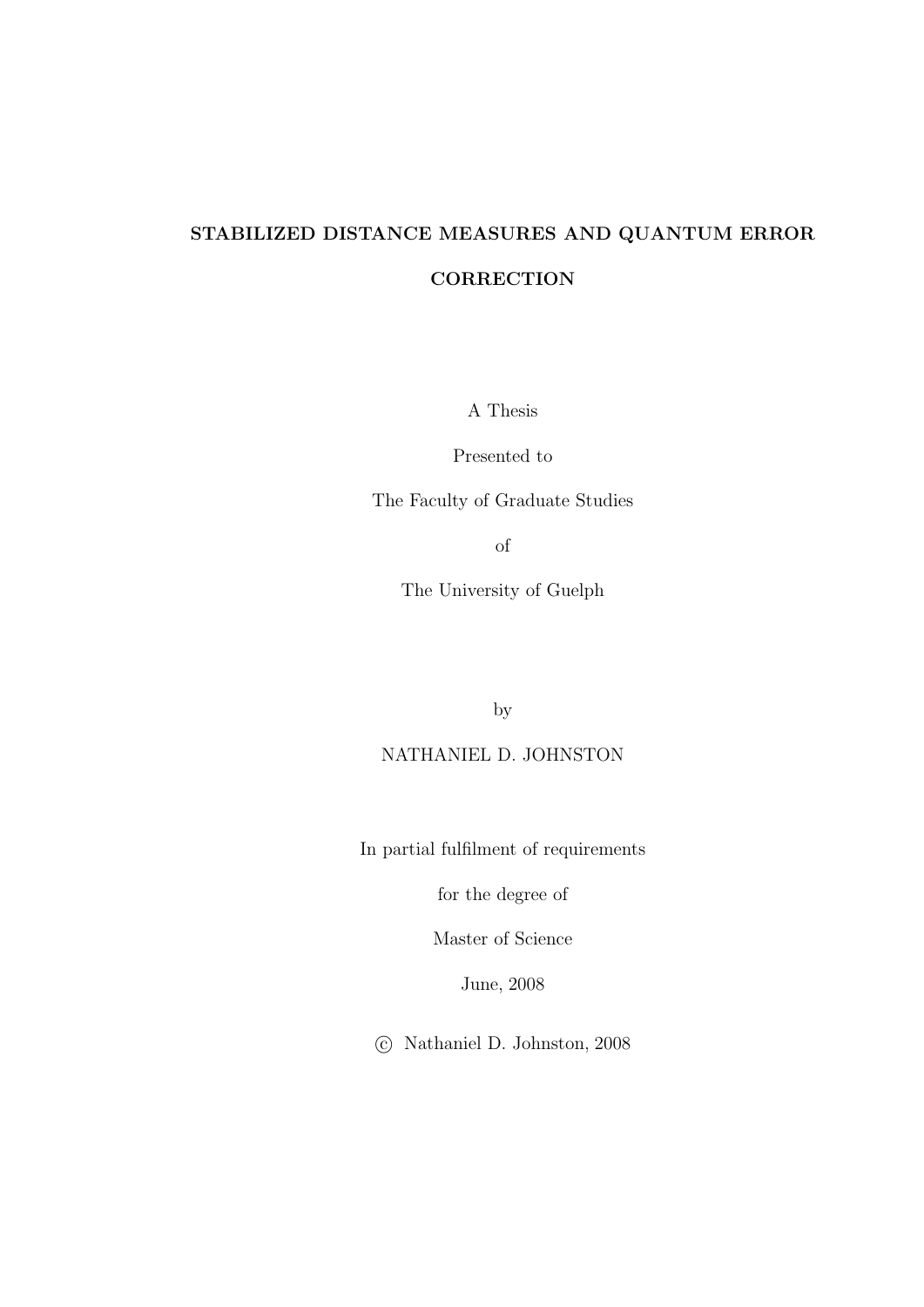# STABILIZED DISTANCE MEASURES AND QUANTUM ERROR CORRECTION

A Thesis

Presented to

The Faculty of Graduate Studies

of

The University of Guelph

by

NATHANIEL D. JOHNSTON

In partial fulfilment of requirements

for the degree of

Master of Science

June, 2008

© Nathaniel D. Johnston, 2008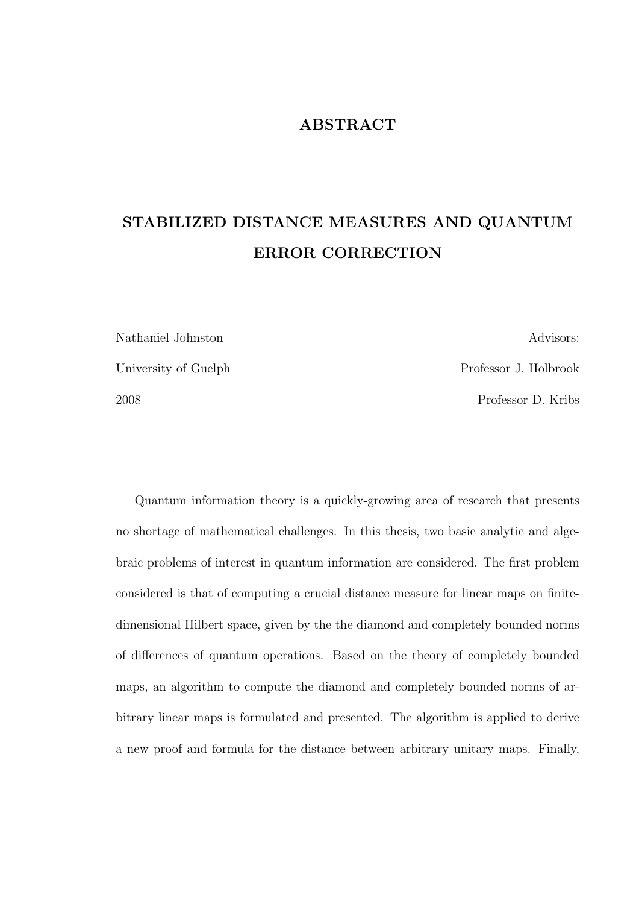# ABSTRACT

## STABILIZED DISTANCE MEASURES AND QUANTUM ERROR CORRECTION

| | |
|---|---|
| Nathaniel Johnston | Advisors: |
| University of Guelph | Professor J. Holbrook |
| 2008 | Professor D. Kribs |

Quantum information theory is a quickly-growing area of research that presents no shortage of mathematical challenges. In this thesis, two basic analytic and algebraic problems of interest in quantum information are considered. The first problem considered is that of computing a crucial distance measure for linear maps on finite-dimensional Hilbert space, given by the the diamond and completely bounded norms of differences of quantum operations. Based on the theory of completely bounded maps, an algorithm to compute the diamond and completely bounded norms of arbitrary linear maps is formulated and presented. The algorithm is applied to derive a new proof and formula for the distance between arbitrary unitary maps. Finally,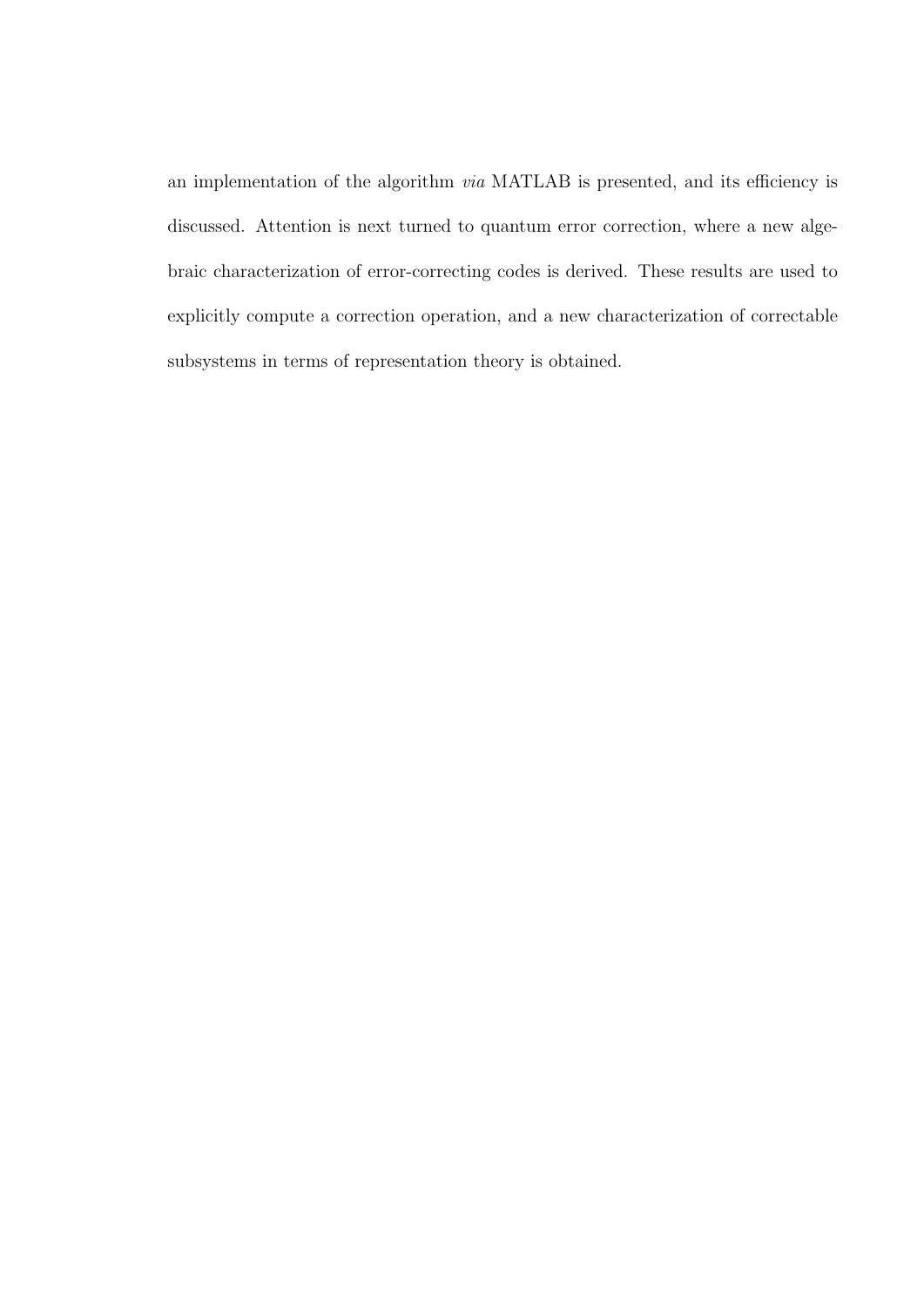an implementation of the algorithm *via* MATLAB is presented, and its efficiency is discussed. Attention is next turned to quantum error correction, where a new algebraic characterization of error-correcting codes is derived. These results are used to explicitly compute a correction operation, and a new characterization of correctable subsystems in terms of representation theory is obtained.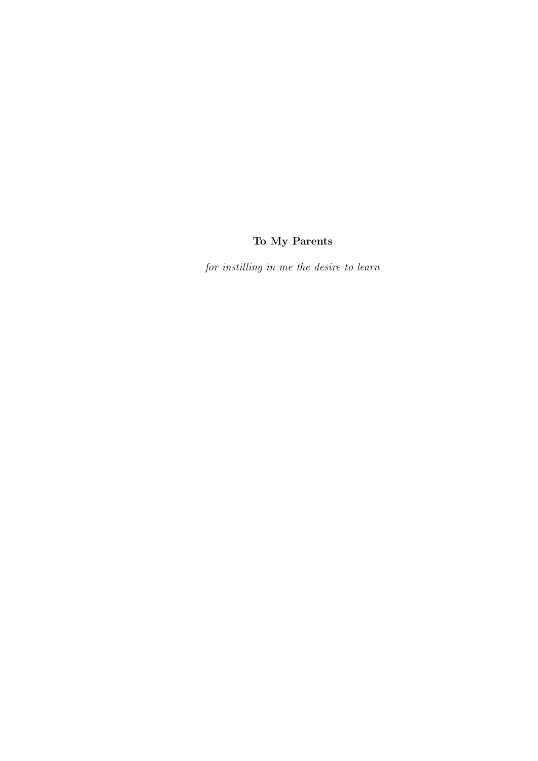**To My Parents**

*for instilling in me the desire to learn*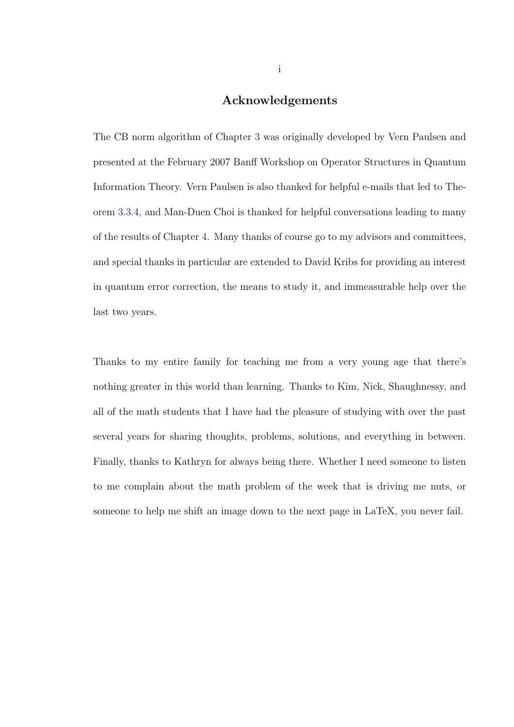## Acknowledgements

The CB norm algorithm of Chapter 3 was originally developed by Vern Paulsen and presented at the February 2007 Banff Workshop on Operator Structures in Quantum Information Theory. Vern Paulsen is also thanked for helpful e-mails that led to Theorem 3.3.4, and Man-Duen Choi is thanked for helpful conversations leading to many of the results of Chapter 4. Many thanks of course go to my advisors and committees, and special thanks in particular are extended to David Kribs for providing an interest in quantum error correction, the means to study it, and immeasurable help over the last two years.

Thanks to my entire family for teaching me from a very young age that there's nothing greater in this world than learning. Thanks to Kim, Nick, Shaughnessy, and all of the math students that I have had the pleasure of studying with over the past several years for sharing thoughts, problems, solutions, and everything in between. Finally, thanks to Kathryn for always being there. Whether I need someone to listen to me complain about the math problem of the week that is driving me nuts, or someone to help me shift an image down to the next page in LaTeX, you never fail.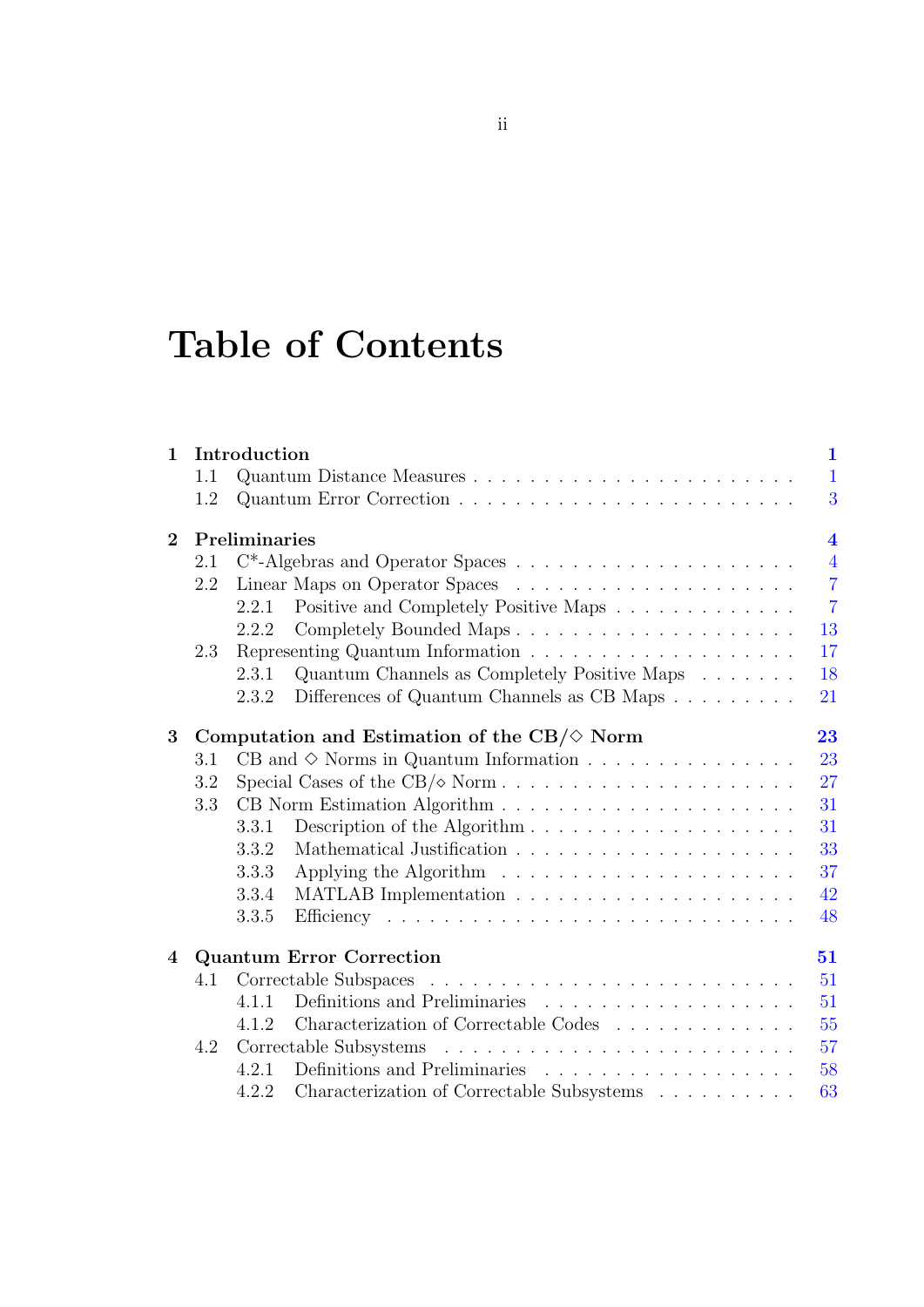# Table of Contents

**1 Introduction** **1**
- 1.1 Quantum Distance Measures . . . . . . . . . . . . . . . . . . . . . . . 1
- 1.2 Quantum Error Correction . . . . . . . . . . . . . . . . . . . . . . . 3

**2 Preliminaries** **4**
- 2.1 C*-Algebras and Operator Spaces . . . . . . . . . . . . . . . . . . . 4
- 2.2 Linear Maps on Operator Spaces . . . . . . . . . . . . . . . . . . . 7
  - 2.2.1 Positive and Completely Positive Maps . . . . . . . . . . . . . 7
  - 2.2.2 Completely Bounded Maps . . . . . . . . . . . . . . . . . . . . 13
- 2.3 Representing Quantum Information . . . . . . . . . . . . . . . . . . 17
  - 2.3.1 Quantum Channels as Completely Positive Maps . . . . . . . 18
  - 2.3.2 Differences of Quantum Channels as CB Maps . . . . . . . . . 21

**3 Computation and Estimation of the CB/$\diamond$ Norm** **23**
- 3.1 CB and $\diamond$ Norms in Quantum Information . . . . . . . . . . . . . . . 23
- 3.2 Special Cases of the CB/$\diamond$ Norm . . . . . . . . . . . . . . . . . . . . 27
- 3.3 CB Norm Estimation Algorithm . . . . . . . . . . . . . . . . . . . . 31
  - 3.3.1 Description of the Algorithm . . . . . . . . . . . . . . . . . . . 31
  - 3.3.2 Mathematical Justification . . . . . . . . . . . . . . . . . . . . 33
  - 3.3.3 Applying the Algorithm . . . . . . . . . . . . . . . . . . . . . 37
  - 3.3.4 MATLAB Implementation . . . . . . . . . . . . . . . . . . . . 42
  - 3.3.5 Efficiency . . . . . . . . . . . . . . . . . . . . . . . . . . . . . 48

**4 Quantum Error Correction** **51**
- 4.1 Correctable Subspaces . . . . . . . . . . . . . . . . . . . . . . . . . 51
  - 4.1.1 Definitions and Preliminaries . . . . . . . . . . . . . . . . . . 51
  - 4.1.2 Characterization of Correctable Codes . . . . . . . . . . . . . 55
- 4.2 Correctable Subsystems . . . . . . . . . . . . . . . . . . . . . . . . 57
  - 4.2.1 Definitions and Preliminaries . . . . . . . . . . . . . . . . . . 58
  - 4.2.2 Characterization of Correctable Subsystems . . . . . . . . . . 63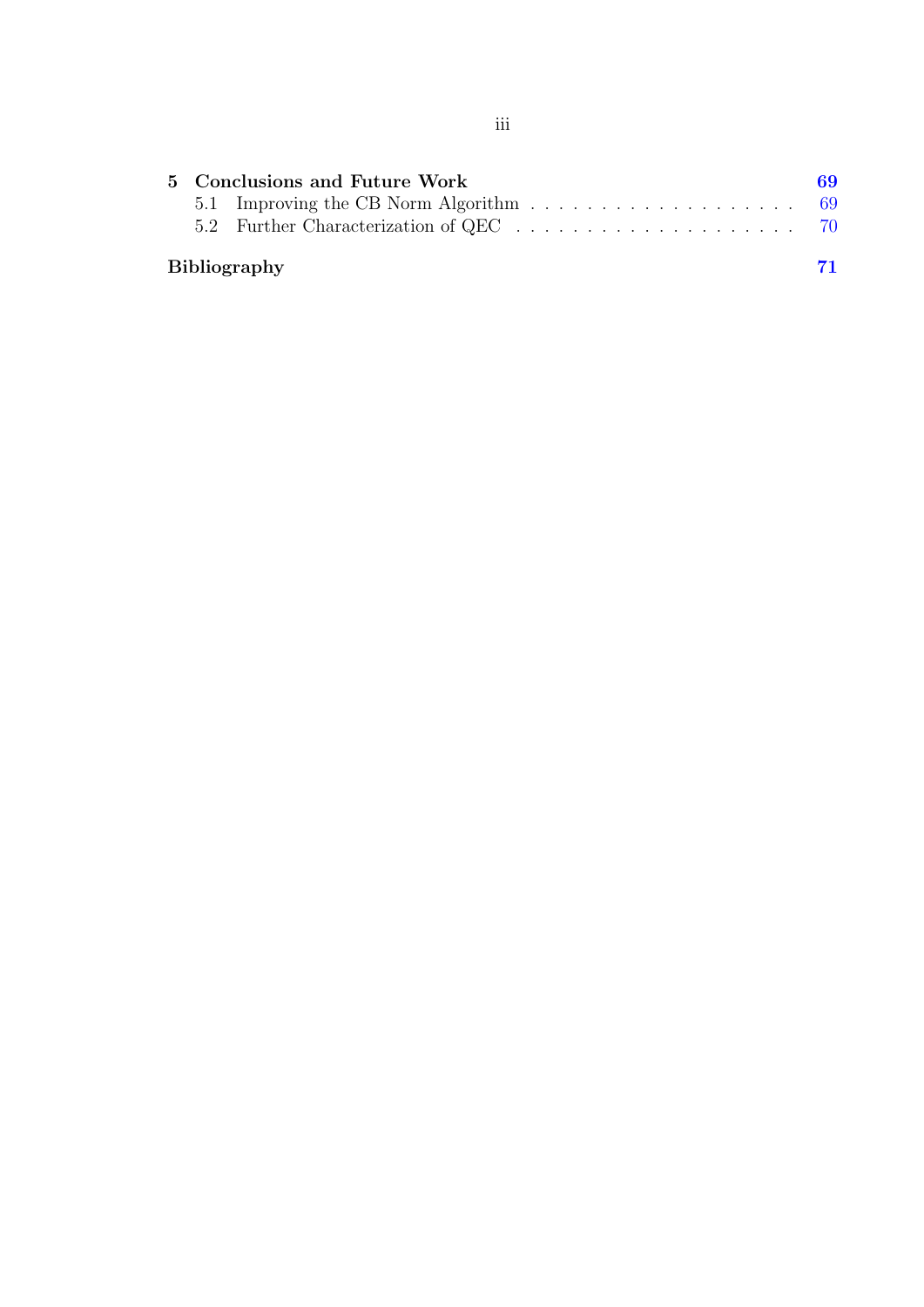**5 Conclusions and Future Work** **69**

- 5.1 Improving the CB Norm Algorithm . . . . . . . . . . . . . . . . . . . . 69
- 5.2 Further Characterization of QEC . . . . . . . . . . . . . . . . . . . . . 70

**Bibliography** **71**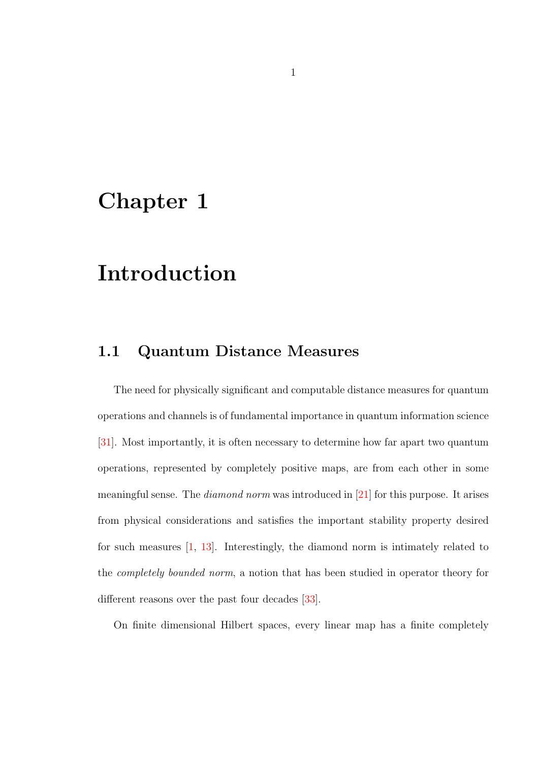# Chapter 1

# Introduction

## 1.1 Quantum Distance Measures

The need for physically significant and computable distance measures for quantum operations and channels is of fundamental importance in quantum information science [31]. Most importantly, it is often necessary to determine how far apart two quantum operations, represented by completely positive maps, are from each other in some meaningful sense. The *diamond norm* was introduced in [21] for this purpose. It arises from physical considerations and satisfies the important stability property desired for such measures [1, 13]. Interestingly, the diamond norm is intimately related to the *completely bounded norm*, a notion that has been studied in operator theory for different reasons over the past four decades [33].

On finite dimensional Hilbert spaces, every linear map has a finite completely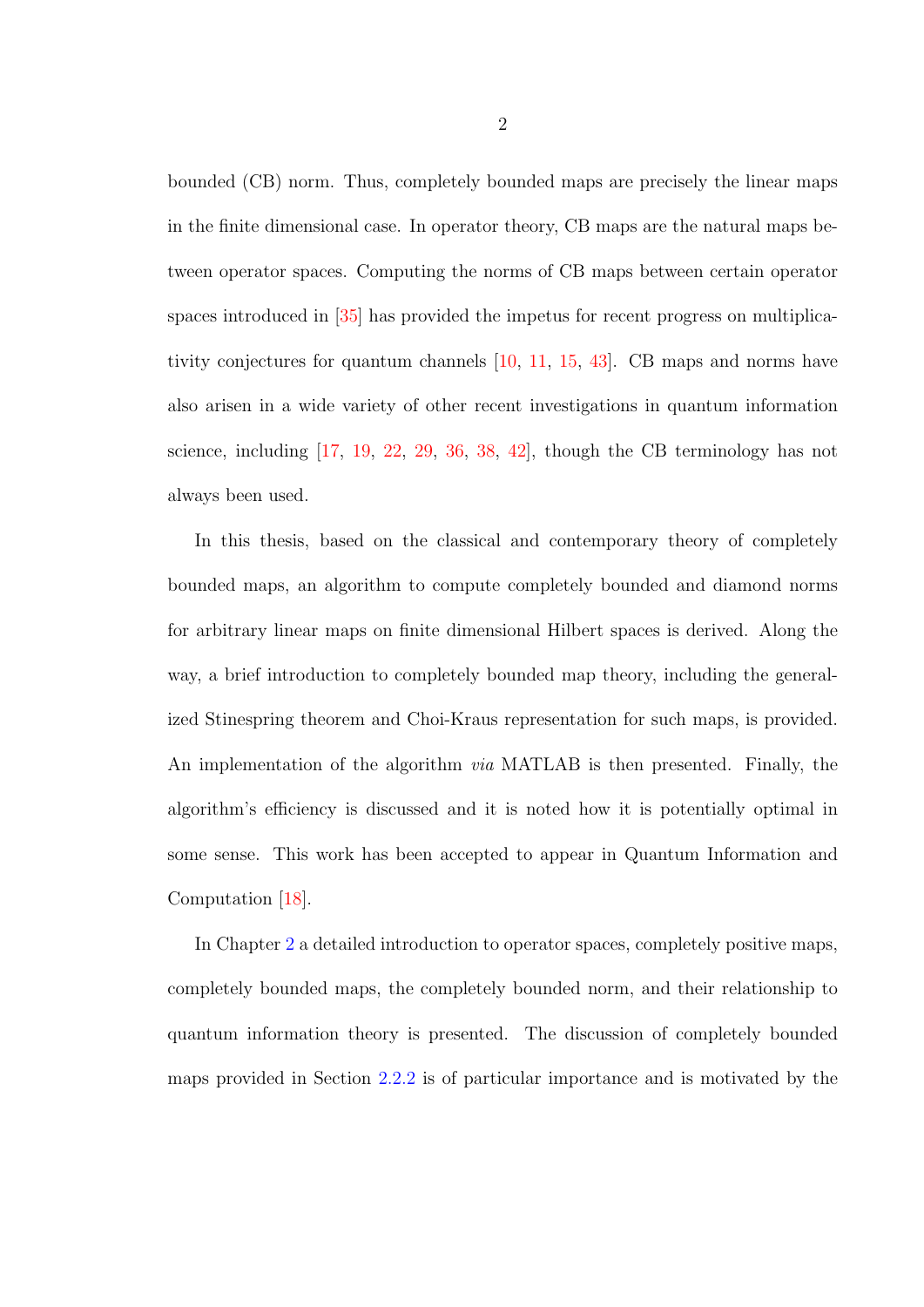bounded (CB) norm. Thus, completely bounded maps are precisely the linear maps in the finite dimensional case. In operator theory, CB maps are the natural maps between operator spaces. Computing the norms of CB maps between certain operator spaces introduced in [35] has provided the impetus for recent progress on multiplicativity conjectures for quantum channels [10, 11, 15, 43]. CB maps and norms have also arisen in a wide variety of other recent investigations in quantum information science, including [17, 19, 22, 29, 36, 38, 42], though the CB terminology has not always been used.

In this thesis, based on the classical and contemporary theory of completely bounded maps, an algorithm to compute completely bounded and diamond norms for arbitrary linear maps on finite dimensional Hilbert spaces is derived. Along the way, a brief introduction to completely bounded map theory, including the generalized Stinespring theorem and Choi-Kraus representation for such maps, is provided. An implementation of the algorithm *via* MATLAB is then presented. Finally, the algorithm's efficiency is discussed and it is noted how it is potentially optimal in some sense. This work has been accepted to appear in Quantum Information and Computation [18].

In Chapter 2 a detailed introduction to operator spaces, completely positive maps, completely bounded maps, the completely bounded norm, and their relationship to quantum information theory is presented. The discussion of completely bounded maps provided in Section 2.2.2 is of particular importance and is motivated by the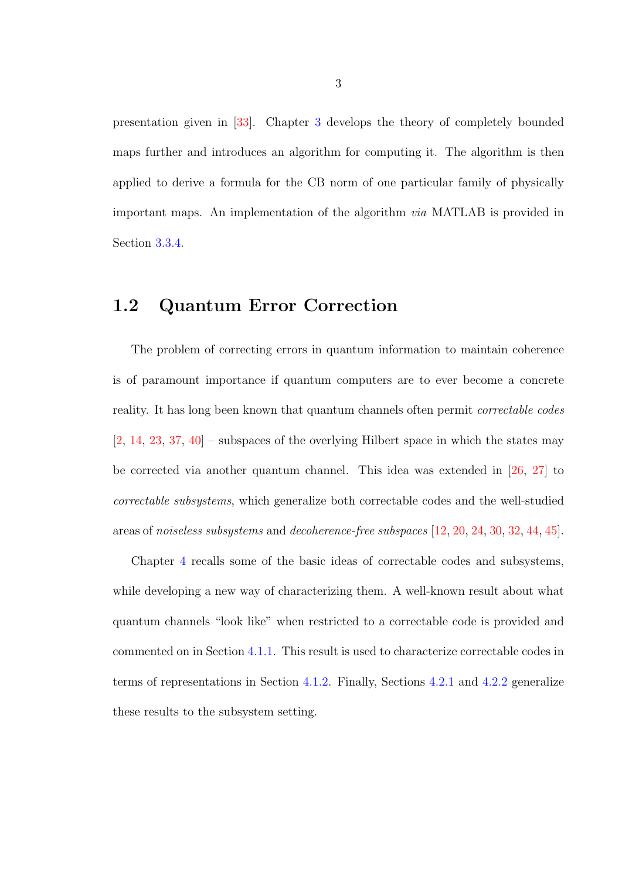presentation given in [33]. Chapter 3 develops the theory of completely bounded maps further and introduces an algorithm for computing it. The algorithm is then applied to derive a formula for the CB norm of one particular family of physically important maps. An implementation of the algorithm *via* MATLAB is provided in Section 3.3.4.

## 1.2 Quantum Error Correction

The problem of correcting errors in quantum information to maintain coherence is of paramount importance if quantum computers are to ever become a concrete reality. It has long been known that quantum channels often permit *correctable codes* [2, 14, 23, 37, 40] – subspaces of the overlying Hilbert space in which the states may be corrected via another quantum channel. This idea was extended in [26, 27] to *correctable subsystems*, which generalize both correctable codes and the well-studied areas of *noiseless subsystems* and *decoherence-free subspaces* [12, 20, 24, 30, 32, 44, 45].

Chapter 4 recalls some of the basic ideas of correctable codes and subsystems, while developing a new way of characterizing them. A well-known result about what quantum channels "look like" when restricted to a correctable code is provided and commented on in Section 4.1.1. This result is used to characterize correctable codes in terms of representations in Section 4.1.2. Finally, Sections 4.2.1 and 4.2.2 generalize these results to the subsystem setting.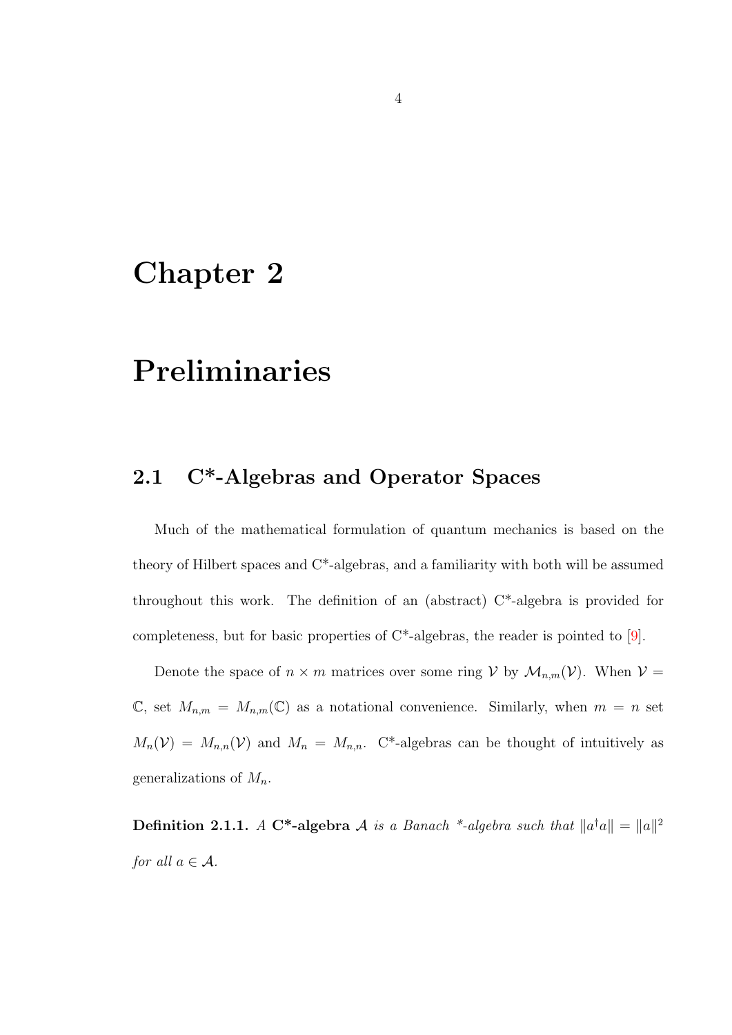# Chapter 2

# Preliminaries

## 2.1 C*-Algebras and Operator Spaces

Much of the mathematical formulation of quantum mechanics is based on the theory of Hilbert spaces and C*-algebras, and a familiarity with both will be assumed throughout this work. The definition of an (abstract) C*-algebra is provided for completeness, but for basic properties of C*-algebras, the reader is pointed to [9].

Denote the space of $n \times m$ matrices over some ring $\mathcal{V}$ by $\mathcal{M}_{n,m}(\mathcal{V})$. When $\mathcal{V} = \mathbb{C}$, set $M_{n,m} = M_{n,m}(\mathbb{C})$ as a notational convenience. Similarly, when $m = n$ set $M_n(\mathcal{V}) = M_{n,n}(\mathcal{V})$ and $M_n = M_{n,n}$. C*-algebras can be thought of intuitively as generalizations of $M_n$.

**Definition 2.1.1.** *A* **C*-algebra** $\mathcal{A}$ *is a Banach *-algebra such that* $\|a^\dagger a\| = \|a\|^2$ *for all* $a \in \mathcal{A}$.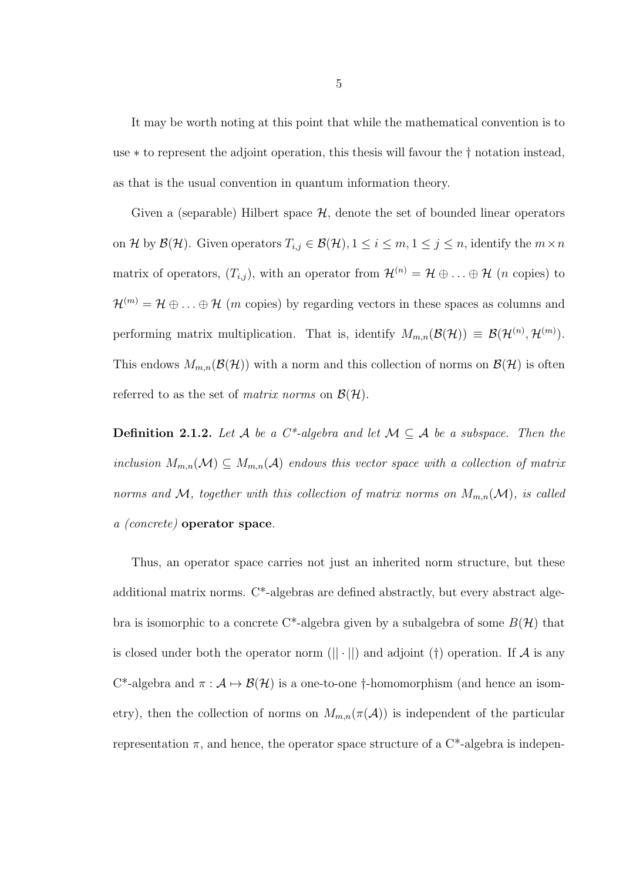It may be worth noting at this point that while the mathematical convention is to use $*$ to represent the adjoint operation, this thesis will favour the $\dagger$ notation instead, as that is the usual convention in quantum information theory.

Given a (separable) Hilbert space $\mathcal{H}$, denote the set of bounded linear operators on $\mathcal{H}$ by $\mathcal{B}(\mathcal{H})$. Given operators $T_{i,j} \in \mathcal{B}(\mathcal{H}), 1 \leq i \leq m, 1 \leq j \leq n$, identify the $m \times n$ matrix of operators, $(T_{i,j})$, with an operator from $\mathcal{H}^{(n)} = \mathcal{H} \oplus \ldots \oplus \mathcal{H}$ ($n$ copies) to $\mathcal{H}^{(m)} = \mathcal{H} \oplus \ldots \oplus \mathcal{H}$ ($m$ copies) by regarding vectors in these spaces as columns and performing matrix multiplication. That is, identify $M_{m,n}(\mathcal{B}(\mathcal{H})) \equiv \mathcal{B}(\mathcal{H}^{(n)}, \mathcal{H}^{(m)})$. This endows $M_{m,n}(\mathcal{B}(\mathcal{H}))$ with a norm and this collection of norms on $\mathcal{B}(\mathcal{H})$ is often referred to as the set of *matrix norms* on $\mathcal{B}(\mathcal{H})$.

**Definition 2.1.2.** *Let $\mathcal{A}$ be a C\*-algebra and let $\mathcal{M} \subseteq \mathcal{A}$ be a subspace. Then the inclusion $M_{m,n}(\mathcal{M}) \subseteq M_{m,n}(\mathcal{A})$ endows this vector space with a collection of matrix norms and $\mathcal{M}$, together with this collection of matrix norms on $M_{m,n}(\mathcal{M})$, is called a (concrete)* **operator space**.

Thus, an operator space carries not just an inherited norm structure, but these additional matrix norms. C\*-algebras are defined abstractly, but every abstract algebra is isomorphic to a concrete C\*-algebra given by a subalgebra of some $B(\mathcal{H})$ that is closed under both the operator norm ($||\cdot||$) and adjoint ($\dagger$) operation. If $\mathcal{A}$ is any C\*-algebra and $\pi : \mathcal{A} \mapsto \mathcal{B}(\mathcal{H})$ is a one-to-one $\dagger$-homomorphism (and hence an isometry), then the collection of norms on $M_{m,n}(\pi(\mathcal{A}))$ is independent of the particular representation $\pi$, and hence, the operator space structure of a C\*-algebra is indepen-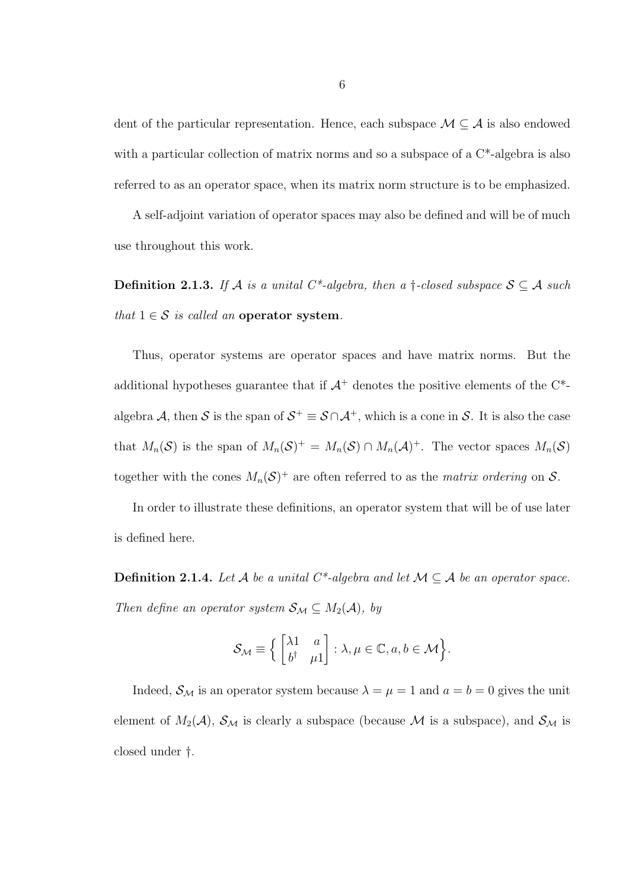dent of the particular representation. Hence, each subspace $\mathcal{M} \subseteq \mathcal{A}$ is also endowed with a particular collection of matrix norms and so a subspace of a C*-algebra is also referred to as an operator space, when its matrix norm structure is to be emphasized.

A self-adjoint variation of operator spaces may also be defined and will be of much use throughout this work.

**Definition 2.1.3.** *If $\mathcal{A}$ is a unital C*-algebra, then a $\dagger$-closed subspace $\mathcal{S} \subseteq \mathcal{A}$ such that $1 \in \mathcal{S}$ is called an* **operator system***.*

Thus, operator systems are operator spaces and have matrix norms. But the additional hypotheses guarantee that if $\mathcal{A}^+$ denotes the positive elements of the C*-algebra $\mathcal{A}$, then $\mathcal{S}$ is the span of $\mathcal{S}^+ \equiv \mathcal{S} \cap \mathcal{A}^+$, which is a cone in $\mathcal{S}$. It is also the case that $M_n(\mathcal{S})$ is the span of $M_n(\mathcal{S})^+ = M_n(\mathcal{S}) \cap M_n(\mathcal{A})^+$. The vector spaces $M_n(\mathcal{S})$ together with the cones $M_n(\mathcal{S})^+$ are often referred to as the *matrix ordering* on $\mathcal{S}$.

In order to illustrate these definitions, an operator system that will be of use later is defined here.

**Definition 2.1.4.** *Let $\mathcal{A}$ be a unital C*-algebra and let $\mathcal{M} \subseteq \mathcal{A}$ be an operator space. Then define an operator system $\mathcal{S}_{\mathcal{M}} \subseteq M_2(\mathcal{A})$, by*

$$\mathcal{S}_{\mathcal{M}} \equiv \Big\{ \begin{bmatrix} \lambda 1 & a \\ b^\dagger & \mu 1 \end{bmatrix} : \lambda, \mu \in \mathbb{C}, a, b \in \mathcal{M} \Big\}.$$

Indeed, $\mathcal{S}_{\mathcal{M}}$ is an operator system because $\lambda = \mu = 1$ and $a = b = 0$ gives the unit element of $M_2(\mathcal{A})$, $\mathcal{S}_{\mathcal{M}}$ is clearly a subspace (because $\mathcal{M}$ is a subspace), and $\mathcal{S}_{\mathcal{M}}$ is closed under $\dagger$.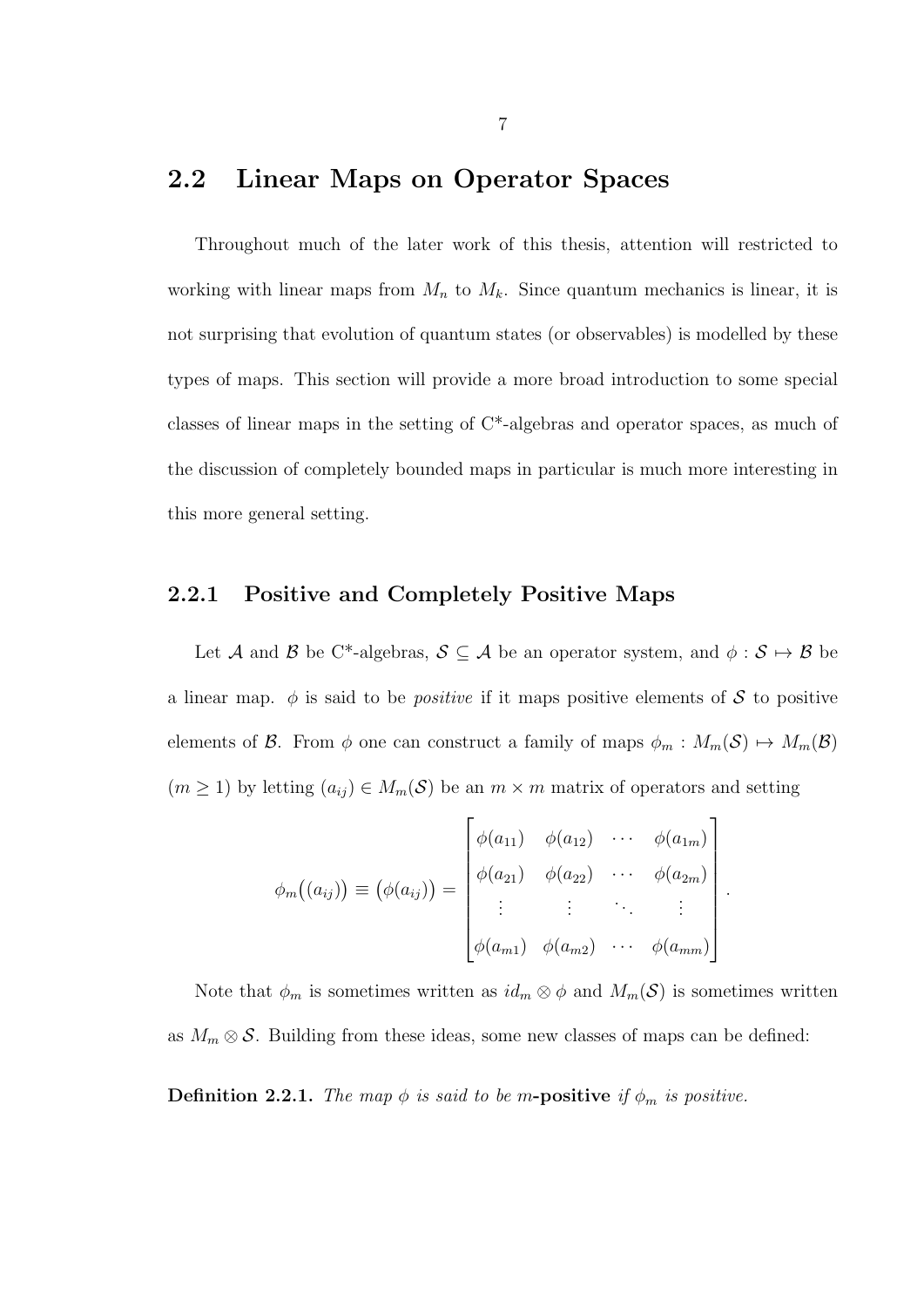## 2.2 Linear Maps on Operator Spaces

Throughout much of the later work of this thesis, attention will restricted to working with linear maps from $M_n$ to $M_k$. Since quantum mechanics is linear, it is not surprising that evolution of quantum states (or observables) is modelled by these types of maps. This section will provide a more broad introduction to some special classes of linear maps in the setting of C*-algebras and operator spaces, as much of the discussion of completely bounded maps in particular is much more interesting in this more general setting.

### 2.2.1 Positive and Completely Positive Maps

Let $\mathcal{A}$ and $\mathcal{B}$ be C*-algebras, $\mathcal{S} \subseteq \mathcal{A}$ be an operator system, and $\phi : \mathcal{S} \mapsto \mathcal{B}$ be a linear map. $\phi$ is said to be *positive* if it maps positive elements of $\mathcal{S}$ to positive elements of $\mathcal{B}$. From $\phi$ one can construct a family of maps $\phi_m : M_m(\mathcal{S}) \mapsto M_m(\mathcal{B})$ ($m \geq 1$) by letting $(a_{ij}) \in M_m(\mathcal{S})$ be an $m \times m$ matrix of operators and setting

$$\phi_m\big((a_{ij})\big) \equiv \big(\phi(a_{ij})\big) = \begin{bmatrix} \phi(a_{11}) & \phi(a_{12}) & \cdots & \phi(a_{1m}) \\ \phi(a_{21}) & \phi(a_{22}) & \cdots & \phi(a_{2m}) \\ \vdots & \vdots & \ddots & \vdots \\ \phi(a_{m1}) & \phi(a_{m2}) & \cdots & \phi(a_{mm}) \end{bmatrix}.$$

Note that $\phi_m$ is sometimes written as $id_m \otimes \phi$ and $M_m(\mathcal{S})$ is sometimes written as $M_m \otimes \mathcal{S}$. Building from these ideas, some new classes of maps can be defined:

**Definition 2.2.1.** *The map $\phi$ is said to be* $m$**-positive** *if $\phi_m$ is positive.*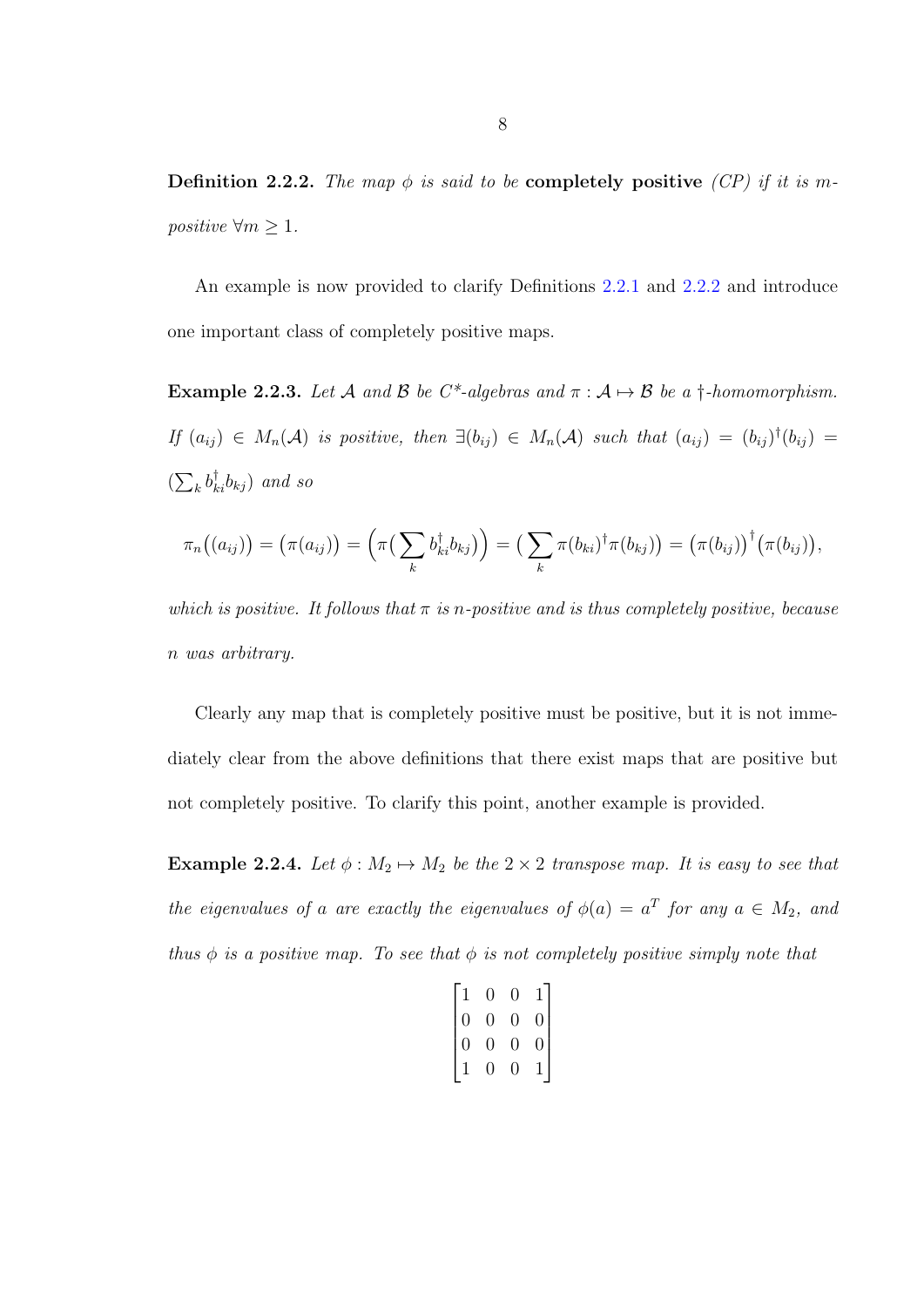**Definition 2.2.2.** *The map $\phi$ is said to be* **completely positive** *(CP) if it is $m$-positive $\forall m \geq 1$.*

An example is now provided to clarify Definitions 2.2.1 and 2.2.2 and introduce one important class of completely positive maps.

**Example 2.2.3.** *Let $\mathcal{A}$ and $\mathcal{B}$ be $C^*$-algebras and $\pi : \mathcal{A} \mapsto \mathcal{B}$ be a $\dagger$-homomorphism. If $(a_{ij}) \in M_n(\mathcal{A})$ is positive, then $\exists (b_{ij}) \in M_n(\mathcal{A})$ such that $(a_{ij}) = (b_{ij})^\dagger (b_{ij}) = (\sum_k b_{ki}^\dagger b_{kj})$ and so*

$$\pi_n\big((a_{ij})\big) = \big(\pi(a_{ij})\big) = \Big(\pi\big(\sum_k b_{ki}^\dagger b_{kj}\big)\Big) = \big(\sum_k \pi(b_{ki})^\dagger \pi(b_{kj})\big) = \big(\pi(b_{ij})\big)^\dagger \big(\pi(b_{ij})\big),$$

*which is positive. It follows that $\pi$ is $n$-positive and is thus completely positive, because $n$ was arbitrary.*

Clearly any map that is completely positive must be positive, but it is not immediately clear from the above definitions that there exist maps that are positive but not completely positive. To clarify this point, another example is provided.

**Example 2.2.4.** *Let $\phi : M_2 \mapsto M_2$ be the $2 \times 2$ transpose map. It is easy to see that the eigenvalues of $a$ are exactly the eigenvalues of $\phi(a) = a^T$ for any $a \in M_2$, and thus $\phi$ is a positive map. To see that $\phi$ is not completely positive simply note that*

$$\begin{bmatrix} 1 & 0 & 0 & 1 \\ 0 & 0 & 0 & 0 \\ 0 & 0 & 0 & 0 \\ 1 & 0 & 0 & 1 \end{bmatrix}$$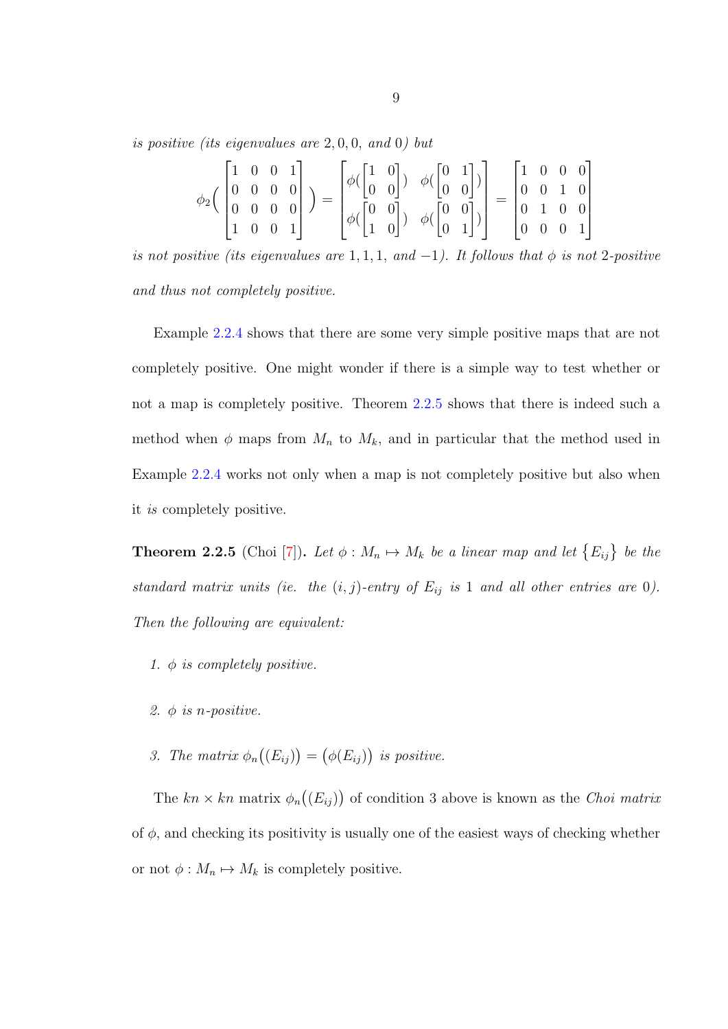*is positive (its eigenvalues are* $2, 0, 0,$ *and* $0$*) but*

$$\phi_2\Big(\begin{bmatrix}1&0&0&1\\0&0&0&0\\0&0&0&0\\1&0&0&1\end{bmatrix}\Big)=\begin{bmatrix}\phi(\begin{bmatrix}1&0\\0&0\end{bmatrix}) & \phi(\begin{bmatrix}0&1\\0&0\end{bmatrix})\\ \phi(\begin{bmatrix}0&0\\1&0\end{bmatrix}) & \phi(\begin{bmatrix}0&0\\0&1\end{bmatrix})\end{bmatrix}=\begin{bmatrix}1&0&0&0\\0&0&1&0\\0&1&0&0\\0&0&0&1\end{bmatrix}$$

*is not positive (its eigenvalues are* $1, 1, 1,$ *and* $-1$*). It follows that* $\phi$ *is not* $2$*-positive and thus not completely positive.*

Example 2.2.4 shows that there are some very simple positive maps that are not completely positive. One might wonder if there is a simple way to test whether or not a map is completely positive. Theorem 2.2.5 shows that there is indeed such a method when $\phi$ maps from $M_n$ to $M_k$, and in particular that the method used in Example 2.2.4 works not only when a map is not completely positive but also when it *is* completely positive.

**Theorem 2.2.5** (Choi [7])**.** *Let* $\phi : M_n \mapsto M_k$ *be a linear map and let* $\{E_{ij}\}$ *be the standard matrix units (ie. the* $(i,j)$*-entry of* $E_{ij}$ *is* $1$ *and all other entries are* $0$*). Then the following are equivalent:*

1. $\phi$ *is completely positive.*
2. $\phi$ *is* $n$*-positive.*
3. *The matrix* $\phi_n\big((E_{ij})\big) = \big(\phi(E_{ij})\big)$ *is positive.*

The $kn \times kn$ matrix $\phi_n\big((E_{ij})\big)$ of condition 3 above is known as the *Choi matrix* of $\phi$, and checking its positivity is usually one of the easiest ways of checking whether or not $\phi : M_n \mapsto M_k$ is completely positive.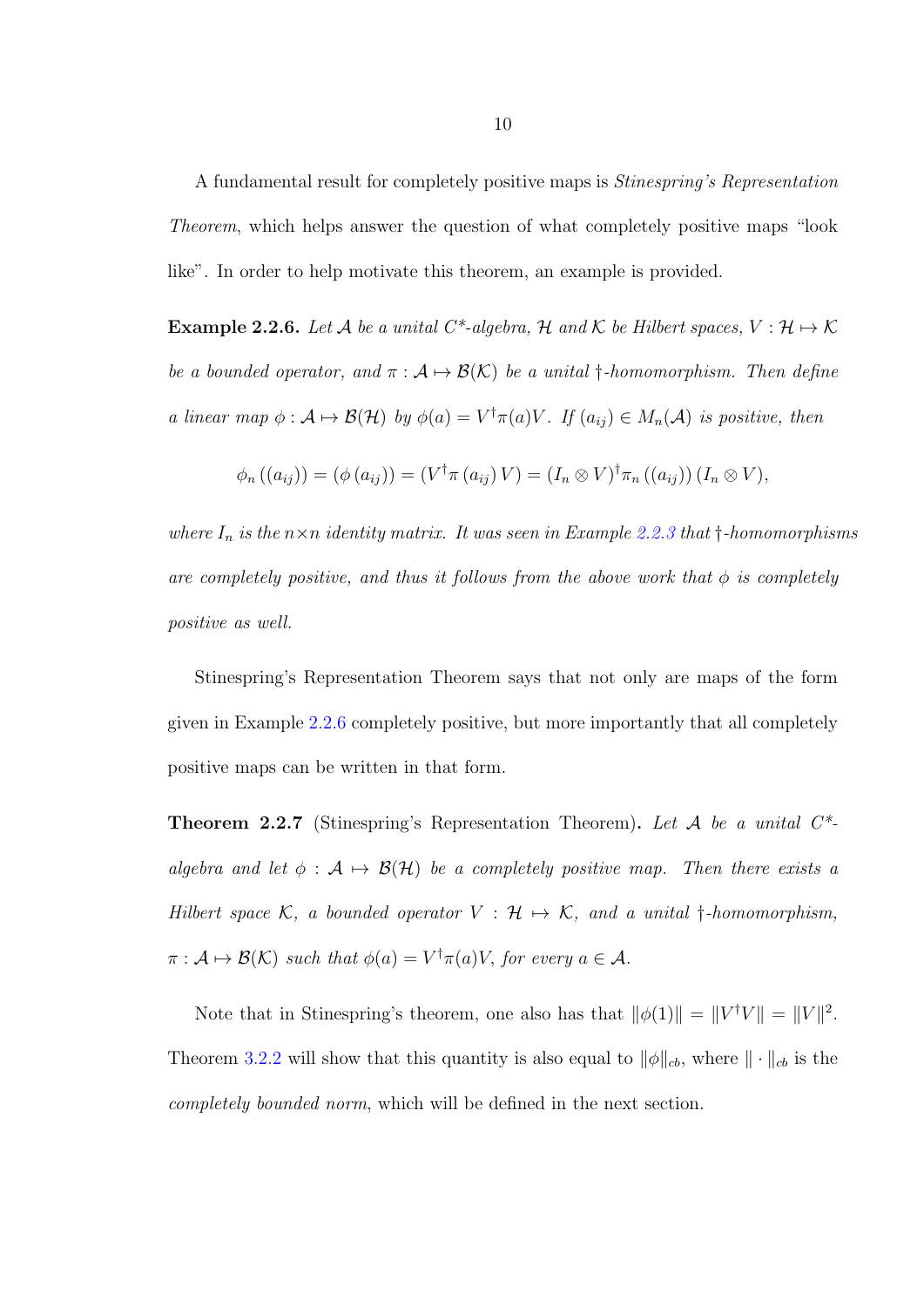A fundamental result for completely positive maps is *Stinespring's Representation Theorem*, which helps answer the question of what completely positive maps "look like". In order to help motivate this theorem, an example is provided.

**Example 2.2.6.** *Let $\mathcal{A}$ be a unital C\*-algebra, $\mathcal{H}$ and $\mathcal{K}$ be Hilbert spaces, $V : \mathcal{H} \mapsto \mathcal{K}$ be a bounded operator, and $\pi : \mathcal{A} \mapsto \mathcal{B}(\mathcal{K})$ be a unital $\dagger$-homomorphism. Then define a linear map $\phi : \mathcal{A} \mapsto \mathcal{B}(\mathcal{H})$ by $\phi(a) = V^\dagger \pi(a) V$. If $(a_{ij}) \in M_n(\mathcal{A})$ is positive, then*

$$\phi_n\left((a_{ij})\right) = \left(\phi\left(a_{ij}\right)\right) = \left(V^\dagger \pi\left(a_{ij}\right) V\right) = (I_n \otimes V)^\dagger \pi_n\left((a_{ij})\right)(I_n \otimes V),$$

*where $I_n$ is the $n \times n$ identity matrix. It was seen in Example 2.2.3 that $\dagger$-homomorphisms are completely positive, and thus it follows from the above work that $\phi$ is completely positive as well.*

Stinespring's Representation Theorem says that not only are maps of the form given in Example 2.2.6 completely positive, but more importantly that all completely positive maps can be written in that form.

**Theorem 2.2.7** (Stinespring's Representation Theorem)**.** *Let $\mathcal{A}$ be a unital C\*-algebra and let $\phi : \mathcal{A} \mapsto \mathcal{B}(\mathcal{H})$ be a completely positive map. Then there exists a Hilbert space $\mathcal{K}$, a bounded operator $V : \mathcal{H} \mapsto \mathcal{K}$, and a unital $\dagger$-homomorphism, $\pi : \mathcal{A} \mapsto \mathcal{B}(\mathcal{K})$ such that $\phi(a) = V^\dagger \pi(a) V$, for every $a \in \mathcal{A}$.*

Note that in Stinespring's theorem, one also has that $\|\phi(1)\| = \|V^\dagger V\| = \|V\|^2$. Theorem 3.2.2 will show that this quantity is also equal to $\|\phi\|_{cb}$, where $\|\cdot\|_{cb}$ is the *completely bounded norm*, which will be defined in the next section.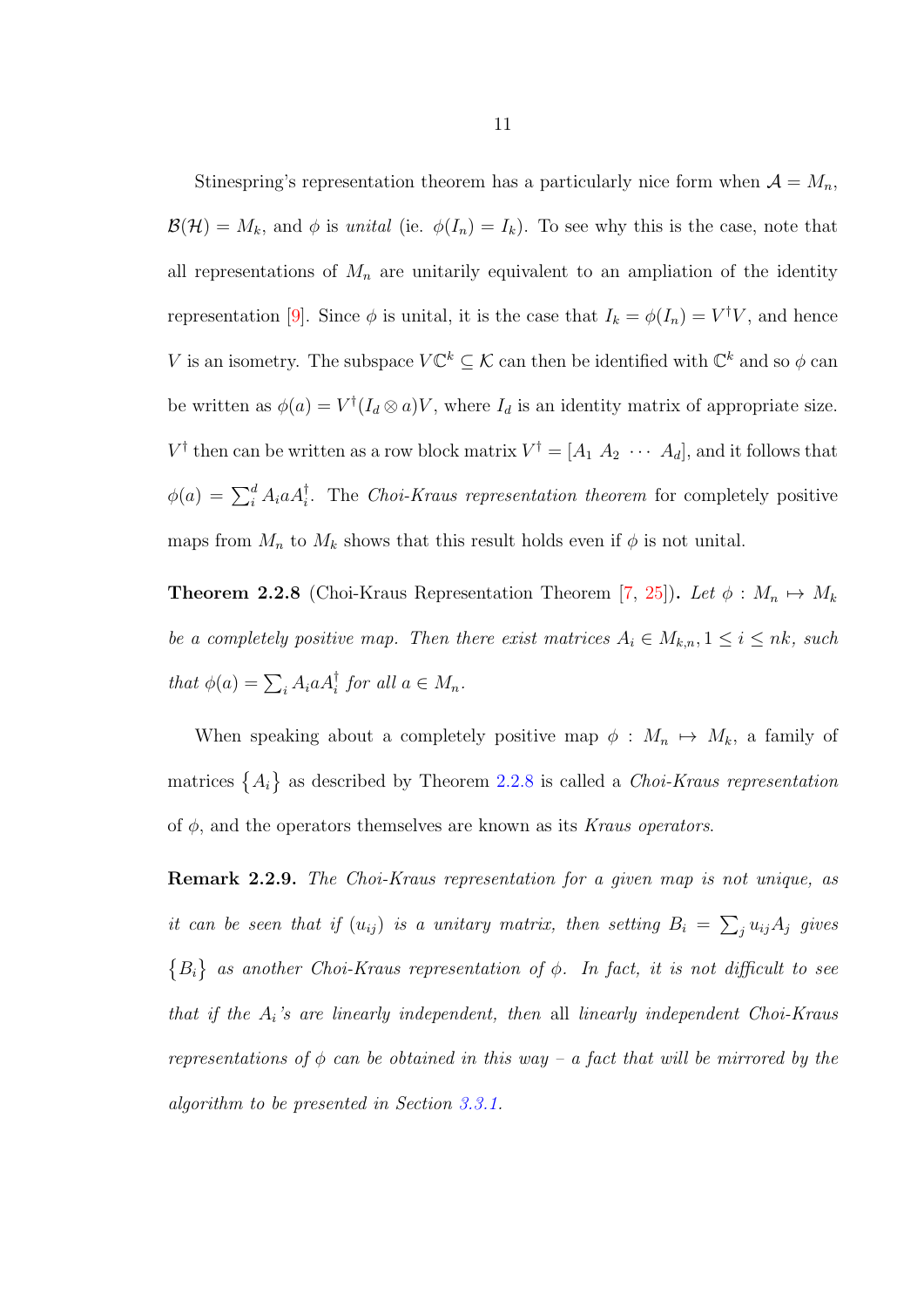Stinespring's representation theorem has a particularly nice form when $\mathcal{A} = M_n$, $\mathcal{B}(\mathcal{H}) = M_k$, and $\phi$ is *unital* (ie. $\phi(I_n) = I_k$). To see why this is the case, note that all representations of $M_n$ are unitarily equivalent to an ampliation of the identity representation [9]. Since $\phi$ is unital, it is the case that $I_k = \phi(I_n) = V^\dagger V$, and hence $V$ is an isometry. The subspace $V\mathbb{C}^k \subseteq \mathcal{K}$ can then be identified with $\mathbb{C}^k$ and so $\phi$ can be written as $\phi(a) = V^\dagger(I_d \otimes a)V$, where $I_d$ is an identity matrix of appropriate size. $V^\dagger$ then can be written as a row block matrix $V^\dagger = [A_1 \ A_2 \ \cdots \ A_d]$, and it follows that $\phi(a) = \sum_i^d A_i a A_i^\dagger$. The *Choi-Kraus representation theorem* for completely positive maps from $M_n$ to $M_k$ shows that this result holds even if $\phi$ is not unital.

**Theorem 2.2.8** (Choi-Kraus Representation Theorem [7, 25])**.** *Let $\phi : M_n \mapsto M_k$ be a completely positive map. Then there exist matrices $A_i \in M_{k,n}, 1 \leq i \leq nk$, such that $\phi(a) = \sum_i A_i a A_i^\dagger$ for all $a \in M_n$.*

When speaking about a completely positive map $\phi : M_n \mapsto M_k$, a family of matrices $\{A_i\}$ as described by Theorem 2.2.8 is called a *Choi-Kraus representation* of $\phi$, and the operators themselves are known as its *Kraus operators*.

**Remark 2.2.9.** *The Choi-Kraus representation for a given map is not unique, as it can be seen that if $(u_{ij})$ is a unitary matrix, then setting $B_i = \sum_j u_{ij} A_j$ gives $\{B_i\}$ as another Choi-Kraus representation of $\phi$. In fact, it is not difficult to see that if the $A_i$'s are linearly independent, then* all *linearly independent Choi-Kraus representations of $\phi$ can be obtained in this way – a fact that will be mirrored by the algorithm to be presented in Section 3.3.1.*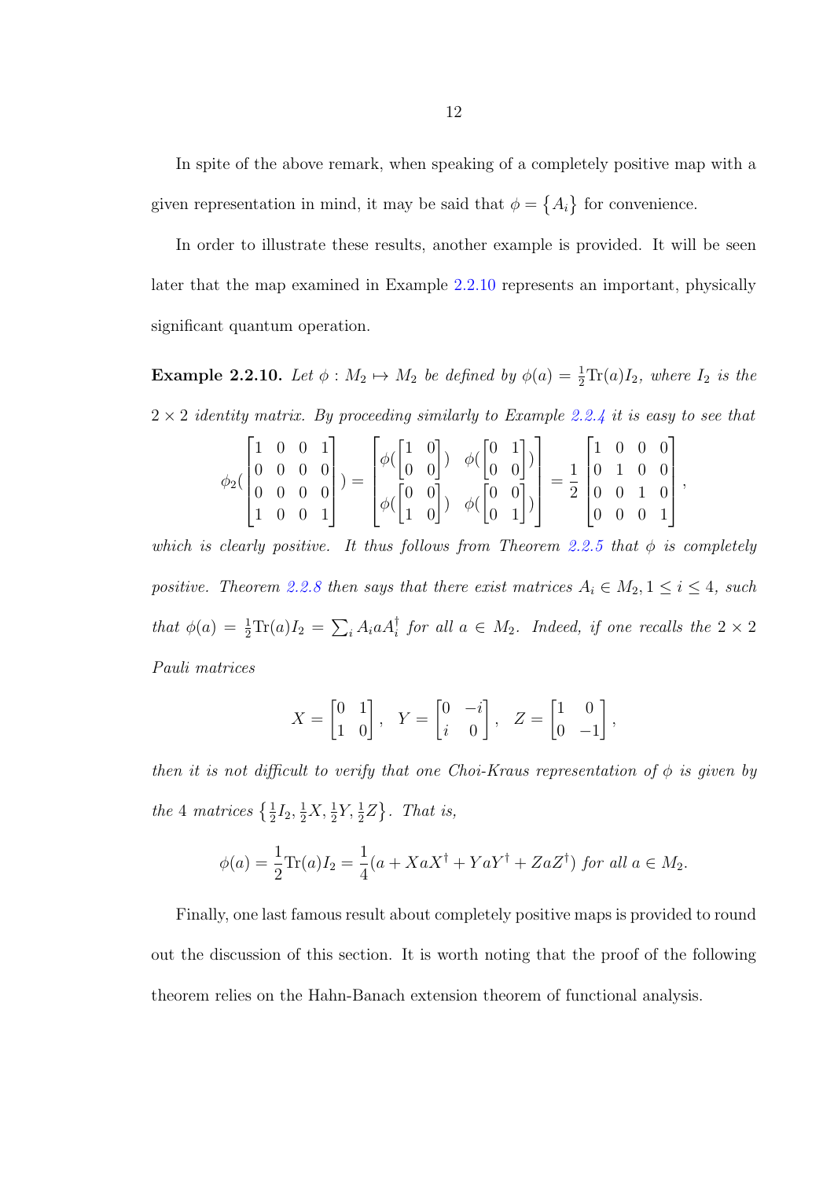In spite of the above remark, when speaking of a completely positive map with a given representation in mind, it may be said that $\phi = \{A_i\}$ for convenience.

In order to illustrate these results, another example is provided. It will be seen later that the map examined in Example 2.2.10 represents an important, physically significant quantum operation.

**Example 2.2.10.** *Let $\phi : M_2 \mapsto M_2$ be defined by $\phi(a) = \frac{1}{2}\text{Tr}(a)I_2$, where $I_2$ is the $2 \times 2$ identity matrix. By proceeding similarly to Example 2.2.4 it is easy to see that*

$$\phi_2(\begin{bmatrix} 1 & 0 & 0 & 1 \\ 0 & 0 & 0 & 0 \\ 0 & 0 & 0 & 0 \\ 1 & 0 & 0 & 1 \end{bmatrix}) = \begin{bmatrix} \phi(\begin{bmatrix} 1 & 0 \\ 0 & 0 \end{bmatrix}) & \phi(\begin{bmatrix} 0 & 1 \\ 0 & 0 \end{bmatrix}) \\ \phi(\begin{bmatrix} 0 & 0 \\ 1 & 0 \end{bmatrix}) & \phi(\begin{bmatrix} 0 & 0 \\ 0 & 1 \end{bmatrix}) \end{bmatrix} = \frac{1}{2} \begin{bmatrix} 1 & 0 & 0 & 0 \\ 0 & 1 & 0 & 0 \\ 0 & 0 & 1 & 0 \\ 0 & 0 & 0 & 1 \end{bmatrix},$$

*which is clearly positive. It thus follows from Theorem 2.2.5 that $\phi$ is completely positive. Theorem 2.2.8 then says that there exist matrices $A_i \in M_2, 1 \leq i \leq 4$, such that $\phi(a) = \frac{1}{2}\text{Tr}(a)I_2 = \sum_i A_i a A_i^\dagger$ for all $a \in M_2$. Indeed, if one recalls the $2 \times 2$ Pauli matrices*

$$X = \begin{bmatrix} 0 & 1 \\ 1 & 0 \end{bmatrix}, \quad Y = \begin{bmatrix} 0 & -i \\ i & 0 \end{bmatrix}, \quad Z = \begin{bmatrix} 1 & 0 \\ 0 & -1 \end{bmatrix},$$

*then it is not difficult to verify that one Choi-Kraus representation of $\phi$ is given by the 4 matrices $\{\frac{1}{2}I_2, \frac{1}{2}X, \frac{1}{2}Y, \frac{1}{2}Z\}$. That is,*

$$\phi(a) = \frac{1}{2}\text{Tr}(a)I_2 = \frac{1}{4}(a + XaX^\dagger + YaY^\dagger + ZaZ^\dagger) \text{ for all } a \in M_2.$$

Finally, one last famous result about completely positive maps is provided to round out the discussion of this section. It is worth noting that the proof of the following theorem relies on the Hahn-Banach extension theorem of functional analysis.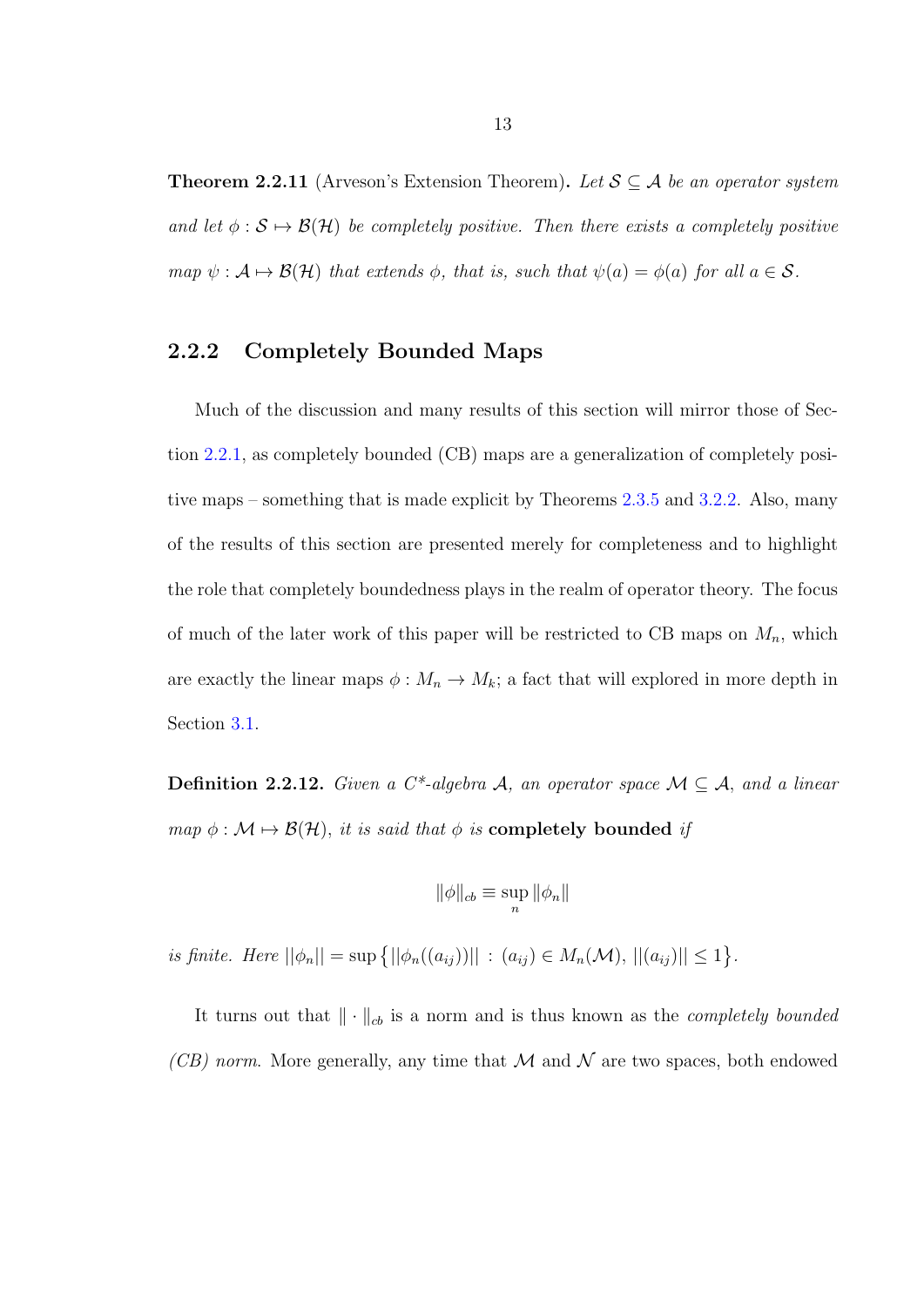**Theorem 2.2.11** (Arveson's Extension Theorem). *Let $\mathcal{S} \subseteq \mathcal{A}$ be an operator system and let $\phi : \mathcal{S} \mapsto \mathcal{B}(\mathcal{H})$ be completely positive. Then there exists a completely positive map $\psi : \mathcal{A} \mapsto \mathcal{B}(\mathcal{H})$ that extends $\phi$, that is, such that $\psi(a) = \phi(a)$ for all $a \in \mathcal{S}$.*

### 2.2.2 Completely Bounded Maps

Much of the discussion and many results of this section will mirror those of Section 2.2.1, as completely bounded (CB) maps are a generalization of completely positive maps – something that is made explicit by Theorems 2.3.5 and 3.2.2. Also, many of the results of this section are presented merely for completeness and to highlight the role that completely boundedness plays in the realm of operator theory. The focus of much of the later work of this paper will be restricted to CB maps on $M_n$, which are exactly the linear maps $\phi : M_n \to M_k$; a fact that will explored in more depth in Section 3.1.

**Definition 2.2.12.** *Given a C\*-algebra $\mathcal{A}$, an operator space $\mathcal{M} \subseteq \mathcal{A}$, and a linear map $\phi : \mathcal{M} \mapsto \mathcal{B}(\mathcal{H})$, it is said that $\phi$ is* **completely bounded** *if*

$$\|\phi\|_{cb} \equiv \sup_n \|\phi_n\|$$

*is finite. Here $||\phi_n|| = \sup\big\{||\phi_n((a_{ij}))|| \, : \, (a_{ij}) \in M_n(\mathcal{M}), \, ||(a_{ij})|| \leq 1\big\}$.*

It turns out that $\| \cdot \|_{cb}$ is a norm and is thus known as the *completely bounded (CB) norm*. More generally, any time that $\mathcal{M}$ and $\mathcal{N}$ are two spaces, both endowed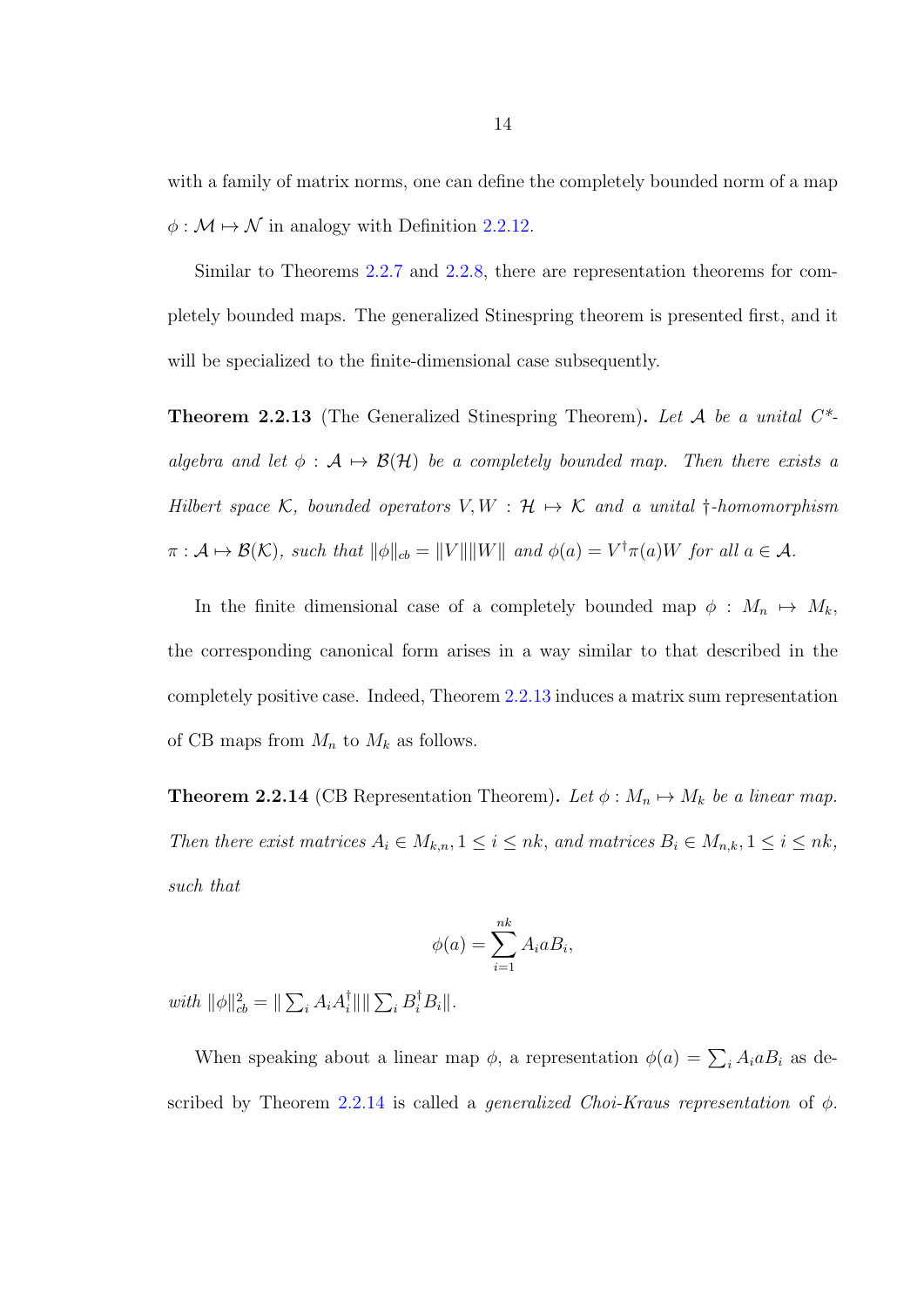with a family of matrix norms, one can define the completely bounded norm of a map $\phi : \mathcal{M} \mapsto \mathcal{N}$ in analogy with Definition 2.2.12.

Similar to Theorems 2.2.7 and 2.2.8, there are representation theorems for completely bounded maps. The generalized Stinespring theorem is presented first, and it will be specialized to the finite-dimensional case subsequently.

**Theorem 2.2.13** (The Generalized Stinespring Theorem)**.** *Let $\mathcal{A}$ be a unital $C^*$-algebra and let $\phi : \mathcal{A} \mapsto \mathcal{B}(\mathcal{H})$ be a completely bounded map. Then there exists a Hilbert space $\mathcal{K}$, bounded operators $V, W : \mathcal{H} \mapsto \mathcal{K}$ and a unital $\dagger$-homomorphism $\pi : \mathcal{A} \mapsto \mathcal{B}(\mathcal{K})$, such that $\|\phi\|_{cb} = \|V\|\|W\|$ and $\phi(a) = V^\dagger \pi(a) W$ for all $a \in \mathcal{A}$.*

In the finite dimensional case of a completely bounded map $\phi : M_n \mapsto M_k$, the corresponding canonical form arises in a way similar to that described in the completely positive case. Indeed, Theorem 2.2.13 induces a matrix sum representation of CB maps from $M_n$ to $M_k$ as follows.

**Theorem 2.2.14** (CB Representation Theorem)**.** *Let $\phi : M_n \mapsto M_k$ be a linear map. Then there exist matrices $A_i \in M_{k,n}, 1 \le i \le nk$, and matrices $B_i \in M_{n,k}, 1 \le i \le nk$, such that*

$$\phi(a) = \sum_{i=1}^{nk} A_i a B_i,$$

*with $\|\phi\|_{cb}^2 = \|\sum_i A_i A_i^\dagger\| \|\sum_i B_i^\dagger B_i\|$.*

When speaking about a linear map $\phi$, a representation $\phi(a) = \sum_i A_i a B_i$ as described by Theorem 2.2.14 is called a *generalized Choi-Kraus representation* of $\phi$.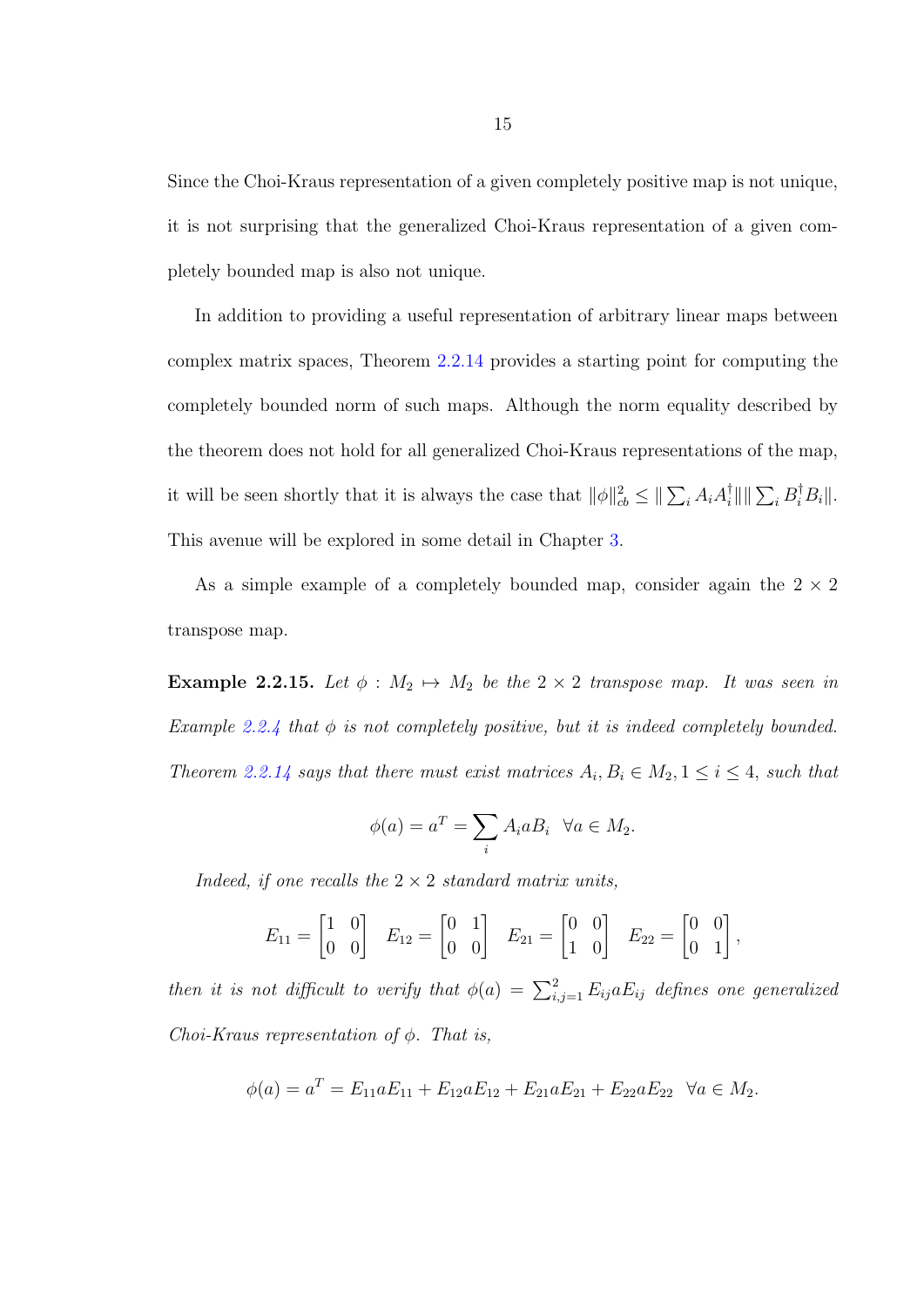Since the Choi-Kraus representation of a given completely positive map is not unique, it is not surprising that the generalized Choi-Kraus representation of a given completely bounded map is also not unique.

In addition to providing a useful representation of arbitrary linear maps between complex matrix spaces, Theorem 2.2.14 provides a starting point for computing the completely bounded norm of such maps. Although the norm equality described by the theorem does not hold for all generalized Choi-Kraus representations of the map, it will be seen shortly that it is always the case that $\|\phi\|_{cb}^2 \leq \|\sum_i A_i A_i^\dagger\| \|\sum_i B_i^\dagger B_i\|$. This avenue will be explored in some detail in Chapter 3.

As a simple example of a completely bounded map, consider again the $2 \times 2$ transpose map.

**Example 2.2.15.** *Let $\phi : M_2 \mapsto M_2$ be the $2 \times 2$ transpose map. It was seen in Example 2.2.4 that $\phi$ is not completely positive, but it is indeed completely bounded. Theorem 2.2.14 says that there must exist matrices $A_i, B_i \in M_2, 1 \leq i \leq 4$, such that*

$$\phi(a) = a^T = \sum_i A_i a B_i \quad \forall a \in M_2.$$

*Indeed, if one recalls the $2 \times 2$ standard matrix units,*

$$E_{11} = \begin{bmatrix} 1 & 0 \\ 0 & 0 \end{bmatrix} \quad E_{12} = \begin{bmatrix} 0 & 1 \\ 0 & 0 \end{bmatrix} \quad E_{21} = \begin{bmatrix} 0 & 0 \\ 1 & 0 \end{bmatrix} \quad E_{22} = \begin{bmatrix} 0 & 0 \\ 0 & 1 \end{bmatrix},$$

*then it is not difficult to verify that $\phi(a) = \sum_{i,j=1}^{2} E_{ij} a E_{ij}$ defines one generalized Choi-Kraus representation of $\phi$. That is,*

$$\phi(a) = a^T = E_{11} a E_{11} + E_{12} a E_{12} + E_{21} a E_{21} + E_{22} a E_{22} \quad \forall a \in M_2.$$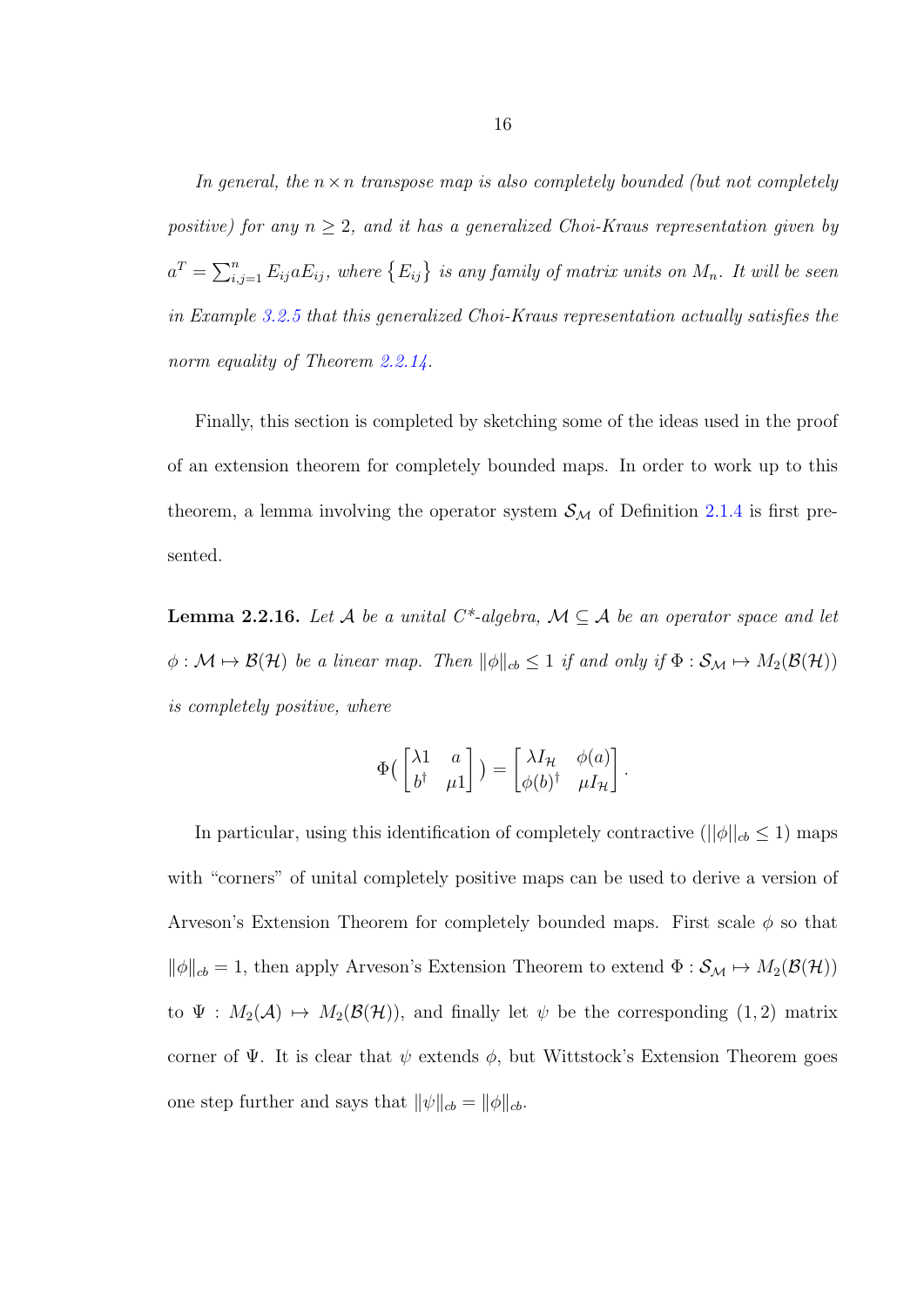*In general, the $n \times n$ transpose map is also completely bounded (but not completely positive) for any $n \geq 2$, and it has a generalized Choi-Kraus representation given by $a^T = \sum_{i,j=1}^n E_{ij} a E_{ij}$, where $\{E_{ij}\}$ is any family of matrix units on $M_n$. It will be seen in Example 3.2.5 that this generalized Choi-Kraus representation actually satisfies the norm equality of Theorem 2.2.14.*

Finally, this section is completed by sketching some of the ideas used in the proof of an extension theorem for completely bounded maps. In order to work up to this theorem, a lemma involving the operator system $\mathcal{S}_{\mathcal{M}}$ of Definition 2.1.4 is first presented.

**Lemma 2.2.16.** *Let $\mathcal{A}$ be a unital C\*-algebra, $\mathcal{M} \subseteq \mathcal{A}$ be an operator space and let $\phi : \mathcal{M} \mapsto \mathcal{B}(\mathcal{H})$ be a linear map. Then $\|\phi\|_{cb} \leq 1$ if and only if $\Phi : \mathcal{S}_{\mathcal{M}} \mapsto M_2(\mathcal{B}(\mathcal{H}))$ is completely positive, where*

$$\Phi\left( \begin{bmatrix} \lambda 1 & a \\ b^\dagger & \mu 1 \end{bmatrix} \right) = \begin{bmatrix} \lambda I_{\mathcal{H}} & \phi(a) \\ \phi(b)^\dagger & \mu I_{\mathcal{H}} \end{bmatrix}.$$

In particular, using this identification of completely contractive ($||\phi||_{cb} \leq 1$) maps with "corners" of unital completely positive maps can be used to derive a version of Arveson's Extension Theorem for completely bounded maps. First scale $\phi$ so that $\|\phi\|_{cb} = 1$, then apply Arveson's Extension Theorem to extend $\Phi : \mathcal{S}_{\mathcal{M}} \mapsto M_2(\mathcal{B}(\mathcal{H}))$ to $\Psi : M_2(\mathcal{A}) \mapsto M_2(\mathcal{B}(\mathcal{H}))$, and finally let $\psi$ be the corresponding $(1,2)$ matrix corner of $\Psi$. It is clear that $\psi$ extends $\phi$, but Wittstock's Extension Theorem goes one step further and says that $\|\psi\|_{cb} = \|\phi\|_{cb}$.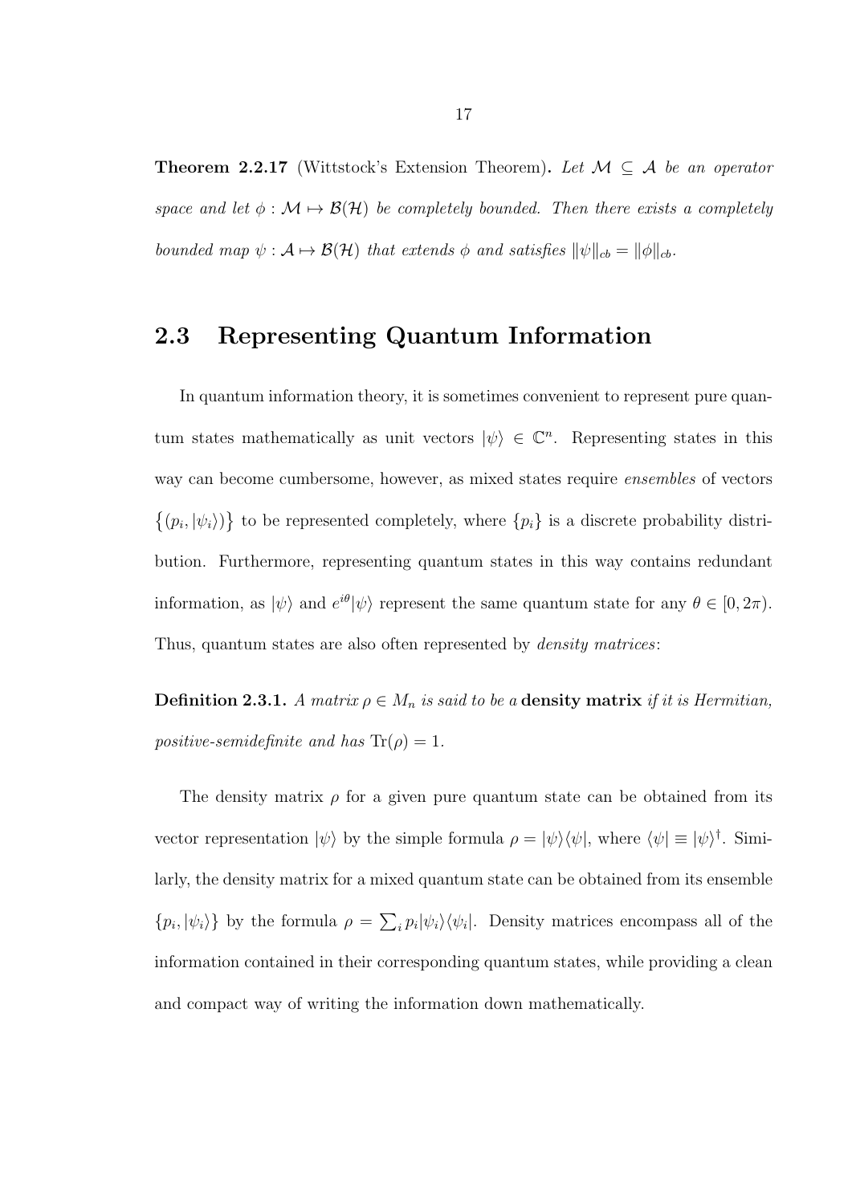**Theorem 2.2.17** (Wittstock's Extension Theorem). *Let $\mathcal{M} \subseteq \mathcal{A}$ be an operator space and let $\phi : \mathcal{M} \mapsto \mathcal{B}(\mathcal{H})$ be completely bounded. Then there exists a completely bounded map $\psi : \mathcal{A} \mapsto \mathcal{B}(\mathcal{H})$ that extends $\phi$ and satisfies $\|\psi\|_{cb} = \|\phi\|_{cb}$.*

## 2.3 Representing Quantum Information

In quantum information theory, it is sometimes convenient to represent pure quantum states mathematically as unit vectors $|\psi\rangle \in \mathbb{C}^n$. Representing states in this way can become cumbersome, however, as mixed states require *ensembles* of vectors $\big\{(p_i, |\psi_i\rangle)\big\}$ to be represented completely, where $\{p_i\}$ is a discrete probability distribution. Furthermore, representing quantum states in this way contains redundant information, as $|\psi\rangle$ and $e^{i\theta}|\psi\rangle$ represent the same quantum state for any $\theta \in [0, 2\pi)$. Thus, quantum states are also often represented by *density matrices*:

**Definition 2.3.1.** *A matrix $\rho \in M_n$ is said to be a* **density matrix** *if it is Hermitian, positive-semidefinite and has $\mathrm{Tr}(\rho) = 1$.*

The density matrix $\rho$ for a given pure quantum state can be obtained from its vector representation $|\psi\rangle$ by the simple formula $\rho = |\psi\rangle\langle\psi|$, where $\langle\psi| \equiv |\psi\rangle^\dagger$. Similarly, the density matrix for a mixed quantum state can be obtained from its ensemble $\{p_i, |\psi_i\rangle\}$ by the formula $\rho = \sum_i p_i |\psi_i\rangle\langle\psi_i|$. Density matrices encompass all of the information contained in their corresponding quantum states, while providing a clean and compact way of writing the information down mathematically.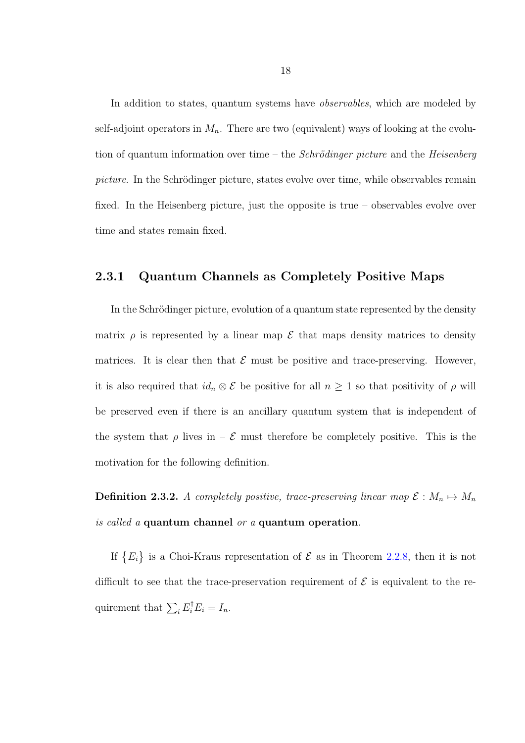In addition to states, quantum systems have *observables*, which are modeled by self-adjoint operators in $M_n$. There are two (equivalent) ways of looking at the evolution of quantum information over time – the *Schrödinger picture* and the *Heisenberg picture*. In the Schrödinger picture, states evolve over time, while observables remain fixed. In the Heisenberg picture, just the opposite is true – observables evolve over time and states remain fixed.

### 2.3.1 Quantum Channels as Completely Positive Maps

In the Schrödinger picture, evolution of a quantum state represented by the density matrix $\rho$ is represented by a linear map $\mathcal{E}$ that maps density matrices to density matrices. It is clear then that $\mathcal{E}$ must be positive and trace-preserving. However, it is also required that $id_n \otimes \mathcal{E}$ be positive for all $n \geq 1$ so that positivity of $\rho$ will be preserved even if there is an ancillary quantum system that is independent of the system that $\rho$ lives in – $\mathcal{E}$ must therefore be completely positive. This is the motivation for the following definition.

**Definition 2.3.2.** *A completely positive, trace-preserving linear map $\mathcal{E} : M_n \mapsto M_n$ is called a* **quantum channel** *or a* **quantum operation***.*

If $\{E_i\}$ is a Choi-Kraus representation of $\mathcal{E}$ as in Theorem 2.2.8, then it is not difficult to see that the trace-preservation requirement of $\mathcal{E}$ is equivalent to the requirement that $\sum_i E_i^\dagger E_i = I_n$.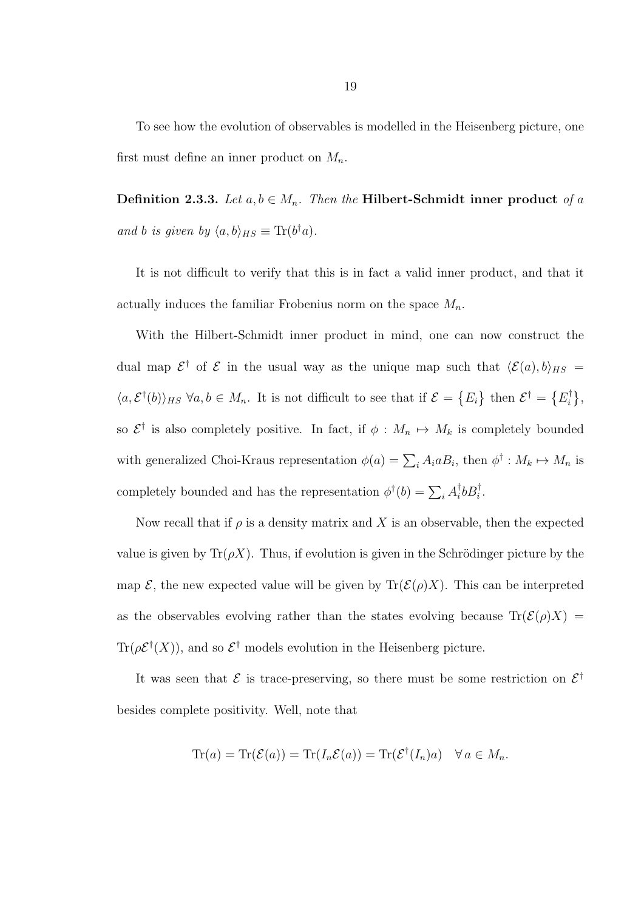To see how the evolution of observables is modelled in the Heisenberg picture, one first must define an inner product on $M_n$.

**Definition 2.3.3.** *Let $a, b \in M_n$. Then the* **Hilbert-Schmidt inner product** *of $a$ and $b$ is given by $\langle a, b \rangle_{HS} \equiv \mathrm{Tr}(b^\dagger a)$.*

It is not difficult to verify that this is in fact a valid inner product, and that it actually induces the familiar Frobenius norm on the space $M_n$.

With the Hilbert-Schmidt inner product in mind, one can now construct the dual map $\mathcal{E}^\dagger$ of $\mathcal{E}$ in the usual way as the unique map such that $\langle \mathcal{E}(a), b \rangle_{HS} = \langle a, \mathcal{E}^\dagger(b) \rangle_{HS}$ $\forall a, b \in M_n$. It is not difficult to see that if $\mathcal{E} = \{E_i\}$ then $\mathcal{E}^\dagger = \{E_i^\dagger\}$, so $\mathcal{E}^\dagger$ is also completely positive. In fact, if $\phi : M_n \mapsto M_k$ is completely bounded with generalized Choi-Kraus representation $\phi(a) = \sum_i A_i a B_i$, then $\phi^\dagger : M_k \mapsto M_n$ is completely bounded and has the representation $\phi^\dagger(b) = \sum_i A_i^\dagger b B_i^\dagger$.

Now recall that if $\rho$ is a density matrix and $X$ is an observable, then the expected value is given by $\mathrm{Tr}(\rho X)$. Thus, if evolution is given in the Schrödinger picture by the map $\mathcal{E}$, the new expected value will be given by $\mathrm{Tr}(\mathcal{E}(\rho)X)$. This can be interpreted as the observables evolving rather than the states evolving because $\mathrm{Tr}(\mathcal{E}(\rho)X) = \mathrm{Tr}(\rho\mathcal{E}^\dagger(X))$, and so $\mathcal{E}^\dagger$ models evolution in the Heisenberg picture.

It was seen that $\mathcal{E}$ is trace-preserving, so there must be some restriction on $\mathcal{E}^\dagger$ besides complete positivity. Well, note that

$$\mathrm{Tr}(a) = \mathrm{Tr}(\mathcal{E}(a)) = \mathrm{Tr}(I_n\mathcal{E}(a)) = \mathrm{Tr}(\mathcal{E}^\dagger(I_n)a) \quad \forall\, a \in M_n.$$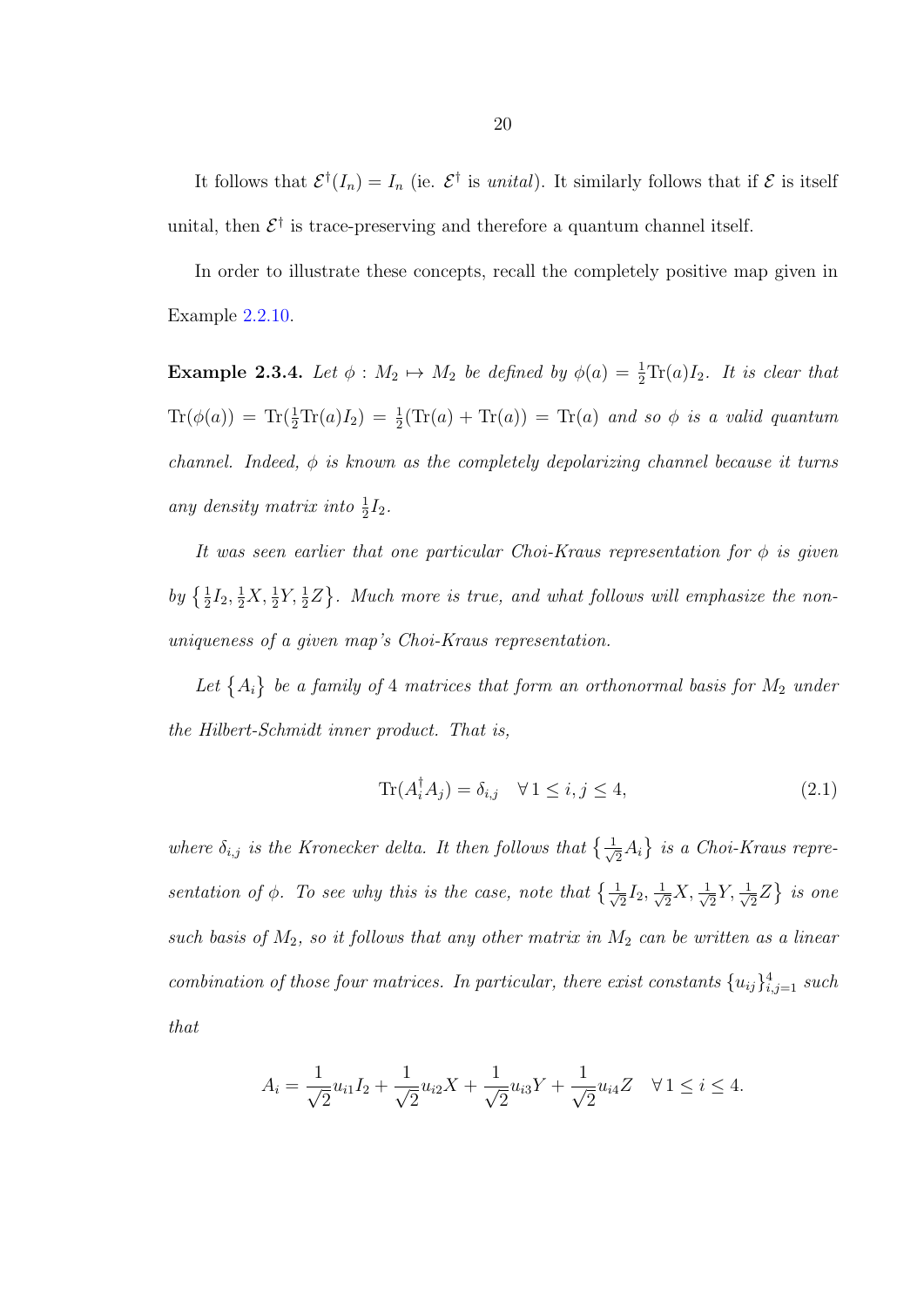It follows that $\mathcal{E}^\dagger(I_n) = I_n$ (ie. $\mathcal{E}^\dagger$ is *unital*). It similarly follows that if $\mathcal{E}$ is itself unital, then $\mathcal{E}^\dagger$ is trace-preserving and therefore a quantum channel itself.

In order to illustrate these concepts, recall the completely positive map given in Example 2.2.10.

**Example 2.3.4.** *Let $\phi : M_2 \mapsto M_2$ be defined by $\phi(a) = \frac{1}{2}\mathrm{Tr}(a)I_2$. It is clear that $\mathrm{Tr}(\phi(a)) = \mathrm{Tr}(\frac{1}{2}\mathrm{Tr}(a)I_2) = \frac{1}{2}(\mathrm{Tr}(a) + \mathrm{Tr}(a)) = \mathrm{Tr}(a)$ and so $\phi$ is a valid quantum channel. Indeed, $\phi$ is known as the completely depolarizing channel because it turns any density matrix into $\frac{1}{2}I_2$.*

*It was seen earlier that one particular Choi-Kraus representation for $\phi$ is given by $\{\frac{1}{2}I_2, \frac{1}{2}X, \frac{1}{2}Y, \frac{1}{2}Z\}$. Much more is true, and what follows will emphasize the non-uniqueness of a given map's Choi-Kraus representation.*

*Let $\{A_i\}$ be a family of 4 matrices that form an orthonormal basis for $M_2$ under the Hilbert-Schmidt inner product. That is,*

$$\mathrm{Tr}(A_i^\dagger A_j) = \delta_{i,j} \quad \forall\, 1 \leq i, j \leq 4, \tag{2.1}$$

*where $\delta_{i,j}$ is the Kronecker delta. It then follows that $\{\frac{1}{\sqrt{2}}A_i\}$ is a Choi-Kraus representation of $\phi$. To see why this is the case, note that $\{\frac{1}{\sqrt{2}}I_2, \frac{1}{\sqrt{2}}X, \frac{1}{\sqrt{2}}Y, \frac{1}{\sqrt{2}}Z\}$ is one such basis of $M_2$, so it follows that any other matrix in $M_2$ can be written as a linear combination of those four matrices. In particular, there exist constants $\{u_{ij}\}_{i,j=1}^4$ such that*

$$A_i = \frac{1}{\sqrt{2}}u_{i1}I_2 + \frac{1}{\sqrt{2}}u_{i2}X + \frac{1}{\sqrt{2}}u_{i3}Y + \frac{1}{\sqrt{2}}u_{i4}Z \quad \forall\, 1 \leq i \leq 4.$$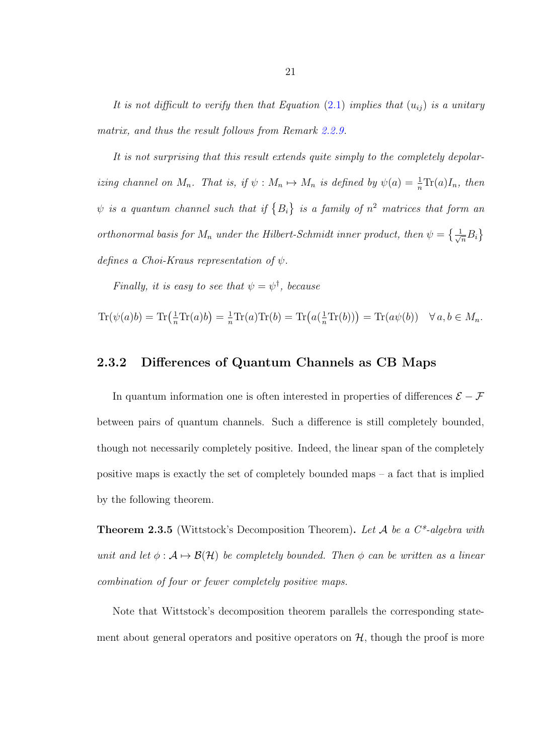*It is not difficult to verify then that Equation (2.1) implies that $(u_{ij})$ is a unitary matrix, and thus the result follows from Remark 2.2.9.*

*It is not surprising that this result extends quite simply to the completely depolarizing channel on $M_n$. That is, if $\psi : M_n \mapsto M_n$ is defined by $\psi(a) = \frac{1}{n}\mathrm{Tr}(a)I_n$, then $\psi$ is a quantum channel such that if $\{B_i\}$ is a family of $n^2$ matrices that form an orthonormal basis for $M_n$ under the Hilbert-Schmidt inner product, then $\psi = \{\frac{1}{\sqrt{n}}B_i\}$ defines a Choi-Kraus representation of $\psi$.*

*Finally, it is easy to see that $\psi = \psi^\dagger$, because*

$$\mathrm{Tr}(\psi(a)b) = \mathrm{Tr}\big(\tfrac{1}{n}\mathrm{Tr}(a)b\big) = \tfrac{1}{n}\mathrm{Tr}(a)\mathrm{Tr}(b) = \mathrm{Tr}\big(a(\tfrac{1}{n}\mathrm{Tr}(b))\big) = \mathrm{Tr}(a\psi(b)) \quad \forall\, a, b \in M_n.$$

### 2.3.2 Differences of Quantum Channels as CB Maps

In quantum information one is often interested in properties of differences $\mathcal{E} - \mathcal{F}$ between pairs of quantum channels. Such a difference is still completely bounded, though not necessarily completely positive. Indeed, the linear span of the completely positive maps is exactly the set of completely bounded maps – a fact that is implied by the following theorem.

**Theorem 2.3.5** (Wittstock's Decomposition Theorem)**.** *Let $\mathcal{A}$ be a $C^*$-algebra with unit and let $\phi : \mathcal{A} \mapsto \mathcal{B}(\mathcal{H})$ be completely bounded. Then $\phi$ can be written as a linear combination of four or fewer completely positive maps.*

Note that Wittstock's decomposition theorem parallels the corresponding statement about general operators and positive operators on $\mathcal{H}$, though the proof is more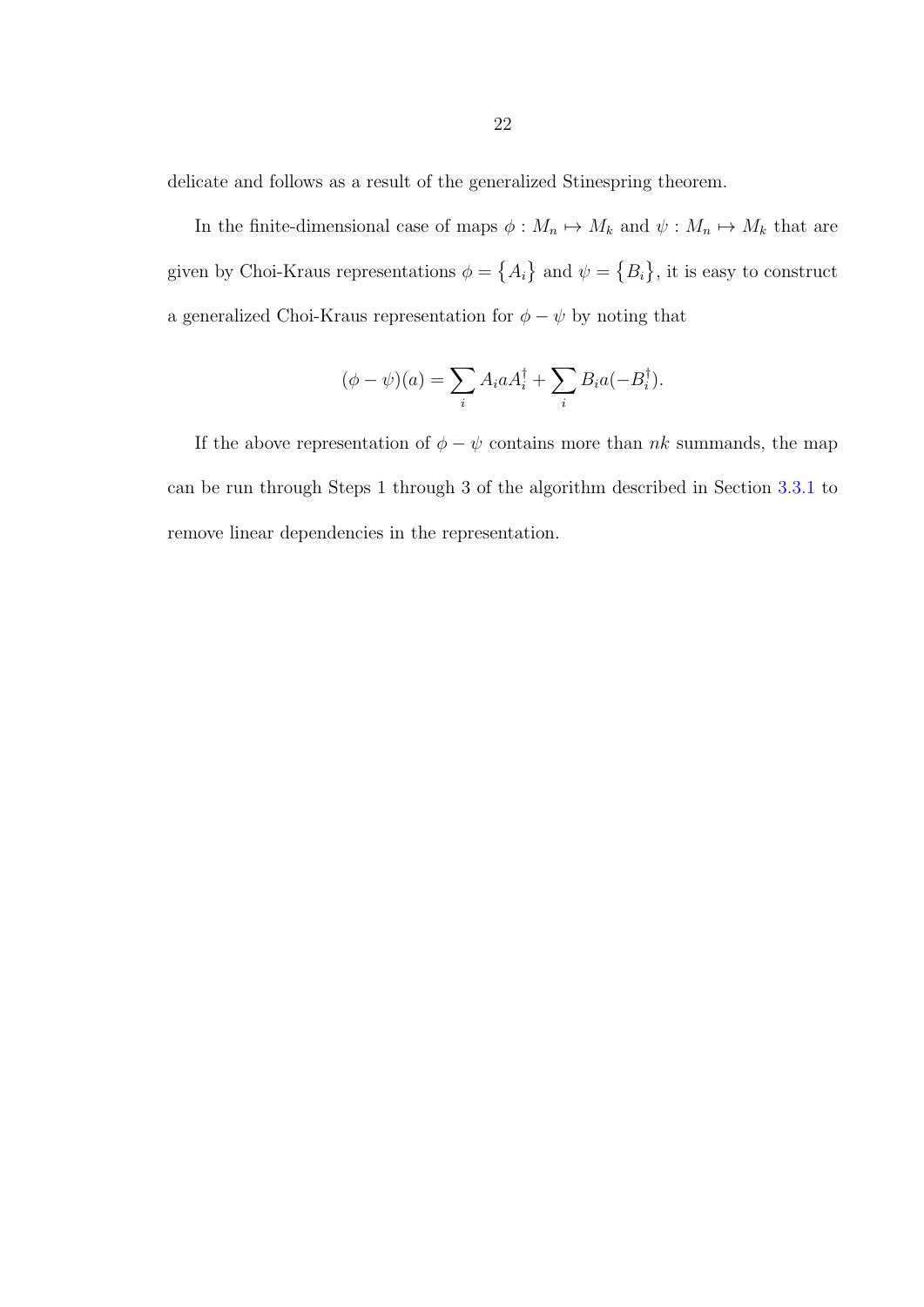delicate and follows as a result of the generalized Stinespring theorem.

In the finite-dimensional case of maps $\phi : M_n \mapsto M_k$ and $\psi : M_n \mapsto M_k$ that are given by Choi-Kraus representations $\phi = \{A_i\}$ and $\psi = \{B_i\}$, it is easy to construct a generalized Choi-Kraus representation for $\phi - \psi$ by noting that

$$(\phi - \psi)(a) = \sum_i A_i a A_i^\dagger + \sum_i B_i a (-B_i^\dagger).$$

If the above representation of $\phi - \psi$ contains more than $nk$ summands, the map can be run through Steps 1 through 3 of the algorithm described in Section 3.3.1 to remove linear dependencies in the representation.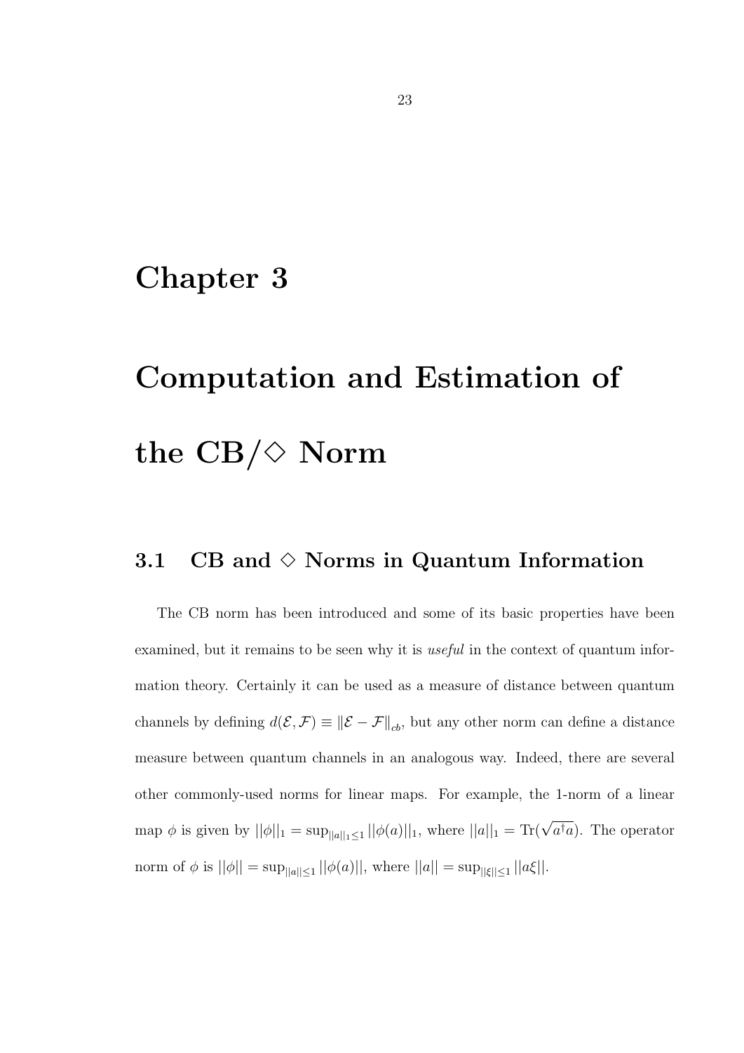# Chapter 3

# Computation and Estimation of the CB/$\diamond$ Norm

## 3.1 CB and $\diamond$ Norms in Quantum Information

The CB norm has been introduced and some of its basic properties have been examined, but it remains to be seen why it is *useful* in the context of quantum information theory. Certainly it can be used as a measure of distance between quantum channels by defining $d(\mathcal{E}, \mathcal{F}) \equiv \|\mathcal{E} - \mathcal{F}\|_{cb}$, but any other norm can define a distance measure between quantum channels in an analogous way. Indeed, there are several other commonly-used norms for linear maps. For example, the 1-norm of a linear map $\phi$ is given by $||\phi||_1 = \sup_{||a||_1 \leq 1} ||\phi(a)||_1$, where $||a||_1 = \mathrm{Tr}(\sqrt{a^\dagger a})$. The operator norm of $\phi$ is $||\phi|| = \sup_{||a|| \leq 1} ||\phi(a)||$, where $||a|| = \sup_{||\xi|| \leq 1} ||a\xi||$.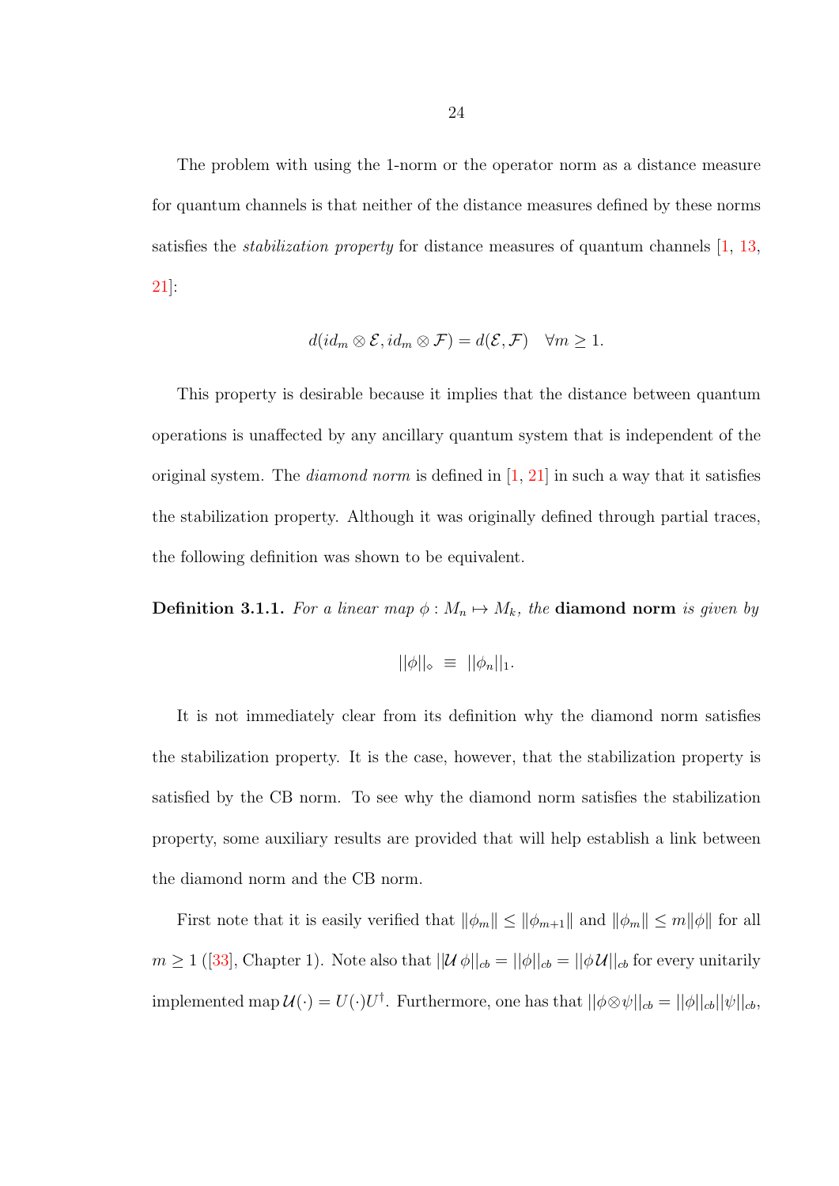The problem with using the 1-norm or the operator norm as a distance measure for quantum channels is that neither of the distance measures defined by these norms satisfies the *stabilization property* for distance measures of quantum channels [1, 13, 21]:

$$d(id_m \otimes \mathcal{E}, id_m \otimes \mathcal{F}) = d(\mathcal{E}, \mathcal{F}) \quad \forall m \geq 1.$$

This property is desirable because it implies that the distance between quantum operations is unaffected by any ancillary quantum system that is independent of the original system. The *diamond norm* is defined in [1, 21] in such a way that it satisfies the stabilization property. Although it was originally defined through partial traces, the following definition was shown to be equivalent.

**Definition 3.1.1.** *For a linear map $\phi : M_n \mapsto M_k$, the* **diamond norm** *is given by*

$$||\phi||_\diamond \;\equiv\; ||\phi_n||_1.$$

It is not immediately clear from its definition why the diamond norm satisfies the stabilization property. It is the case, however, that the stabilization property is satisfied by the CB norm. To see why the diamond norm satisfies the stabilization property, some auxiliary results are provided that will help establish a link between the diamond norm and the CB norm.

First note that it is easily verified that $\|\phi_m\| \leq \|\phi_{m+1}\|$ and $\|\phi_m\| \leq m\|\phi\|$ for all $m \geq 1$ ([33], Chapter 1). Note also that $||\mathcal{U}\,\phi||_{cb} = ||\phi||_{cb} = ||\phi\,\mathcal{U}||_{cb}$ for every unitarily implemented map $\mathcal{U}(\cdot) = U(\cdot)U^\dagger$. Furthermore, one has that $||\phi \otimes \psi||_{cb} = ||\phi||_{cb}||\psi||_{cb}$,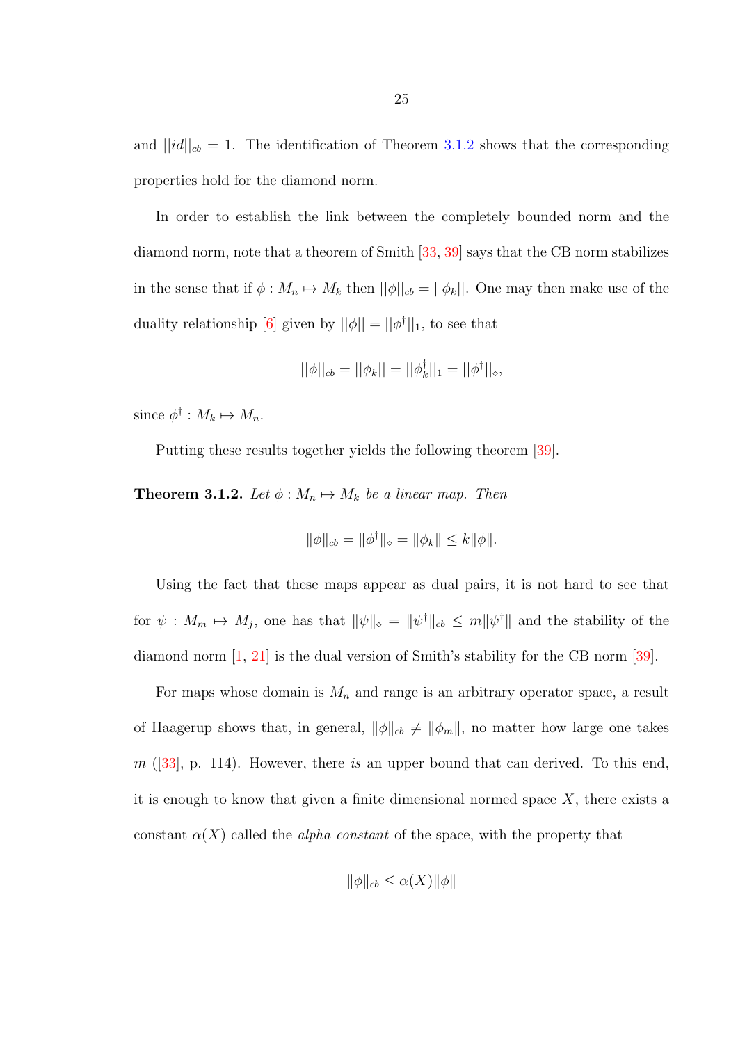and $||id||_{cb} = 1$. The identification of Theorem 3.1.2 shows that the corresponding properties hold for the diamond norm.

In order to establish the link between the completely bounded norm and the diamond norm, note that a theorem of Smith [33, 39] says that the CB norm stabilizes in the sense that if $\phi : M_n \mapsto M_k$ then $||\phi||_{cb} = ||\phi_k||$. One may then make use of the duality relationship [6] given by $||\phi|| = ||\phi^\dagger||_1$, to see that

$$||\phi||_{cb} = ||\phi_k|| = ||\phi_k^\dagger||_1 = ||\phi^\dagger||_\diamond,$$

since $\phi^\dagger : M_k \mapsto M_n$.

Putting these results together yields the following theorem [39].

**Theorem 3.1.2.** *Let $\phi : M_n \mapsto M_k$ be a linear map. Then*

$$\|\phi\|_{cb} = \|\phi^\dagger\|_\diamond = \|\phi_k\| \leq k\|\phi\|.$$

Using the fact that these maps appear as dual pairs, it is not hard to see that for $\psi : M_m \mapsto M_j$, one has that $\|\psi\|_\diamond = \|\psi^\dagger\|_{cb} \leq m\|\psi^\dagger\|$ and the stability of the diamond norm [1, 21] is the dual version of Smith's stability for the CB norm [39].

For maps whose domain is $M_n$ and range is an arbitrary operator space, a result of Haagerup shows that, in general, $\|\phi\|_{cb} \neq \|\phi_m\|$, no matter how large one takes $m$ ([33], p. 114). However, there *is* an upper bound that can derived. To this end, it is enough to know that given a finite dimensional normed space $X$, there exists a constant $\alpha(X)$ called the *alpha constant* of the space, with the property that

$$\|\phi\|_{cb} \leq \alpha(X)\|\phi\|$$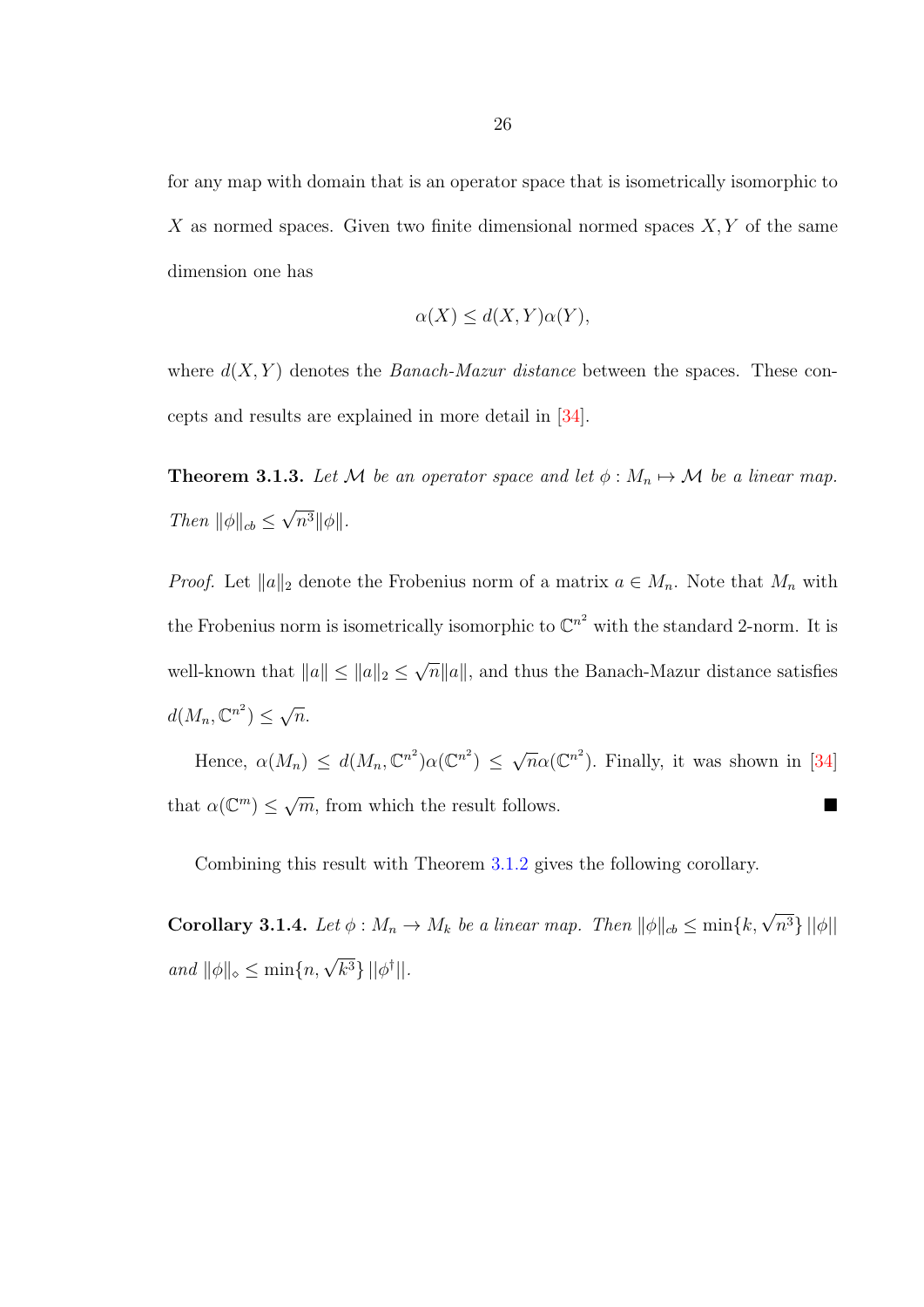for any map with domain that is an operator space that is isometrically isomorphic to $X$ as normed spaces. Given two finite dimensional normed spaces $X, Y$ of the same dimension one has

$$\alpha(X) \leq d(X, Y)\alpha(Y),$$

where $d(X, Y)$ denotes the *Banach-Mazur distance* between the spaces. These concepts and results are explained in more detail in [34].

**Theorem 3.1.3.** *Let $\mathcal{M}$ be an operator space and let $\phi : M_n \mapsto \mathcal{M}$ be a linear map. Then $\|\phi\|_{cb} \leq \sqrt{n^3}\|\phi\|$.*

*Proof.* Let $\|a\|_2$ denote the Frobenius norm of a matrix $a \in M_n$. Note that $M_n$ with the Frobenius norm is isometrically isomorphic to $\mathbb{C}^{n^2}$ with the standard 2-norm. It is well-known that $\|a\| \leq \|a\|_2 \leq \sqrt{n}\|a\|$, and thus the Banach-Mazur distance satisfies $d(M_n, \mathbb{C}^{n^2}) \leq \sqrt{n}$.

Hence, $\alpha(M_n) \leq d(M_n, \mathbb{C}^{n^2})\alpha(\mathbb{C}^{n^2}) \leq \sqrt{n}\alpha(\mathbb{C}^{n^2})$. Finally, it was shown in [34] that $\alpha(\mathbb{C}^m) \leq \sqrt{m}$, from which the result follows. ■

Combining this result with Theorem 3.1.2 gives the following corollary.

**Corollary 3.1.4.** *Let $\phi : M_n \to M_k$ be a linear map. Then $\|\phi\|_{cb} \leq \min\{k, \sqrt{n^3}\}\,||\phi||$ and $\|\phi\|_{\diamond} \leq \min\{n, \sqrt{k^3}\}\,||\phi^{\dagger}||$.*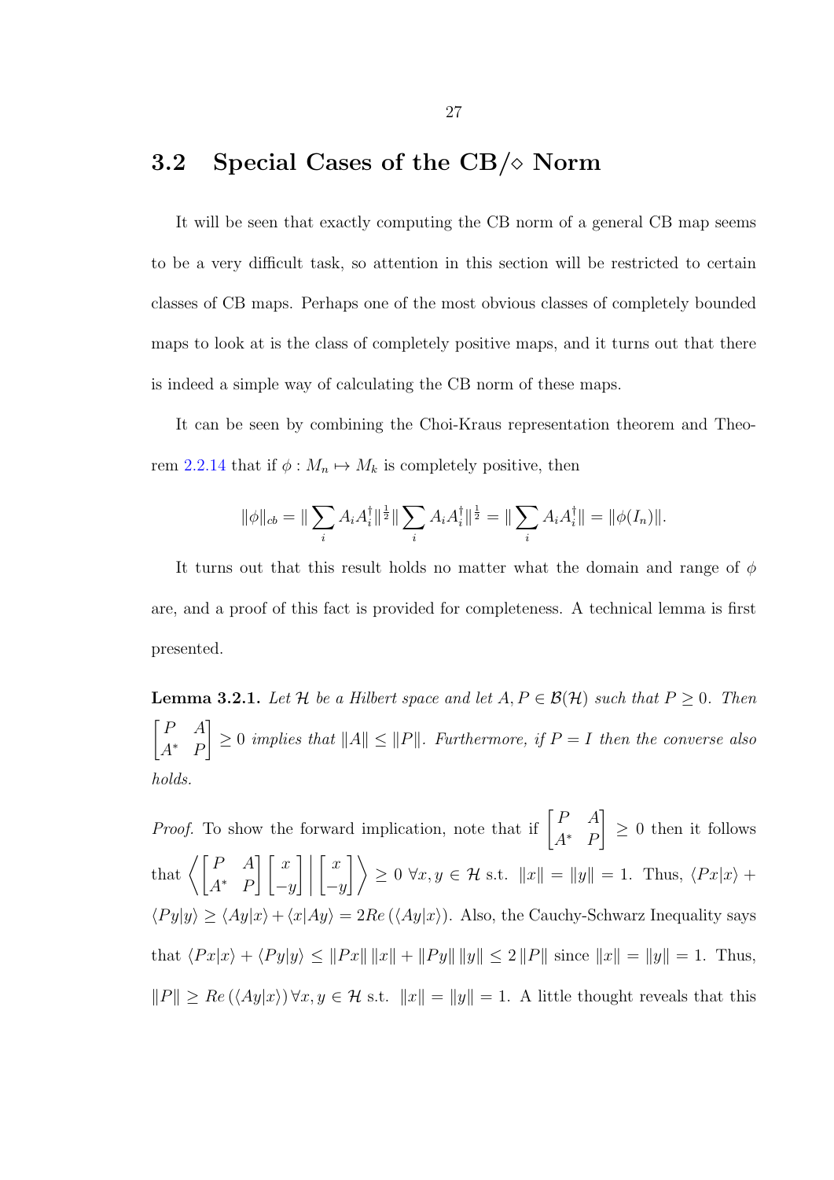## 3.2 Special Cases of the CB/$\diamond$ Norm

It will be seen that exactly computing the CB norm of a general CB map seems to be a very difficult task, so attention in this section will be restricted to certain classes of CB maps. Perhaps one of the most obvious classes of completely bounded maps to look at is the class of completely positive maps, and it turns out that there is indeed a simple way of calculating the CB norm of these maps.

It can be seen by combining the Choi-Kraus representation theorem and Theorem 2.2.14 that if $\phi : M_n \mapsto M_k$ is completely positive, then

$$\|\phi\|_{cb} = \|\sum_i A_i A_i^\dagger\|^{\frac{1}{2}} \|\sum_i A_i A_i^\dagger\|^{\frac{1}{2}} = \|\sum_i A_i A_i^\dagger\| = \|\phi(I_n)\|.$$

It turns out that this result holds no matter what the domain and range of $\phi$ are, and a proof of this fact is provided for completeness. A technical lemma is first presented.

**Lemma 3.2.1.** *Let $\mathcal{H}$ be a Hilbert space and let $A, P \in \mathcal{B}(\mathcal{H})$ such that $P \geq 0$. Then $\begin{bmatrix} P & A \\ A^* & P \end{bmatrix} \geq 0$ implies that $\|A\| \leq \|P\|$. Furthermore, if $P = I$ then the converse also holds.*

*Proof.* To show the forward implication, note that if $\begin{bmatrix} P & A \\ A^* & P \end{bmatrix} \geq 0$ then it follows that $\left\langle \begin{bmatrix} P & A \\ A^* & P \end{bmatrix} \begin{bmatrix} x \\ -y \end{bmatrix} \middle| \begin{bmatrix} x \\ -y \end{bmatrix} \right\rangle \geq 0 \ \forall x, y \in \mathcal{H}$ s.t. $\|x\| = \|y\| = 1$. Thus, $\langle Px|x\rangle + \langle Py|y\rangle \geq \langle Ay|x\rangle + \langle x|Ay\rangle = 2Re\left(\langle Ay|x\rangle\right)$. Also, the Cauchy-Schwarz Inequality says that $\langle Px|x\rangle + \langle Py|y\rangle \leq \|Px\| \|x\| + \|Py\| \|y\| \leq 2 \|P\|$ since $\|x\| = \|y\| = 1$. Thus, $\|P\| \geq Re\left(\langle Ay|x\rangle\right) \forall x, y \in \mathcal{H}$ s.t. $\|x\| = \|y\| = 1$. A little thought reveals that this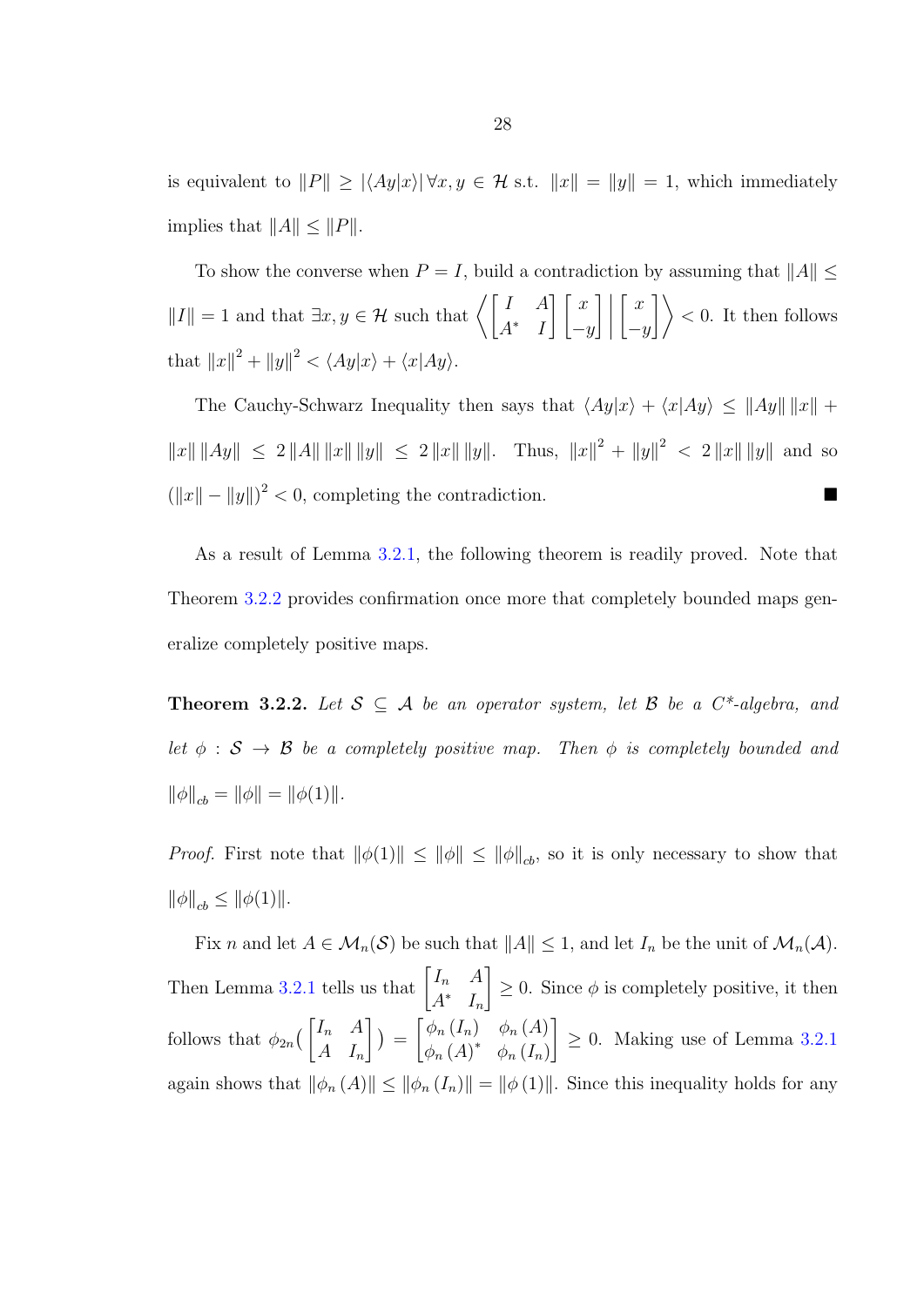is equivalent to $\|P\| \geq |\langle Ay|x\rangle| \, \forall x, y \in \mathcal{H}$ s.t. $\|x\| = \|y\| = 1$, which immediately implies that $\|A\| \leq \|P\|$.

To show the converse when $P = I$, build a contradiction by assuming that $\|A\| \leq \|I\| = 1$ and that $\exists x, y \in \mathcal{H}$ such that $\left\langle \begin{bmatrix} I & A \\ A^* & I \end{bmatrix} \begin{bmatrix} x \\ -y \end{bmatrix} \middle| \begin{bmatrix} x \\ -y \end{bmatrix} \right\rangle < 0$. It then follows that $\|x\|^2 + \|y\|^2 < \langle Ay|x\rangle + \langle x|Ay\rangle$.

The Cauchy-Schwarz Inequality then says that $\langle Ay|x\rangle + \langle x|Ay\rangle \leq \|Ay\| \|x\| + \|x\| \|Ay\| \leq 2 \|A\| \|x\| \|y\| \leq 2 \|x\| \|y\|$. Thus, $\|x\|^2 + \|y\|^2 < 2 \|x\| \|y\|$ and so $(\|x\| - \|y\|)^2 < 0$, completing the contradiction. ■

As a result of Lemma 3.2.1, the following theorem is readily proved. Note that Theorem 3.2.2 provides confirmation once more that completely bounded maps generalize completely positive maps.

**Theorem 3.2.2.** *Let $\mathcal{S} \subseteq \mathcal{A}$ be an operator system, let $\mathcal{B}$ be a C\*-algebra, and let $\phi : \mathcal{S} \to \mathcal{B}$ be a completely positive map. Then $\phi$ is completely bounded and $\|\phi\|_{cb} = \|\phi\| = \|\phi(1)\|$.*

*Proof.* First note that $\|\phi(1)\| \leq \|\phi\| \leq \|\phi\|_{cb}$, so it is only necessary to show that $\|\phi\|_{cb} \leq \|\phi(1)\|$.

Fix $n$ and let $A \in \mathcal{M}_n(\mathcal{S})$ be such that $\|A\| \leq 1$, and let $I_n$ be the unit of $\mathcal{M}_n(\mathcal{A})$. Then Lemma 3.2.1 tells us that $\begin{bmatrix} I_n & A \\ A^* & I_n \end{bmatrix} \geq 0$. Since $\phi$ is completely positive, it then follows that $\phi_{2n}(\begin{bmatrix} I_n & A \\ A & I_n \end{bmatrix}) = \begin{bmatrix} \phi_n(I_n) & \phi_n(A) \\ \phi_n(A)^* & \phi_n(I_n) \end{bmatrix} \geq 0$. Making use of Lemma 3.2.1 again shows that $\|\phi_n(A)\| \leq \|\phi_n(I_n)\| = \|\phi(1)\|$. Since this inequality holds for any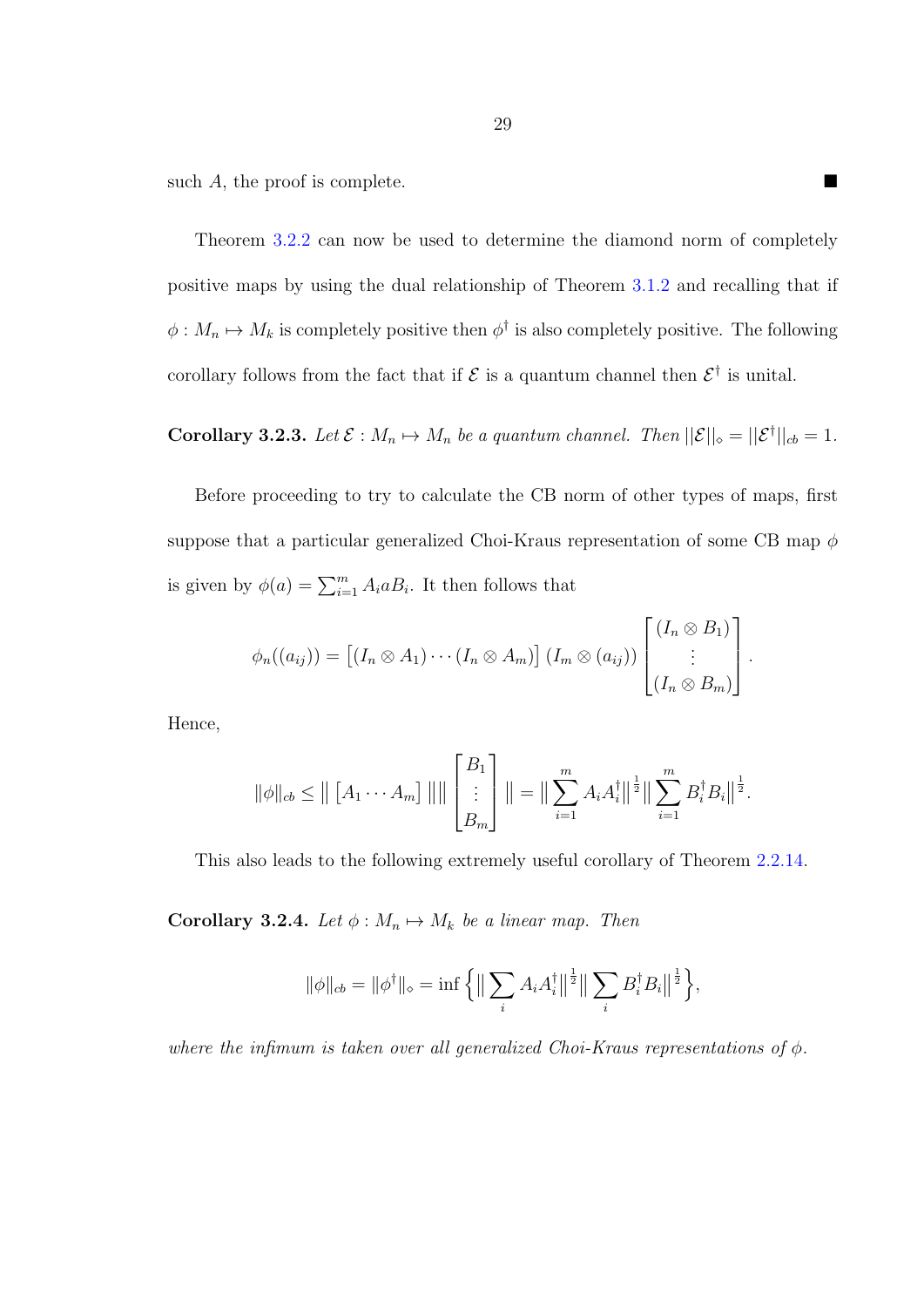such $A$, the proof is complete. ■

Theorem 3.2.2 can now be used to determine the diamond norm of completely positive maps by using the dual relationship of Theorem 3.1.2 and recalling that if $\phi : M_n \mapsto M_k$ is completely positive then $\phi^\dagger$ is also completely positive. The following corollary follows from the fact that if $\mathcal{E}$ is a quantum channel then $\mathcal{E}^\dagger$ is unital.

**Corollary 3.2.3.** *Let $\mathcal{E} : M_n \mapsto M_n$ be a quantum channel. Then $||\mathcal{E}||_\diamond = ||\mathcal{E}^\dagger||_{cb} = 1$.*

Before proceeding to try to calculate the CB norm of other types of maps, first suppose that a particular generalized Choi-Kraus representation of some CB map $\phi$ is given by $\phi(a) = \sum_{i=1}^m A_i a B_i$. It then follows that

$$\phi_n((a_{ij})) = \begin{bmatrix}(I_n \otimes A_1) \cdots (I_n \otimes A_m)\end{bmatrix} (I_m \otimes (a_{ij})) \begin{bmatrix} (I_n \otimes B_1) \\ \vdots \\ (I_n \otimes B_m) \end{bmatrix}.$$

Hence,

$$\|\phi\|_{cb} \leq \big\| \begin{bmatrix} A_1 \cdots A_m \end{bmatrix} \big\| \Big\| \begin{bmatrix} B_1 \\ \vdots \\ B_m \end{bmatrix} \Big\| = \Big\| \sum_{i=1}^m A_i A_i^\dagger \Big\|^{\frac{1}{2}} \Big\| \sum_{i=1}^m B_i^\dagger B_i \Big\|^{\frac{1}{2}}.$$

This also leads to the following extremely useful corollary of Theorem 2.2.14.

**Corollary 3.2.4.** *Let $\phi : M_n \mapsto M_k$ be a linear map. Then*

$$\|\phi\|_{cb} = \|\phi^\dagger\|_\diamond = \inf \Big\{ \Big\| \sum_i A_i A_i^\dagger \Big\|^{\frac{1}{2}} \Big\| \sum_i B_i^\dagger B_i \Big\|^{\frac{1}{2}} \Big\},$$

*where the infimum is taken over all generalized Choi-Kraus representations of $\phi$.*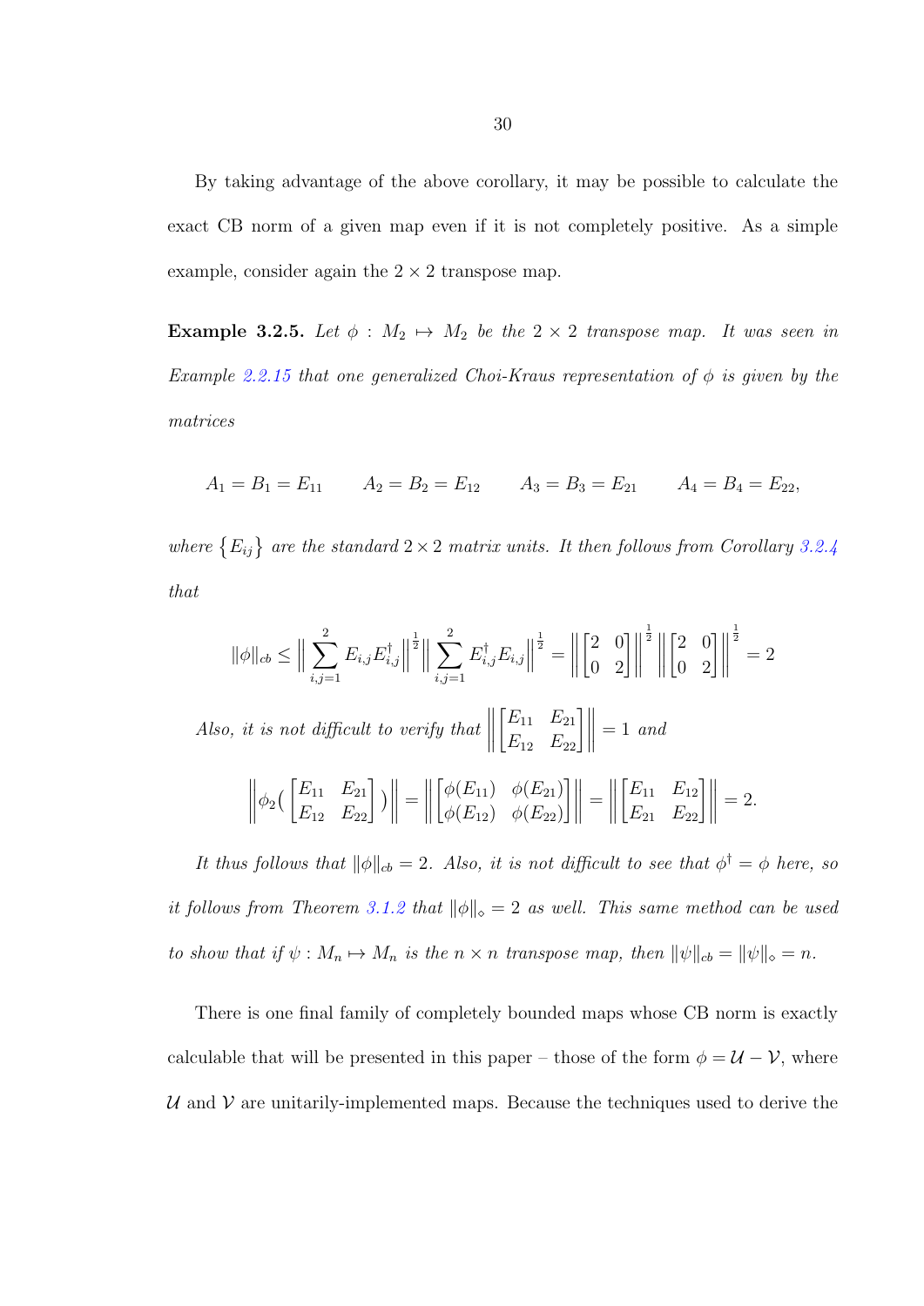By taking advantage of the above corollary, it may be possible to calculate the exact CB norm of a given map even if it is not completely positive. As a simple example, consider again the $2 \times 2$ transpose map.

**Example 3.2.5.** *Let $\phi : M_2 \mapsto M_2$ be the $2 \times 2$ transpose map. It was seen in Example 2.2.15 that one generalized Choi-Kraus representation of $\phi$ is given by the matrices*

$$A_1 = B_1 = E_{11} \qquad A_2 = B_2 = E_{12} \qquad A_3 = B_3 = E_{21} \qquad A_4 = B_4 = E_{22},$$

*where $\{E_{ij}\}$ are the standard $2 \times 2$ matrix units. It then follows from Corollary 3.2.4 that*

$$\|\phi\|_{cb} \leq \Big\| \sum_{i,j=1}^{2} E_{i,j} E_{i,j}^{\dagger} \Big\|^{\frac{1}{2}} \Big\| \sum_{i,j=1}^{2} E_{i,j}^{\dagger} E_{i,j} \Big\|^{\frac{1}{2}} = \left\| \begin{bmatrix} 2 & 0 \\ 0 & 2 \end{bmatrix} \right\|^{\frac{1}{2}} \left\| \begin{bmatrix} 2 & 0 \\ 0 & 2 \end{bmatrix} \right\|^{\frac{1}{2}} = 2$$

*Also, it is not difficult to verify that $\left\| \begin{bmatrix} E_{11} & E_{21} \\ E_{12} & E_{22} \end{bmatrix} \right\| = 1$ and*

$$\left\| \phi_2 ( \begin{bmatrix} E_{11} & E_{21} \\ E_{12} & E_{22} \end{bmatrix} ) \right\| = \left\| \begin{bmatrix} \phi(E_{11}) & \phi(E_{21}) \\ \phi(E_{12}) & \phi(E_{22}) \end{bmatrix} \right\| = \left\| \begin{bmatrix} E_{11} & E_{12} \\ E_{21} & E_{22} \end{bmatrix} \right\| = 2.$$

*It thus follows that $\|\phi\|_{cb} = 2$. Also, it is not difficult to see that $\phi^{\dagger} = \phi$ here, so it follows from Theorem 3.1.2 that $\|\phi\|_{\diamond} = 2$ as well. This same method can be used to show that if $\psi : M_n \mapsto M_n$ is the $n \times n$ transpose map, then $\|\psi\|_{cb} = \|\psi\|_{\diamond} = n$.*

There is one final family of completely bounded maps whose CB norm is exactly calculable that will be presented in this paper – those of the form $\phi = \mathcal{U} - \mathcal{V}$, where $\mathcal{U}$ and $\mathcal{V}$ are unitarily-implemented maps. Because the techniques used to derive the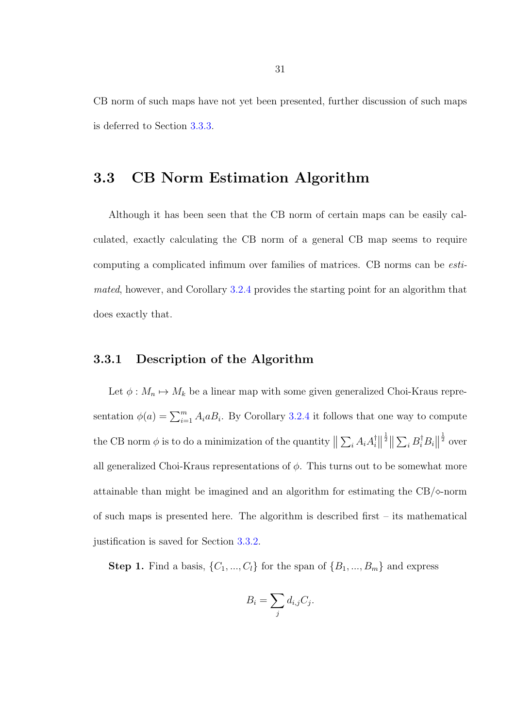CB norm of such maps have not yet been presented, further discussion of such maps is deferred to Section 3.3.3.

## 3.3 CB Norm Estimation Algorithm

Although it has been seen that the CB norm of certain maps can be easily calculated, exactly calculating the CB norm of a general CB map seems to require computing a complicated infimum over families of matrices. CB norms can be *estimated*, however, and Corollary 3.2.4 provides the starting point for an algorithm that does exactly that.

### 3.3.1 Description of the Algorithm

Let $\phi : M_n \mapsto M_k$ be a linear map with some given generalized Choi-Kraus representation $\phi(a) = \sum_{i=1}^{m} A_i a B_i$. By Corollary 3.2.4 it follows that one way to compute the CB norm $\phi$ is to do a minimization of the quantity $\left\| \sum_i A_i A_i^\dagger \right\|^{\frac{1}{2}} \left\| \sum_i B_i^\dagger B_i \right\|^{\frac{1}{2}}$ over all generalized Choi-Kraus representations of $\phi$. This turns out to be somewhat more attainable than might be imagined and an algorithm for estimating the CB/$\diamond$-norm of such maps is presented here. The algorithm is described first – its mathematical justification is saved for Section 3.3.2.

**Step 1.** Find a basis, $\{C_1, ..., C_l\}$ for the span of $\{B_1, ..., B_m\}$ and express

$$B_i = \sum_j d_{i,j} C_j.$$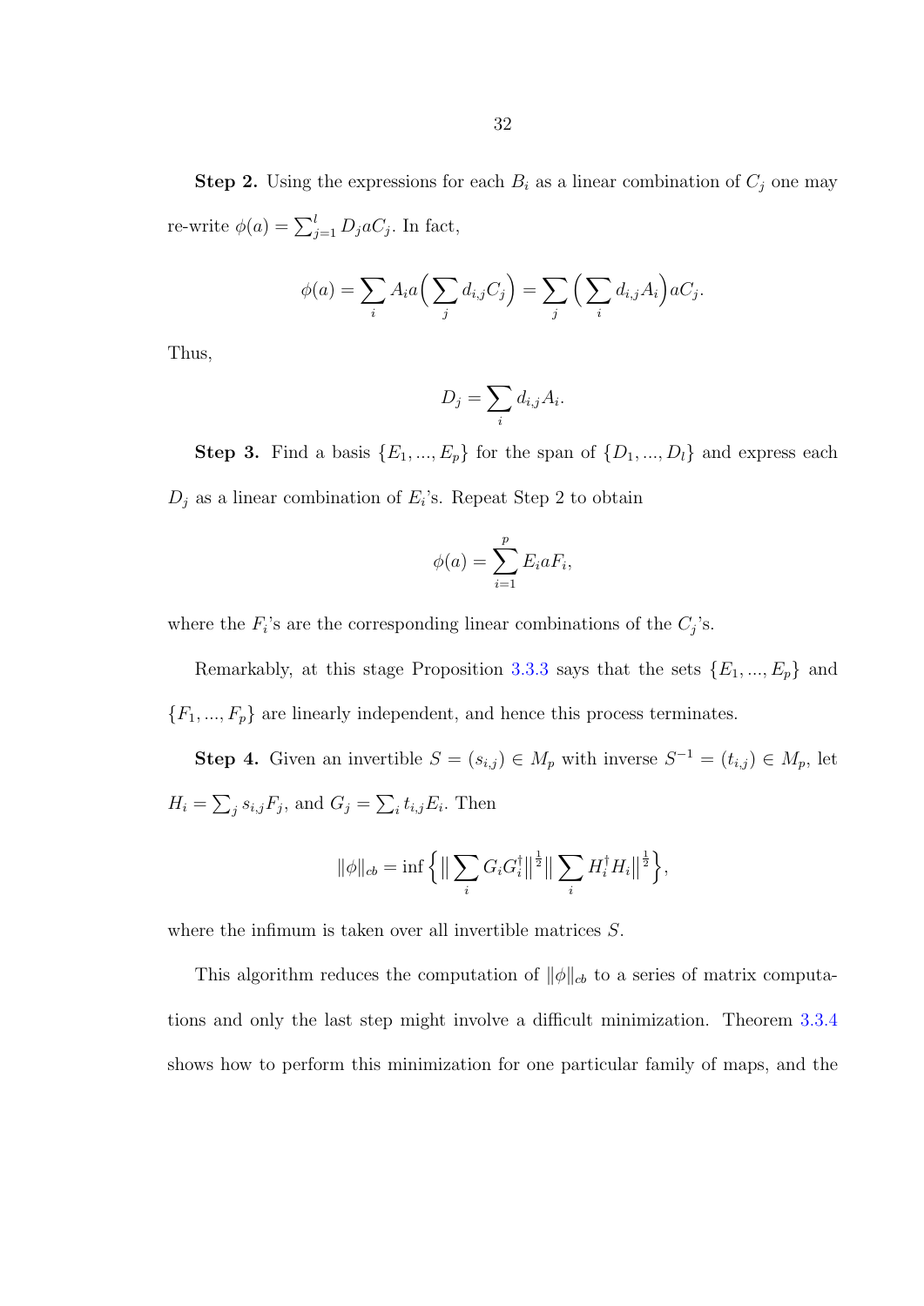**Step 2.** Using the expressions for each $B_i$ as a linear combination of $C_j$ one may re-write $\phi(a) = \sum_{j=1}^{l} D_j a C_j$. In fact,

$$\phi(a) = \sum_i A_i a \Big( \sum_j d_{i,j} C_j \Big) = \sum_j \Big( \sum_i d_{i,j} A_i \Big) a C_j.$$

Thus,

$$D_j = \sum_i d_{i,j} A_i.$$

**Step 3.** Find a basis $\{E_1, ..., E_p\}$ for the span of $\{D_1, ..., D_l\}$ and express each $D_j$ as a linear combination of $E_i$'s. Repeat Step 2 to obtain

$$\phi(a) = \sum_{i=1}^{p} E_i a F_i,$$

where the $F_i$'s are the corresponding linear combinations of the $C_j$'s.

Remarkably, at this stage Proposition 3.3.3 says that the sets $\{E_1, ..., E_p\}$ and $\{F_1, ..., F_p\}$ are linearly independent, and hence this process terminates.

**Step 4.** Given an invertible $S = (s_{i,j}) \in M_p$ with inverse $S^{-1} = (t_{i,j}) \in M_p$, let $H_i = \sum_j s_{i,j} F_j$, and $G_j = \sum_i t_{i,j} E_i$. Then

$$\|\phi\|_{cb} = \inf \Big\{ \big\| \sum_i G_i G_i^\dagger \big\|^{\frac{1}{2}} \big\| \sum_i H_i^\dagger H_i \big\|^{\frac{1}{2}} \Big\},$$

where the infimum is taken over all invertible matrices $S$.

This algorithm reduces the computation of $\|\phi\|_{cb}$ to a series of matrix computations and only the last step might involve a difficult minimization. Theorem 3.3.4 shows how to perform this minimization for one particular family of maps, and the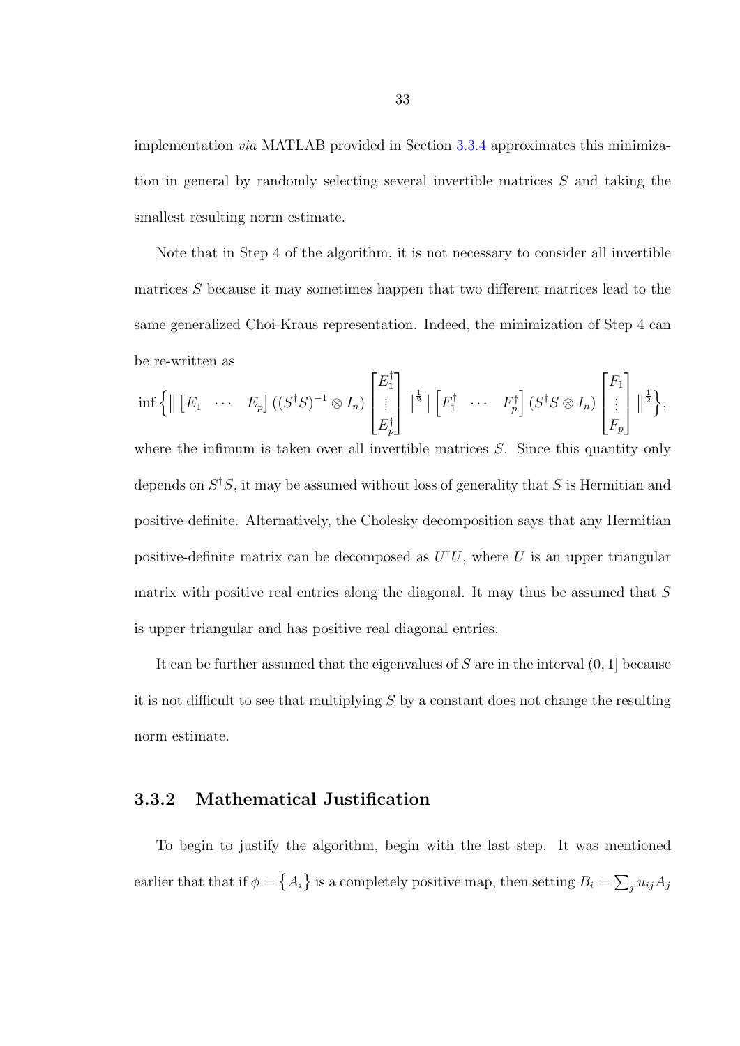implementation *via* MATLAB provided in Section 3.3.4 approximates this minimization in general by randomly selecting several invertible matrices $S$ and taking the smallest resulting norm estimate.

Note that in Step 4 of the algorithm, it is not necessary to consider all invertible matrices $S$ because it may sometimes happen that two different matrices lead to the same generalized Choi-Kraus representation. Indeed, the minimization of Step 4 can be re-written as

$$\inf\Big\{\Big\| \begin{bmatrix} E_1 & \cdots & E_p \end{bmatrix} ((S^\dagger S)^{-1} \otimes I_n) \begin{bmatrix} E_1^\dagger \\ \vdots \\ E_p^\dagger \end{bmatrix} \Big\|^{\frac{1}{2}} \Big\| \begin{bmatrix} F_1^\dagger & \cdots & F_p^\dagger \end{bmatrix} (S^\dagger S \otimes I_n) \begin{bmatrix} F_1 \\ \vdots \\ F_p \end{bmatrix} \Big\|^{\frac{1}{2}}\Big\},$$

where the infimum is taken over all invertible matrices $S$. Since this quantity only depends on $S^\dagger S$, it may be assumed without loss of generality that $S$ is Hermitian and positive-definite. Alternatively, the Cholesky decomposition says that any Hermitian positive-definite matrix can be decomposed as $U^\dagger U$, where $U$ is an upper triangular matrix with positive real entries along the diagonal. It may thus be assumed that $S$ is upper-triangular and has positive real diagonal entries.

It can be further assumed that the eigenvalues of $S$ are in the interval $(0, 1]$ because it is not difficult to see that multiplying $S$ by a constant does not change the resulting norm estimate.

### 3.3.2 Mathematical Justification

To begin to justify the algorithm, begin with the last step. It was mentioned earlier that that if $\phi = \{A_i\}$ is a completely positive map, then setting $B_i = \sum_j u_{ij} A_j$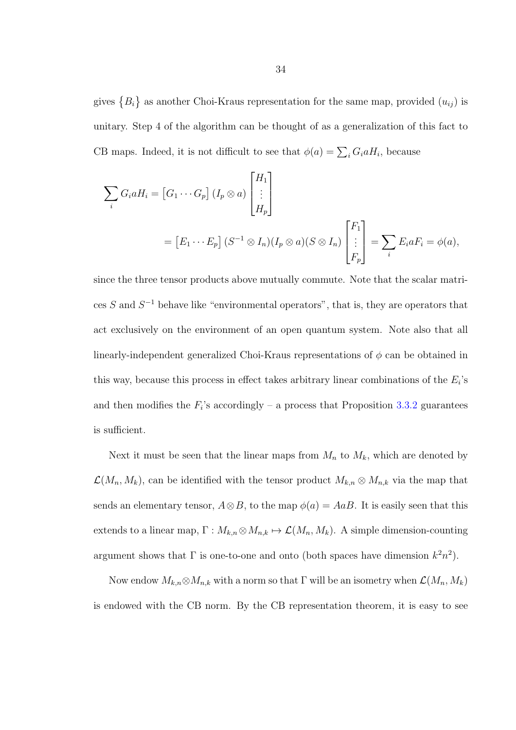gives $\{B_i\}$ as another Choi-Kraus representation for the same map, provided $(u_{ij})$ is unitary. Step 4 of the algorithm can be thought of as a generalization of this fact to CB maps. Indeed, it is not difficult to see that $\phi(a) = \sum_i G_i a H_i$, because

$$\sum_i G_i a H_i = \begin{bmatrix} G_1 \cdots G_p \end{bmatrix} (I_p \otimes a) \begin{bmatrix} H_1 \\ \vdots \\ H_p \end{bmatrix}$$

$$= \begin{bmatrix} E_1 \cdots E_p \end{bmatrix} (S^{-1} \otimes I_n)(I_p \otimes a)(S \otimes I_n) \begin{bmatrix} F_1 \\ \vdots \\ F_p \end{bmatrix} = \sum_i E_i a F_i = \phi(a),$$

since the three tensor products above mutually commute. Note that the scalar matrices $S$ and $S^{-1}$ behave like "environmental operators", that is, they are operators that act exclusively on the environment of an open quantum system. Note also that all linearly-independent generalized Choi-Kraus representations of $\phi$ can be obtained in this way, because this process in effect takes arbitrary linear combinations of the $E_i$'s and then modifies the $F_i$'s accordingly – a process that Proposition 3.3.2 guarantees is sufficient.

Next it must be seen that the linear maps from $M_n$ to $M_k$, which are denoted by $\mathcal{L}(M_n, M_k)$, can be identified with the tensor product $M_{k,n} \otimes M_{n,k}$ via the map that sends an elementary tensor, $A \otimes B$, to the map $\phi(a) = AaB$. It is easily seen that this extends to a linear map, $\Gamma : M_{k,n} \otimes M_{n,k} \mapsto \mathcal{L}(M_n, M_k)$. A simple dimension-counting argument shows that $\Gamma$ is one-to-one and onto (both spaces have dimension $k^2n^2$).

Now endow $M_{k,n} \otimes M_{n,k}$ with a norm so that $\Gamma$ will be an isometry when $\mathcal{L}(M_n, M_k)$ is endowed with the CB norm. By the CB representation theorem, it is easy to see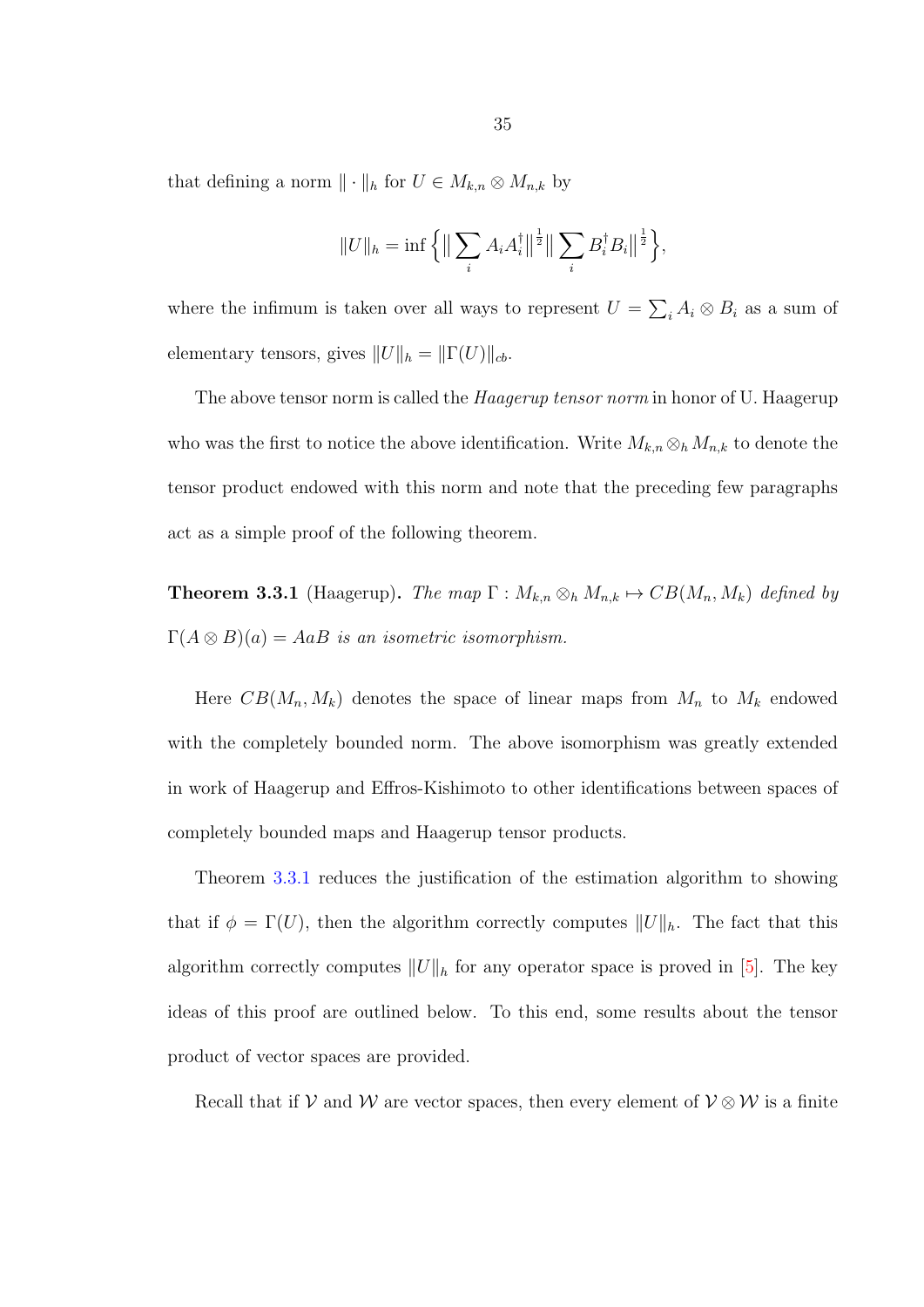that defining a norm $\| \cdot \|_h$ for $U \in M_{k,n} \otimes M_{n,k}$ by

$$\|U\|_h = \inf \Big\{ \big\| \sum_i A_i A_i^\dagger \big\|^{\frac{1}{2}} \big\| \sum_i B_i^\dagger B_i \big\|^{\frac{1}{2}} \Big\},$$

where the infimum is taken over all ways to represent $U = \sum_i A_i \otimes B_i$ as a sum of elementary tensors, gives $\|U\|_h = \|\Gamma(U)\|_{cb}$.

The above tensor norm is called the *Haagerup tensor norm* in honor of U. Haagerup who was the first to notice the above identification. Write $M_{k,n} \otimes_h M_{n,k}$ to denote the tensor product endowed with this norm and note that the preceding few paragraphs act as a simple proof of the following theorem.

**Theorem 3.3.1** (Haagerup)**.** *The map $\Gamma : M_{k,n} \otimes_h M_{n,k} \mapsto CB(M_n, M_k)$ defined by $\Gamma(A \otimes B)(a) = AaB$ is an isometric isomorphism.*

Here $CB(M_n, M_k)$ denotes the space of linear maps from $M_n$ to $M_k$ endowed with the completely bounded norm. The above isomorphism was greatly extended in work of Haagerup and Effros-Kishimoto to other identifications between spaces of completely bounded maps and Haagerup tensor products.

Theorem 3.3.1 reduces the justification of the estimation algorithm to showing that if $\phi = \Gamma(U)$, then the algorithm correctly computes $\|U\|_h$. The fact that this algorithm correctly computes $\|U\|_h$ for any operator space is proved in [5]. The key ideas of this proof are outlined below. To this end, some results about the tensor product of vector spaces are provided.

Recall that if $\mathcal{V}$ and $\mathcal{W}$ are vector spaces, then every element of $\mathcal{V} \otimes \mathcal{W}$ is a finite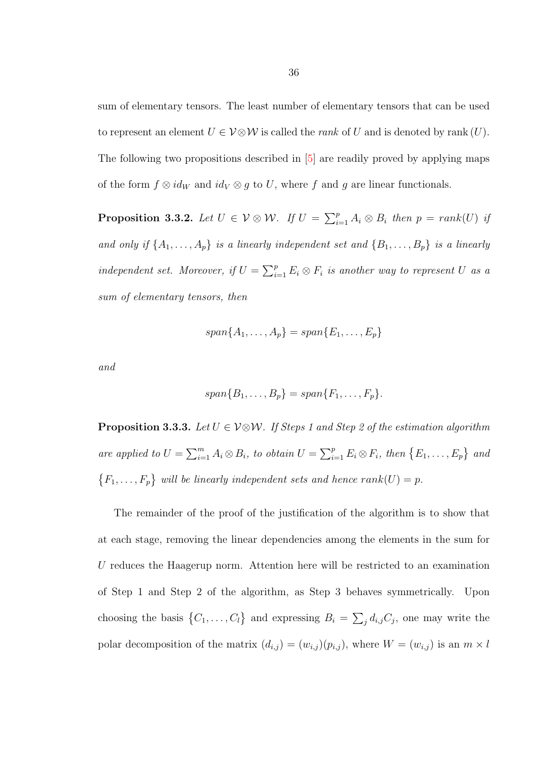sum of elementary tensors. The least number of elementary tensors that can be used to represent an element $U \in \mathcal{V} \otimes \mathcal{W}$ is called the *rank* of $U$ and is denoted by rank $(U)$. The following two propositions described in [5] are readily proved by applying maps of the form $f \otimes id_W$ and $id_V \otimes g$ to $U$, where $f$ and $g$ are linear functionals.

**Proposition 3.3.2.** *Let $U \in \mathcal{V} \otimes \mathcal{W}$. If $U = \sum_{i=1}^{p} A_i \otimes B_i$ then $p = rank(U)$ if and only if $\{A_1, \ldots, A_p\}$ is a linearly independent set and $\{B_1, \ldots, B_p\}$ is a linearly independent set. Moreover, if $U = \sum_{i=1}^{p} E_i \otimes F_i$ is another way to represent $U$ as a sum of elementary tensors, then*

$$span\{A_1, \ldots, A_p\} = span\{E_1, \ldots, E_p\}$$

*and*

$$span\{B_1, \ldots, B_p\} = span\{F_1, \ldots, F_p\}.$$

**Proposition 3.3.3.** *Let $U \in \mathcal{V} \otimes \mathcal{W}$. If Steps 1 and Step 2 of the estimation algorithm are applied to $U = \sum_{i=1}^{m} A_i \otimes B_i$, to obtain $U = \sum_{i=1}^{p} E_i \otimes F_i$, then $\{E_1, \ldots, E_p\}$ and $\{F_1, \ldots, F_p\}$ will be linearly independent sets and hence $rank(U) = p$.*

The remainder of the proof of the justification of the algorithm is to show that at each stage, removing the linear dependencies among the elements in the sum for $U$ reduces the Haagerup norm. Attention here will be restricted to an examination of Step 1 and Step 2 of the algorithm, as Step 3 behaves symmetrically. Upon choosing the basis $\{C_1, \ldots, C_l\}$ and expressing $B_i = \sum_j d_{i,j} C_j$, one may write the polar decomposition of the matrix $(d_{i,j}) = (w_{i,j})(p_{i,j})$, where $W = (w_{i,j})$ is an $m \times l$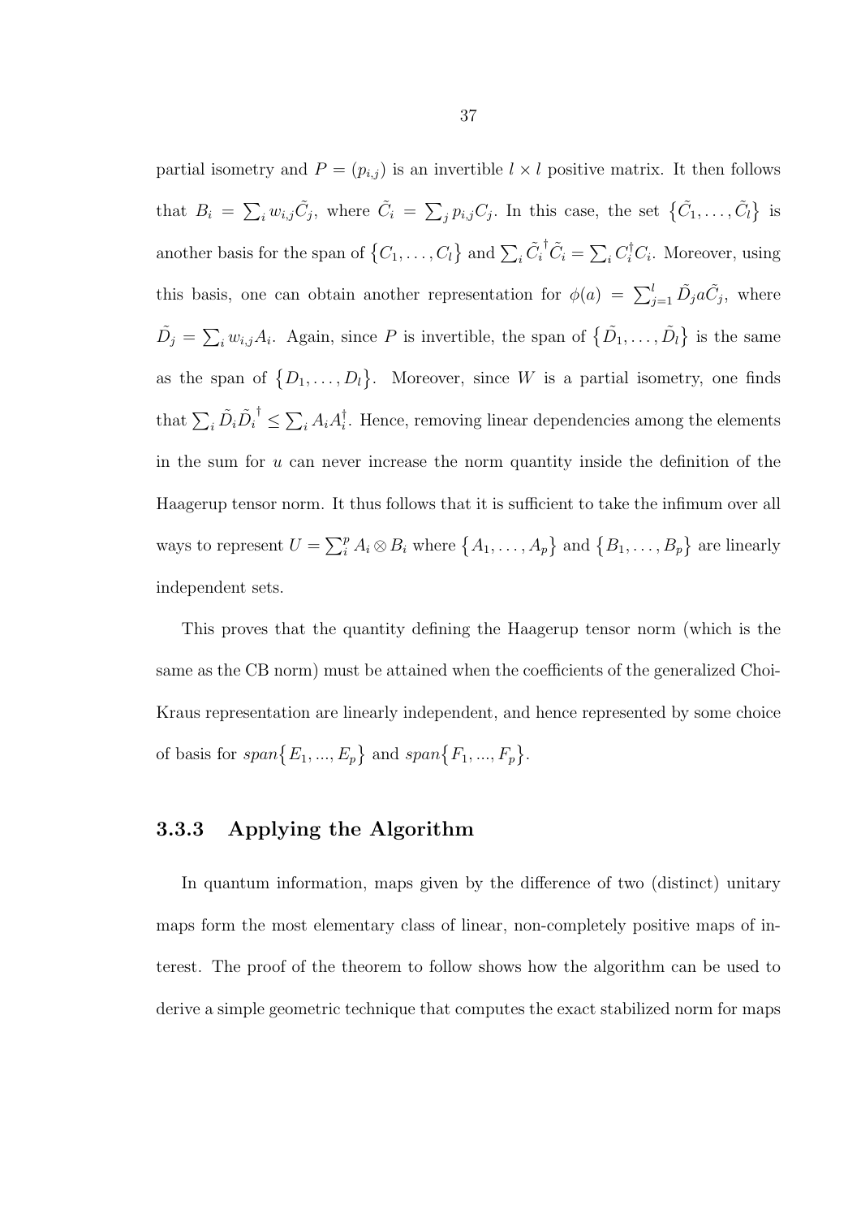partial isometry and $P = (p_{i,j})$ is an invertible $l \times l$ positive matrix. It then follows that $B_i = \sum_i w_{i,j}\tilde{C}_j$, where $\tilde{C}_i = \sum_j p_{i,j}C_j$. In this case, the set $\{\tilde{C}_1, \ldots, \tilde{C}_l\}$ is another basis for the span of $\{C_1, \ldots, C_l\}$ and $\sum_i \tilde{C}_i^{\dagger}\tilde{C}_i = \sum_i C_i^{\dagger}C_i$. Moreover, using this basis, one can obtain another representation for $\phi(a) = \sum_{j=1}^{l} \tilde{D}_j a \tilde{C}_j$, where $\tilde{D}_j = \sum_i w_{i,j}A_i$. Again, since $P$ is invertible, the span of $\{\tilde{D}_1, \ldots, \tilde{D}_l\}$ is the same as the span of $\{D_1, \ldots, D_l\}$. Moreover, since $W$ is a partial isometry, one finds that $\sum_i \tilde{D}_i\tilde{D}_i^{\dagger} \leq \sum_i A_i A_i^{\dagger}$. Hence, removing linear dependencies among the elements in the sum for $u$ can never increase the norm quantity inside the definition of the Haagerup tensor norm. It thus follows that it is sufficient to take the infimum over all ways to represent $U = \sum_i^p A_i \otimes B_i$ where $\{A_1, \ldots, A_p\}$ and $\{B_1, \ldots, B_p\}$ are linearly independent sets.

This proves that the quantity defining the Haagerup tensor norm (which is the same as the CB norm) must be attained when the coefficients of the generalized Choi-Kraus representation are linearly independent, and hence represented by some choice of basis for $span\{E_1, ..., E_p\}$ and $span\{F_1, ..., F_p\}$.

### 3.3.3 Applying the Algorithm

In quantum information, maps given by the difference of two (distinct) unitary maps form the most elementary class of linear, non-completely positive maps of interest. The proof of the theorem to follow shows how the algorithm can be used to derive a simple geometric technique that computes the exact stabilized norm for maps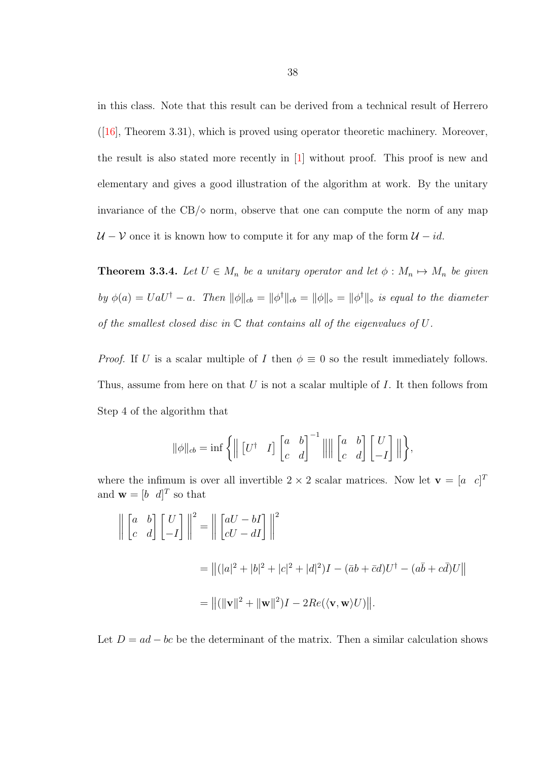in this class. Note that this result can be derived from a technical result of Herrero ([16], Theorem 3.31), which is proved using operator theoretic machinery. Moreover, the result is also stated more recently in [1] without proof. This proof is new and elementary and gives a good illustration of the algorithm at work. By the unitary invariance of the CB/$\diamond$ norm, observe that one can compute the norm of any map $\mathcal{U} - \mathcal{V}$ once it is known how to compute it for any map of the form $\mathcal{U} - id$.

**Theorem 3.3.4.** *Let $U \in M_n$ be a unitary operator and let $\phi : M_n \mapsto M_n$ be given by $\phi(a) = UaU^\dagger - a$. Then $\|\phi\|_{cb} = \|\phi^\dagger\|_{cb} = \|\phi\|_\diamond = \|\phi^\dagger\|_\diamond$ is equal to the diameter of the smallest closed disc in $\mathbb{C}$ that contains all of the eigenvalues of $U$.*

*Proof.* If $U$ is a scalar multiple of $I$ then $\phi \equiv 0$ so the result immediately follows. Thus, assume from here on that $U$ is not a scalar multiple of $I$. It then follows from Step 4 of the algorithm that

$$\|\phi\|_{cb} = \inf \left\{ \left\| \begin{bmatrix} U^\dagger & I \end{bmatrix} \begin{bmatrix} a & b \\ c & d \end{bmatrix}^{-1} \right\| \left\| \begin{bmatrix} a & b \\ c & d \end{bmatrix} \begin{bmatrix} U \\ -I \end{bmatrix} \right\| \right\},$$

where the infimum is over all invertible $2 \times 2$ scalar matrices. Now let $\mathbf{v} = [a \;\; c]^T$ and $\mathbf{w} = [b \;\; d]^T$ so that

$$\begin{aligned} \left\| \begin{bmatrix} a & b \\ c & d \end{bmatrix} \begin{bmatrix} U \\ -I \end{bmatrix} \right\|^2 &= \left\| \begin{bmatrix} aU - bI \\ cU - dI \end{bmatrix} \right\|^2 \\ &= \left\| (|a|^2 + |b|^2 + |c|^2 + |d|^2)I - (\bar{a}b + \bar{c}d)U^\dagger - (a\bar{b} + c\bar{d})U \right\| \\ &= \left\| (\|\mathbf{v}\|^2 + \|\mathbf{w}\|^2)I - 2Re(\langle \mathbf{v}, \mathbf{w} \rangle U) \right\|. \end{aligned}$$

Let $D = ad - bc$ be the determinant of the matrix. Then a similar calculation shows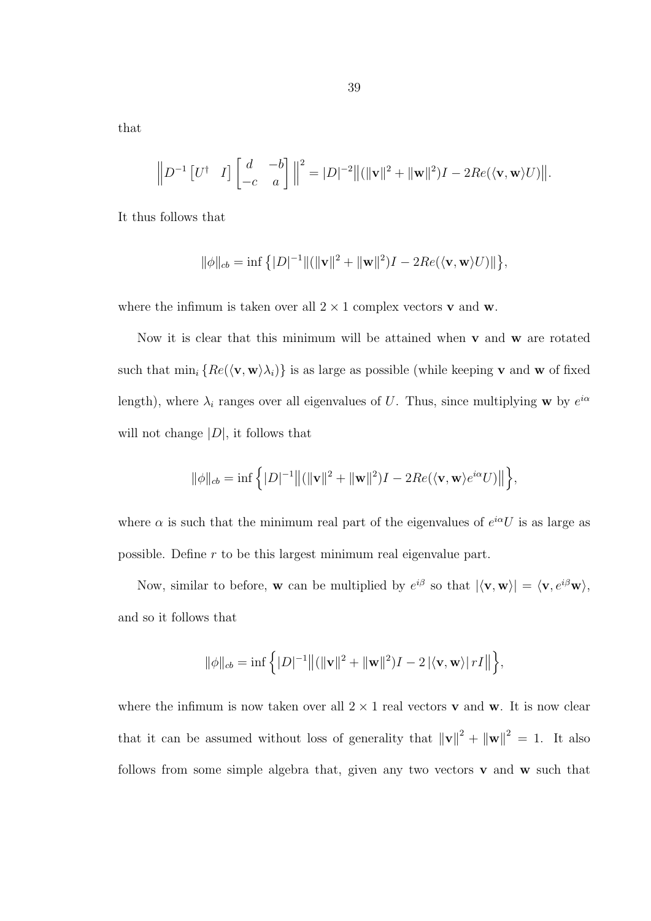that

$$\left\| D^{-1} \begin{bmatrix} U^\dagger & I \end{bmatrix} \begin{bmatrix} d & -b \\ -c & a \end{bmatrix} \right\|^2 = |D|^{-2} \big\| (\|\mathbf{v}\|^2 + \|\mathbf{w}\|^2) I - 2Re(\langle \mathbf{v}, \mathbf{w} \rangle U) \big\|.$$

It thus follows that

$$\|\phi\|_{cb} = \inf \left\{ |D|^{-1} \|(\|\mathbf{v}\|^2 + \|\mathbf{w}\|^2) I - 2Re(\langle \mathbf{v}, \mathbf{w} \rangle U)\| \right\},$$

where the infimum is taken over all $2 \times 1$ complex vectors $\mathbf{v}$ and $\mathbf{w}$.

Now it is clear that this minimum will be attained when $\mathbf{v}$ and $\mathbf{w}$ are rotated such that $\min_i \{Re(\langle \mathbf{v}, \mathbf{w} \rangle \lambda_i)\}$ is as large as possible (while keeping $\mathbf{v}$ and $\mathbf{w}$ of fixed length), where $\lambda_i$ ranges over all eigenvalues of $U$. Thus, since multiplying $\mathbf{w}$ by $e^{i\alpha}$ will not change $|D|$, it follows that

$$\|\phi\|_{cb} = \inf \left\{ |D|^{-1} \big\| (\|\mathbf{v}\|^2 + \|\mathbf{w}\|^2) I - 2Re(\langle \mathbf{v}, \mathbf{w} \rangle e^{i\alpha} U) \big\| \right\},$$

where $\alpha$ is such that the minimum real part of the eigenvalues of $e^{i\alpha} U$ is as large as possible. Define $r$ to be this largest minimum real eigenvalue part.

Now, similar to before, $\mathbf{w}$ can be multiplied by $e^{i\beta}$ so that $|\langle \mathbf{v}, \mathbf{w} \rangle| = \langle \mathbf{v}, e^{i\beta} \mathbf{w} \rangle$, and so it follows that

$$\|\phi\|_{cb} = \inf \left\{ |D|^{-1} \big\| (\|\mathbf{v}\|^2 + \|\mathbf{w}\|^2) I - 2 \, |\langle \mathbf{v}, \mathbf{w} \rangle| \, rI \big\| \right\},$$

where the infimum is now taken over all $2 \times 1$ real vectors $\mathbf{v}$ and $\mathbf{w}$. It is now clear that it can be assumed without loss of generality that $\|\mathbf{v}\|^2 + \|\mathbf{w}\|^2 = 1$. It also follows from some simple algebra that, given any two vectors $\mathbf{v}$ and $\mathbf{w}$ such that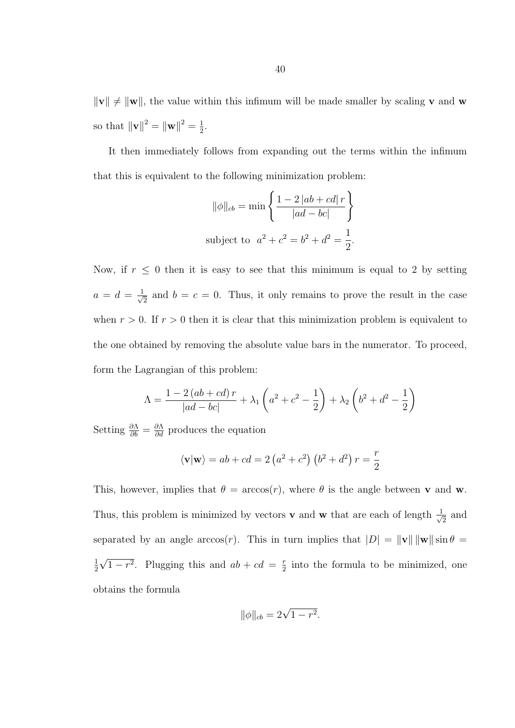$\|\mathbf{v}\| \neq \|\mathbf{w}\|$, the value within this infimum will be made smaller by scaling $\mathbf{v}$ and $\mathbf{w}$ so that $\|\mathbf{v}\|^2 = \|\mathbf{w}\|^2 = \frac{1}{2}$.

It then immediately follows from expanding out the terms within the infimum that this is equivalent to the following minimization problem:

$$\|\phi\|_{cb} = \min \left\{ \frac{1 - 2\,|ab + cd|\,r}{|ad - bc|} \right\}$$

$$\text{subject to } \; a^2 + c^2 = b^2 + d^2 = \frac{1}{2}.$$

Now, if $r \leq 0$ then it is easy to see that this minimum is equal to 2 by setting $a = d = \frac{1}{\sqrt{2}}$ and $b = c = 0$. Thus, it only remains to prove the result in the case when $r > 0$. If $r > 0$ then it is clear that this minimization problem is equivalent to the one obtained by removing the absolute value bars in the numerator. To proceed, form the Lagrangian of this problem:

$$\Lambda = \frac{1 - 2\,(ab + cd)\,r}{|ad - bc|} + \lambda_1 \left( a^2 + c^2 - \frac{1}{2} \right) + \lambda_2 \left( b^2 + d^2 - \frac{1}{2} \right)$$

Setting $\frac{\partial \Lambda}{\partial b} = \frac{\partial \Lambda}{\partial d}$ produces the equation

$$\langle \mathbf{v} | \mathbf{w} \rangle = ab + cd = 2\left(a^2 + c^2\right)\left(b^2 + d^2\right) r = \frac{r}{2}$$

This, however, implies that $\theta = \arccos(r)$, where $\theta$ is the angle between $\mathbf{v}$ and $\mathbf{w}$. Thus, this problem is minimized by vectors $\mathbf{v}$ and $\mathbf{w}$ that are each of length $\frac{1}{\sqrt{2}}$ and separated by an angle $\arccos(r)$. This in turn implies that $|D| = \|\mathbf{v}\|\,\|\mathbf{w}\| \sin\theta = \frac{1}{2}\sqrt{1 - r^2}$. Plugging this and $ab + cd = \frac{r}{2}$ into the formula to be minimized, one obtains the formula

$$\|\phi\|_{cb} = 2\sqrt{1 - r^2}.$$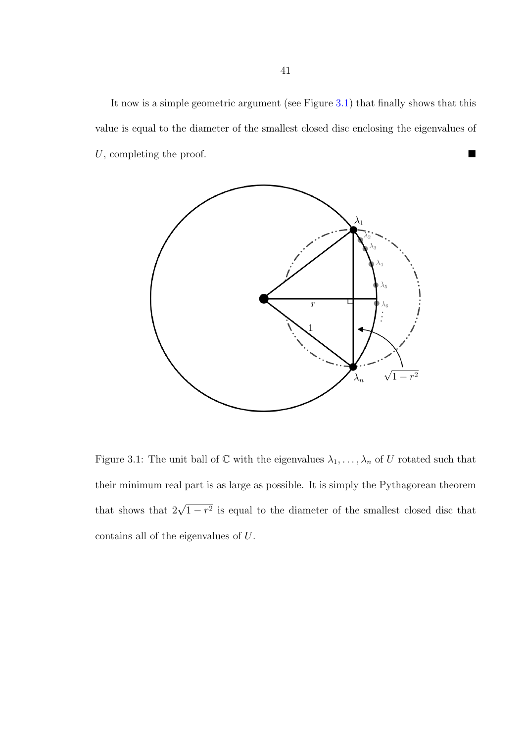It now is a simple geometric argument (see Figure 3.1) that finally shows that this value is equal to the diameter of the smallest closed disc enclosing the eigenvalues of $U$, completing the proof. ■

Figure 3.1: The unit ball of $\mathbb{C}$ with the eigenvalues $\lambda_1, \ldots, \lambda_n$ of $U$ rotated such that their minimum real part is as large as possible. It is simply the Pythagorean theorem that shows that $2\sqrt{1-r^2}$ is equal to the diameter of the smallest closed disc that contains all of the eigenvalues of $U$.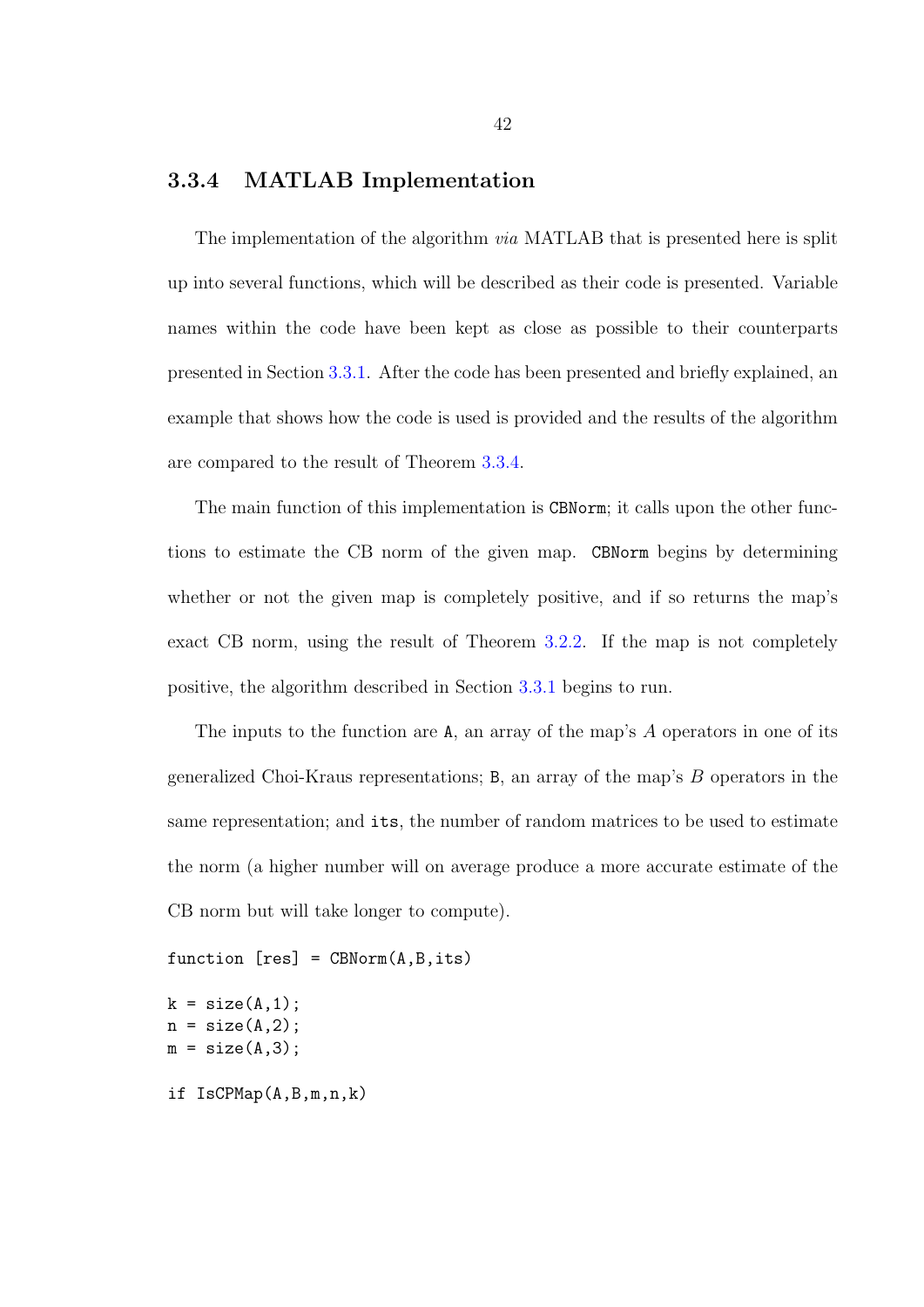### 3.3.4 MATLAB Implementation

The implementation of the algorithm *via* MATLAB that is presented here is split up into several functions, which will be described as their code is presented. Variable names within the code have been kept as close as possible to their counterparts presented in Section 3.3.1. After the code has been presented and briefly explained, an example that shows how the code is used is provided and the results of the algorithm are compared to the result of Theorem 3.3.4.

The main function of this implementation is `CBNorm`; it calls upon the other functions to estimate the CB norm of the given map. `CBNorm` begins by determining whether or not the given map is completely positive, and if so returns the map's exact CB norm, using the result of Theorem 3.2.2. If the map is not completely positive, the algorithm described in Section 3.3.1 begins to run.

The inputs to the function are `A`, an array of the map's $A$ operators in one of its generalized Choi-Kraus representations; `B`, an array of the map's $B$ operators in the same representation; and `its`, the number of random matrices to be used to estimate the norm (a higher number will on average produce a more accurate estimate of the CB norm but will take longer to compute).

```
function [res] = CBNorm(A,B,its)

k = size(A,1);
n = size(A,2);
m = size(A,3);

if IsCPMap(A,B,m,n,k)
```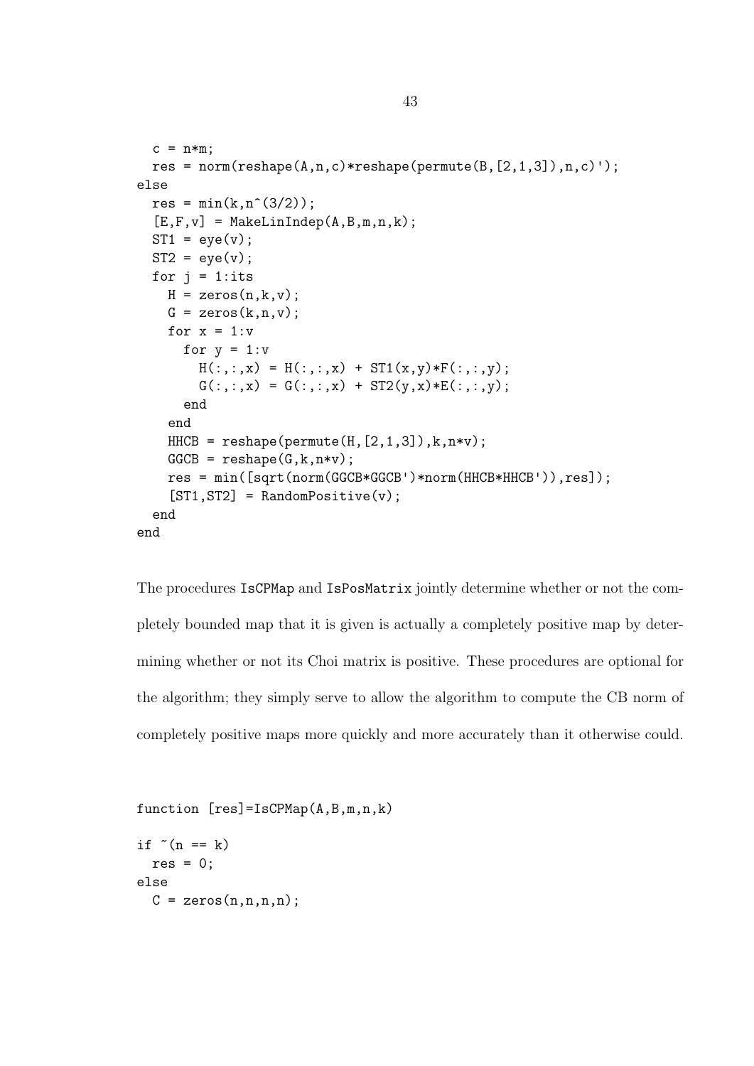```
  c = n*m;
  res = norm(reshape(A,n,c)*reshape(permute(B,[2,1,3]),n,c)');
else
  res = min(k,n^(3/2));
  [E,F,v] = MakeLinIndep(A,B,m,n,k);
  ST1 = eye(v);
  ST2 = eye(v);
  for j = 1:its
    H = zeros(n,k,v);
    G = zeros(k,n,v);
    for x = 1:v
      for y = 1:v
        H(:,:,x) = H(:,:,x) + ST1(x,y)*F(:,:,y);
        G(:,:,x) = G(:,:,x) + ST2(y,x)*E(:,:,y);
      end
    end
    HHCB = reshape(permute(H,[2,1,3]),k,n*v);
    GGCB = reshape(G,k,n*v);
    res = min([sqrt(norm(GGCB*GGCB')*norm(HHCB*HHCB')),res]);
    [ST1,ST2] = RandomPositive(v);
  end
end
```

The procedures IsCPMap and IsPosMatrix jointly determine whether or not the completely bounded map that it is given is actually a completely positive map by determining whether or not its Choi matrix is positive. These procedures are optional for the algorithm; they simply serve to allow the algorithm to compute the CB norm of completely positive maps more quickly and more accurately than it otherwise could.

```
function [res]=IsCPMap(A,B,m,n,k)

if ~(n == k)
  res = 0;
else
  C = zeros(n,n,n,n);
```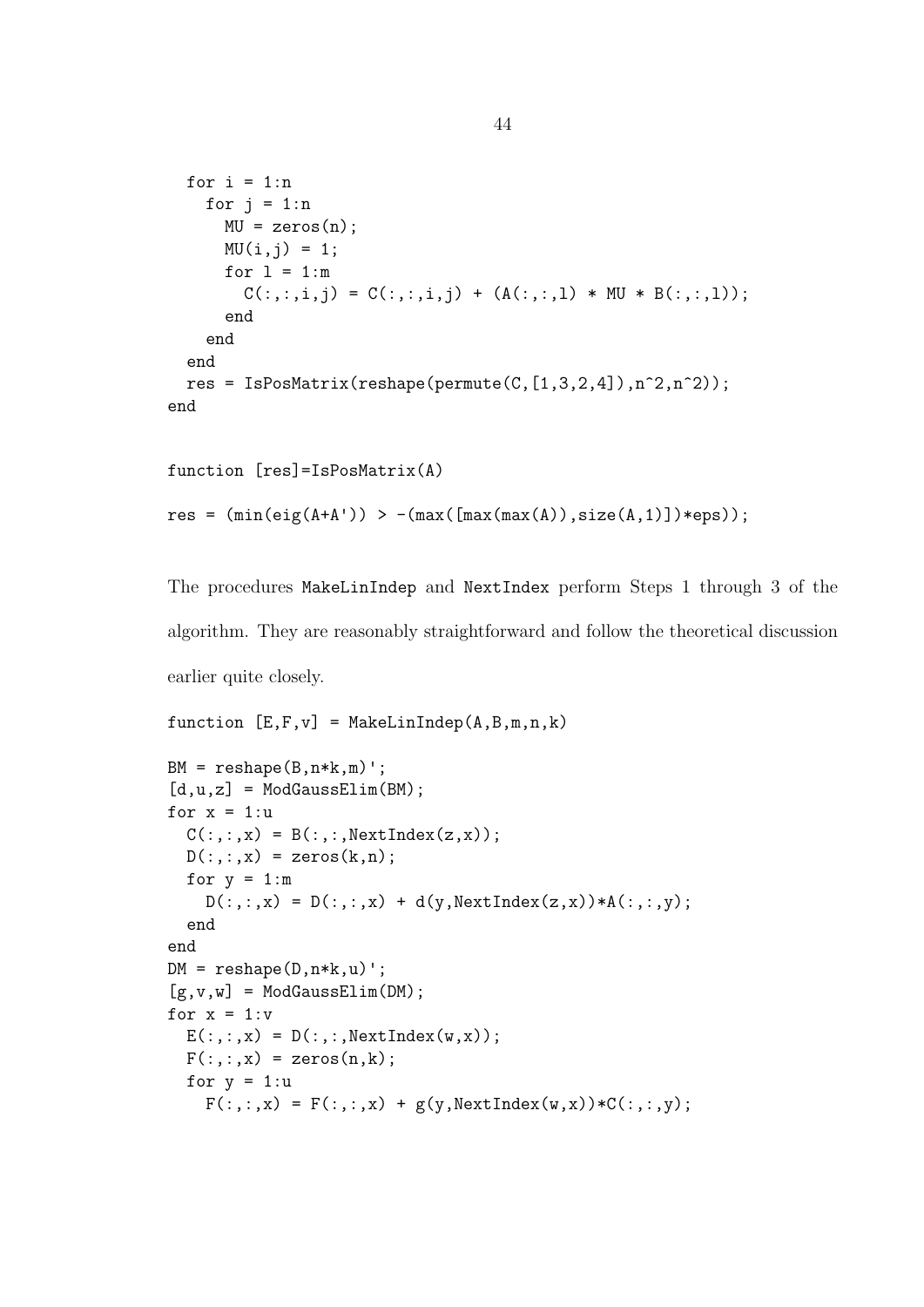```
  for i = 1:n
    for j = 1:n
      MU = zeros(n);
      MU(i,j) = 1;
      for l = 1:m
        C(:,:,i,j) = C(:,:,i,j) + (A(:,:,l) * MU * B(:,:,l));
      end
    end
  end
  res = IsPosMatrix(reshape(permute(C,[1,3,2,4]),n^2,n^2));
end


function [res]=IsPosMatrix(A)

res = (min(eig(A+A')) > -(max([max(max(A)),size(A,1)])*eps));
```

The procedures `MakeLinIndep` and `NextIndex` perform Steps 1 through 3 of the algorithm. They are reasonably straightforward and follow the theoretical discussion earlier quite closely.

```
function [E,F,v] = MakeLinIndep(A,B,m,n,k)

BM = reshape(B,n*k,m)';
[d,u,z] = ModGaussElim(BM);
for x = 1:u
  C(:,:,x) = B(:,:,NextIndex(z,x));
  D(:,:,x) = zeros(k,n);
  for y = 1:m
    D(:,:,x) = D(:,:,x) + d(y,NextIndex(z,x))*A(:,:,y);
  end
end
DM = reshape(D,n*k,u)';
[g,v,w] = ModGaussElim(DM);
for x = 1:v
  E(:,:,x) = D(:,:,NextIndex(w,x));
  F(:,:,x) = zeros(n,k);
  for y = 1:u
    F(:,:,x) = F(:,:,x) + g(y,NextIndex(w,x))*C(:,:,y);
```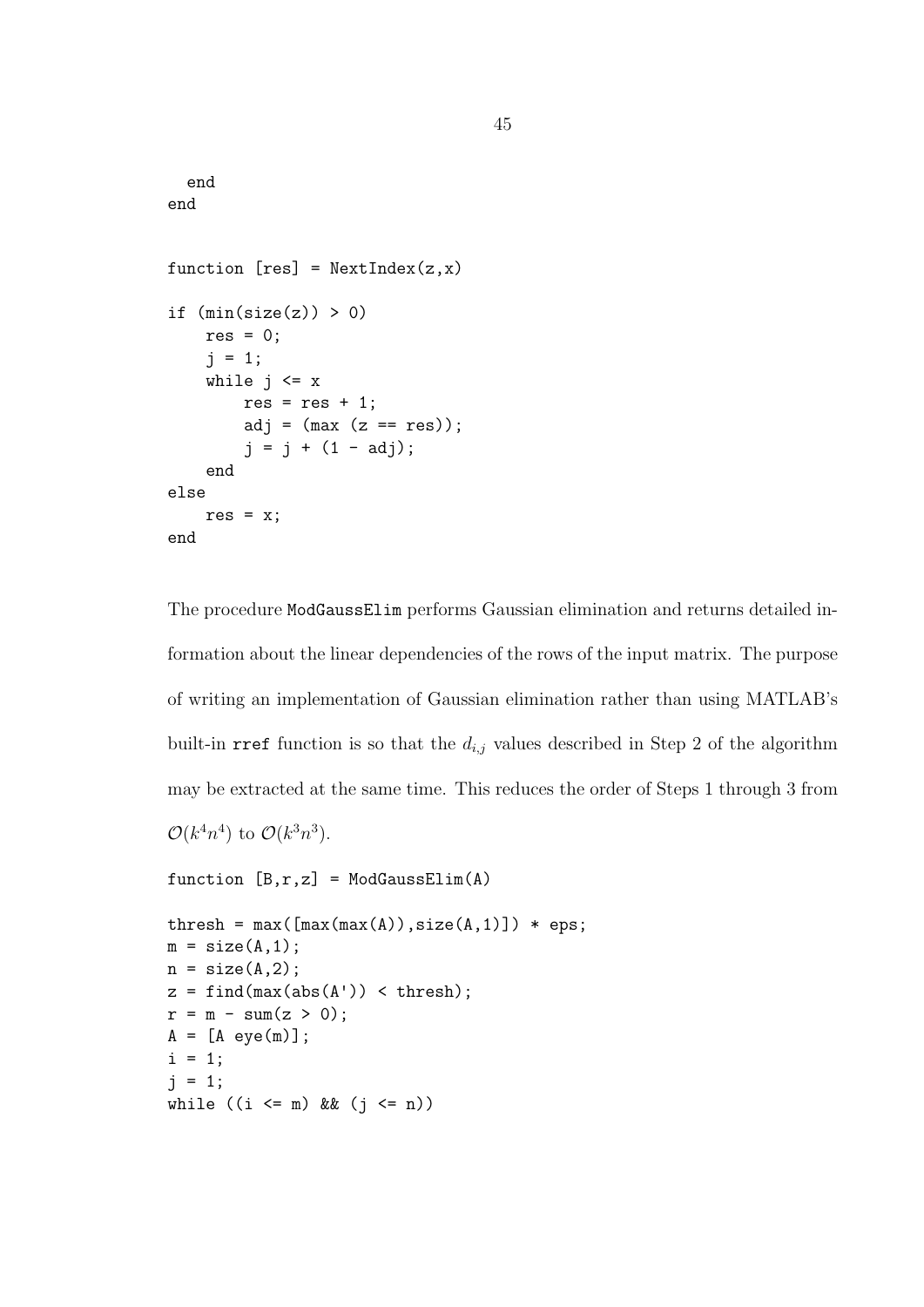```
  end
end

function [res] = NextIndex(z,x)

if (min(size(z)) > 0)
    res = 0;
    j = 1;
    while j <= x
        res = res + 1;
        adj = (max (z == res));
        j = j + (1 - adj);
    end
else
    res = x;
end
```

The procedure `ModGaussElim` performs Gaussian elimination and returns detailed information about the linear dependencies of the rows of the input matrix. The purpose of writing an implementation of Gaussian elimination rather than using MATLAB's built-in `rref` function is so that the $d_{i,j}$ values described in Step 2 of the algorithm may be extracted at the same time. This reduces the order of Steps 1 through 3 from $\mathcal{O}(k^4n^4)$ to $\mathcal{O}(k^3n^3)$.

```
function [B,r,z] = ModGaussElim(A)

thresh = max([max(max(A)),size(A,1)]) * eps;
m = size(A,1);
n = size(A,2);
z = find(max(abs(A')) < thresh);
r = m - sum(z > 0);
A = [A eye(m)];
i = 1;
j = 1;
while ((i <= m) && (j <= n))
```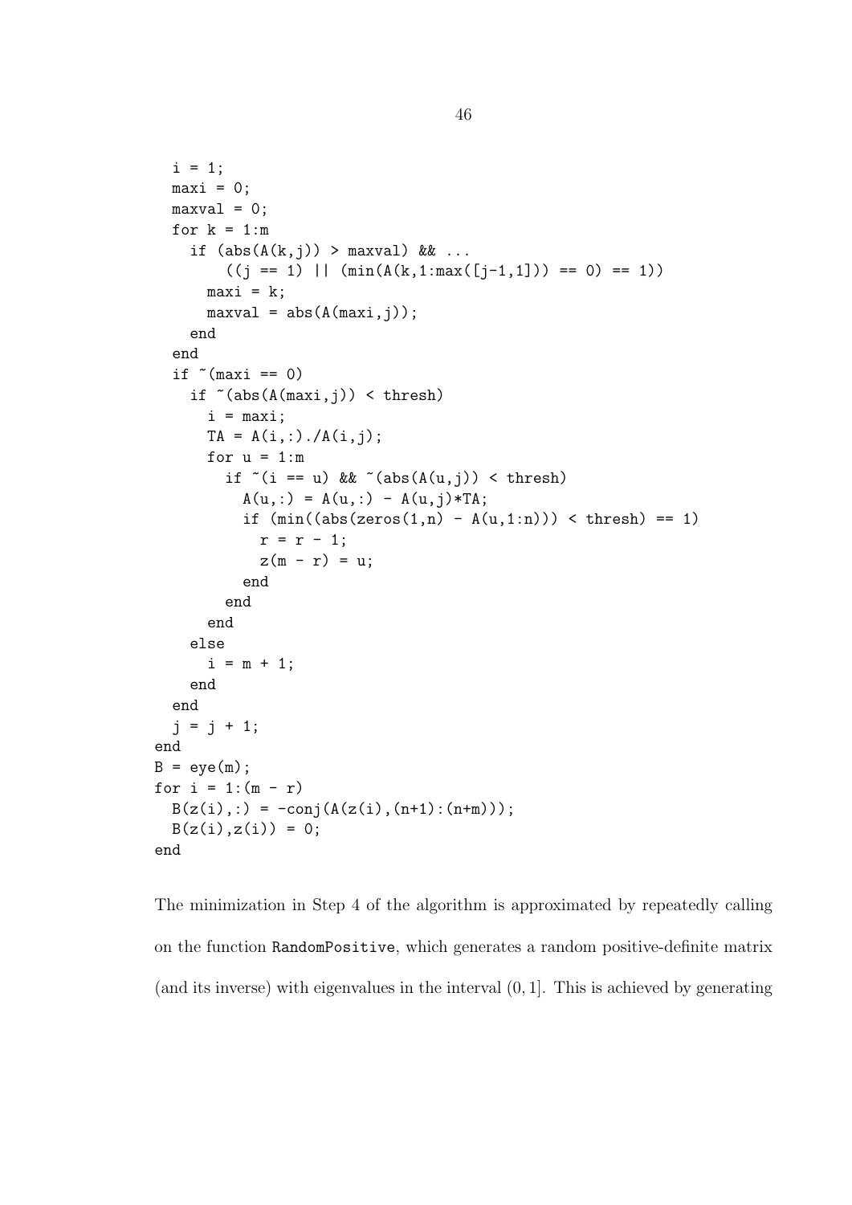```
  i = 1;
  maxi = 0;
  maxval = 0;
  for k = 1:m
    if (abs(A(k,j)) > maxval) && ...
        ((j == 1) || (min(A(k,1:max([j-1,1])) == 0) == 1))
      maxi = k;
      maxval = abs(A(maxi,j));
    end
  end
  if ~(maxi == 0)
    if ~(abs(A(maxi,j)) < thresh)
      i = maxi;
      TA = A(i,:)./A(i,j);
      for u = 1:m
        if ~(i == u) && ~(abs(A(u,j)) < thresh)
          A(u,:) = A(u,:) - A(u,j)*TA;
          if (min((abs(zeros(1,n) - A(u,1:n))) < thresh) == 1)
            r = r - 1;
            z(m - r) = u;
          end
        end
      end
    else
      i = m + 1;
    end
  end
  j = j + 1;
end
B = eye(m);
for i = 1:(m - r)
  B(z(i),:) = -conj(A(z(i),(n+1):(n+m)));
  B(z(i),z(i)) = 0;
end
```

The minimization in Step 4 of the algorithm is approximated by repeatedly calling on the function `RandomPositive`, which generates a random positive-definite matrix (and its inverse) with eigenvalues in the interval $(0, 1]$. This is achieved by generating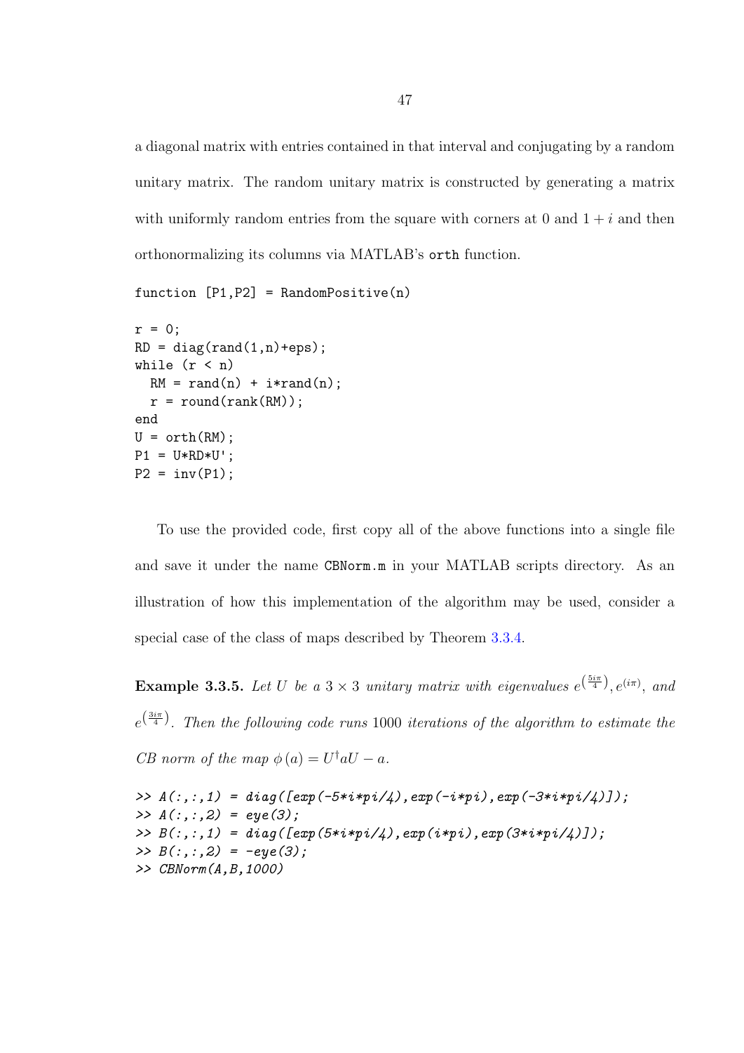a diagonal matrix with entries contained in that interval and conjugating by a random unitary matrix. The random unitary matrix is constructed by generating a matrix with uniformly random entries from the square with corners at 0 and $1+i$ and then orthonormalizing its columns via MATLAB's `orth` function.

```
function [P1,P2] = RandomPositive(n)

r = 0;
RD = diag(rand(1,n)+eps);
while (r < n)
  RM = rand(n) + i*rand(n);
  r = round(rank(RM));
end
U = orth(RM);
P1 = U*RD*U';
P2 = inv(P1);
```

To use the provided code, first copy all of the above functions into a single file and save it under the name `CBNorm.m` in your MATLAB scripts directory. As an illustration of how this implementation of the algorithm may be used, consider a special case of the class of maps described by Theorem 3.3.4.

**Example 3.3.5.** *Let $U$ be a $3\times 3$ unitary matrix with eigenvalues $e^{\left(\frac{5i\pi}{4}\right)}, e^{(i\pi)}$, and $e^{\left(\frac{3i\pi}{4}\right)}$. Then the following code runs 1000 iterations of the algorithm to estimate the CB norm of the map $\phi(a) = U^{\dagger}aU - a$.*

```
>> A(:,:,1) = diag([exp(-5*i*pi/4),exp(-i*pi),exp(-3*i*pi/4)]);
>> A(:,:,2) = eye(3);
>> B(:,:,1) = diag([exp(5*i*pi/4),exp(i*pi),exp(3*i*pi/4)]);
>> B(:,:,2) = -eye(3);
>> CBNorm(A,B,1000)
```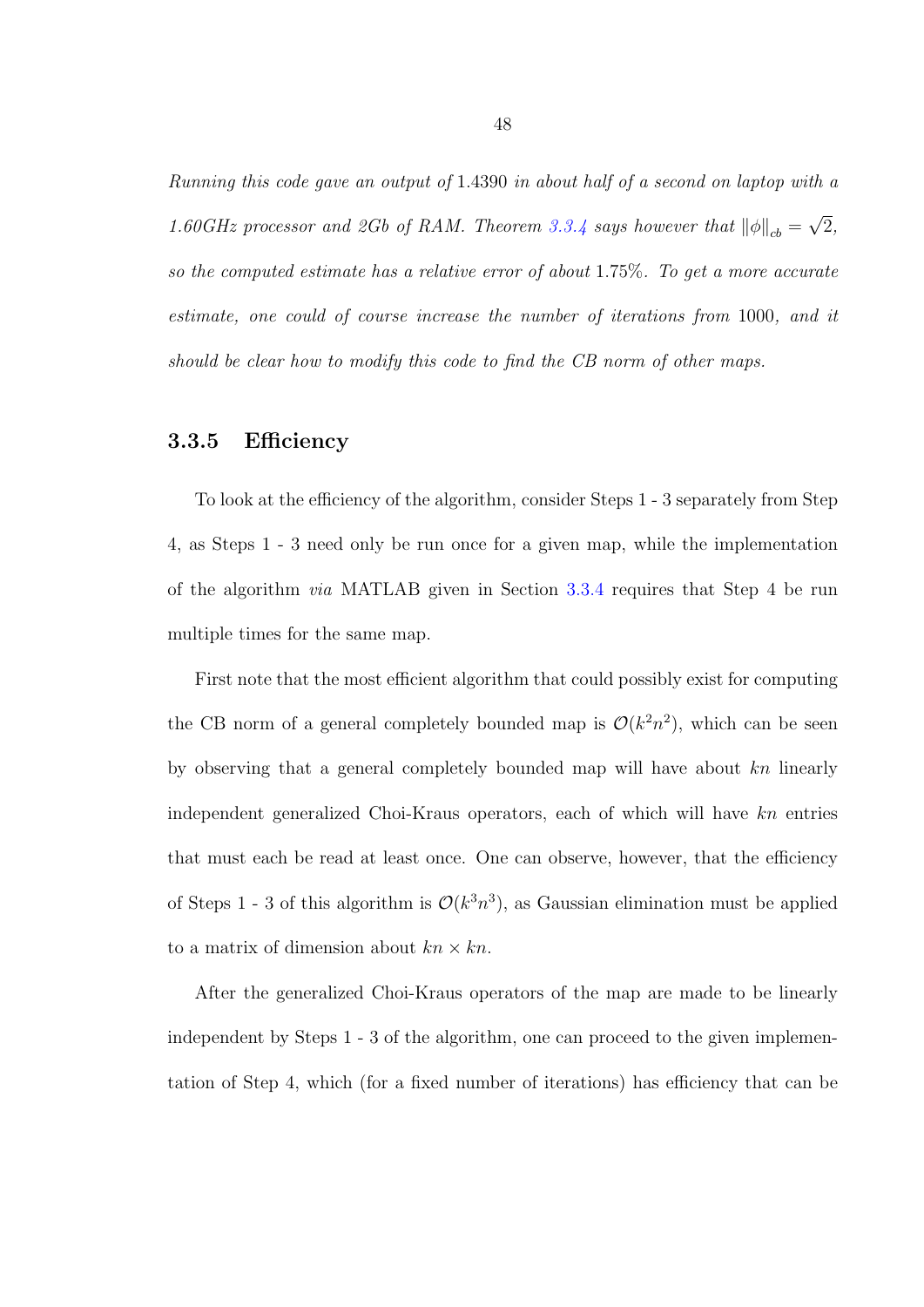*Running this code gave an output of* 1.4390 *in about half of a second on laptop with a 1.60GHz processor and 2Gb of RAM. Theorem 3.3.4 says however that* $\|\phi\|_{cb} = \sqrt{2}$*, so the computed estimate has a relative error of about* 1.75%*. To get a more accurate estimate, one could of course increase the number of iterations from* 1000*, and it should be clear how to modify this code to find the CB norm of other maps.*

### 3.3.5 Efficiency

To look at the efficiency of the algorithm, consider Steps 1 - 3 separately from Step 4, as Steps 1 - 3 need only be run once for a given map, while the implementation of the algorithm *via* MATLAB given in Section 3.3.4 requires that Step 4 be run multiple times for the same map.

First note that the most efficient algorithm that could possibly exist for computing the CB norm of a general completely bounded map is $\mathcal{O}(k^2n^2)$, which can be seen by observing that a general completely bounded map will have about $kn$ linearly independent generalized Choi-Kraus operators, each of which will have $kn$ entries that must each be read at least once. One can observe, however, that the efficiency of Steps 1 - 3 of this algorithm is $\mathcal{O}(k^3n^3)$, as Gaussian elimination must be applied to a matrix of dimension about $kn \times kn$.

After the generalized Choi-Kraus operators of the map are made to be linearly independent by Steps 1 - 3 of the algorithm, one can proceed to the given implementation of Step 4, which (for a fixed number of iterations) has efficiency that can be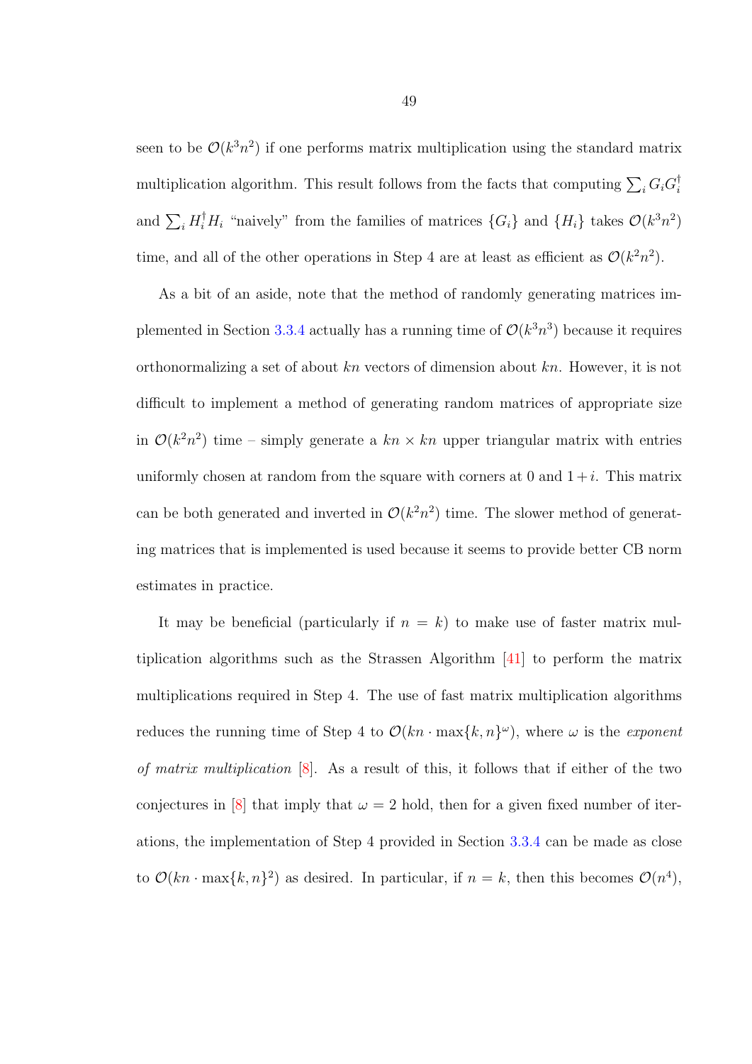seen to be $\mathcal{O}(k^3n^2)$ if one performs matrix multiplication using the standard matrix multiplication algorithm. This result follows from the facts that computing $\sum_i G_i G_i^\dagger$ and $\sum_i H_i^\dagger H_i$ "naively" from the families of matrices $\{G_i\}$ and $\{H_i\}$ takes $\mathcal{O}(k^3n^2)$ time, and all of the other operations in Step 4 are at least as efficient as $\mathcal{O}(k^2n^2)$.

As a bit of an aside, note that the method of randomly generating matrices implemented in Section 3.3.4 actually has a running time of $\mathcal{O}(k^3n^3)$ because it requires orthonormalizing a set of about $kn$ vectors of dimension about $kn$. However, it is not difficult to implement a method of generating random matrices of appropriate size in $\mathcal{O}(k^2n^2)$ time – simply generate a $kn \times kn$ upper triangular matrix with entries uniformly chosen at random from the square with corners at 0 and $1+i$. This matrix can be both generated and inverted in $\mathcal{O}(k^2n^2)$ time. The slower method of generating matrices that is implemented is used because it seems to provide better CB norm estimates in practice.

It may be beneficial (particularly if $n = k$) to make use of faster matrix multiplication algorithms such as the Strassen Algorithm [41] to perform the matrix multiplications required in Step 4. The use of fast matrix multiplication algorithms reduces the running time of Step 4 to $\mathcal{O}(kn \cdot \max\{k,n\}^\omega)$, where $\omega$ is the *exponent of matrix multiplication* [8]. As a result of this, it follows that if either of the two conjectures in [8] that imply that $\omega = 2$ hold, then for a given fixed number of iterations, the implementation of Step 4 provided in Section 3.3.4 can be made as close to $\mathcal{O}(kn \cdot \max\{k,n\}^2)$ as desired. In particular, if $n = k$, then this becomes $\mathcal{O}(n^4)$,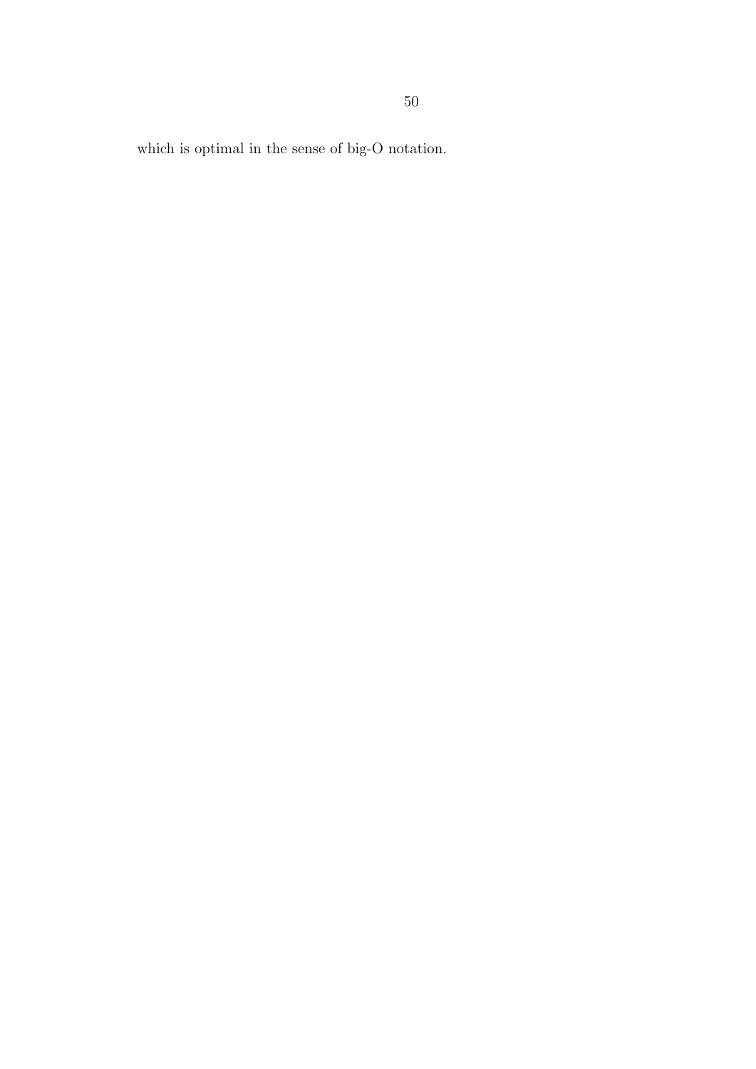which is optimal in the sense of big-O notation.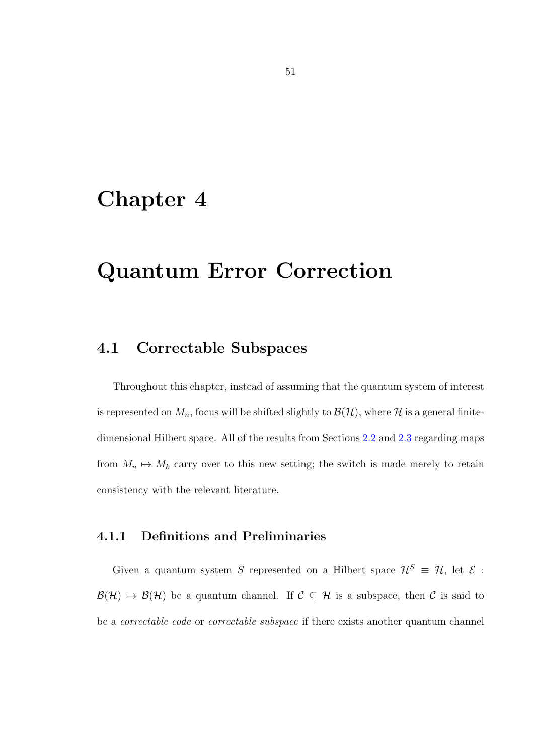# Chapter 4

# Quantum Error Correction

## 4.1 Correctable Subspaces

Throughout this chapter, instead of assuming that the quantum system of interest is represented on $M_n$, focus will be shifted slightly to $\mathcal{B}(\mathcal{H})$, where $\mathcal{H}$ is a general finite-dimensional Hilbert space. All of the results from Sections 2.2 and 2.3 regarding maps from $M_n \mapsto M_k$ carry over to this new setting; the switch is made merely to retain consistency with the relevant literature.

### 4.1.1 Definitions and Preliminaries

Given a quantum system $S$ represented on a Hilbert space $\mathcal{H}^S \equiv \mathcal{H}$, let $\mathcal{E} : \mathcal{B}(\mathcal{H}) \mapsto \mathcal{B}(\mathcal{H})$ be a quantum channel. If $\mathcal{C} \subseteq \mathcal{H}$ is a subspace, then $\mathcal{C}$ is said to be a *correctable code* or *correctable subspace* if there exists another quantum channel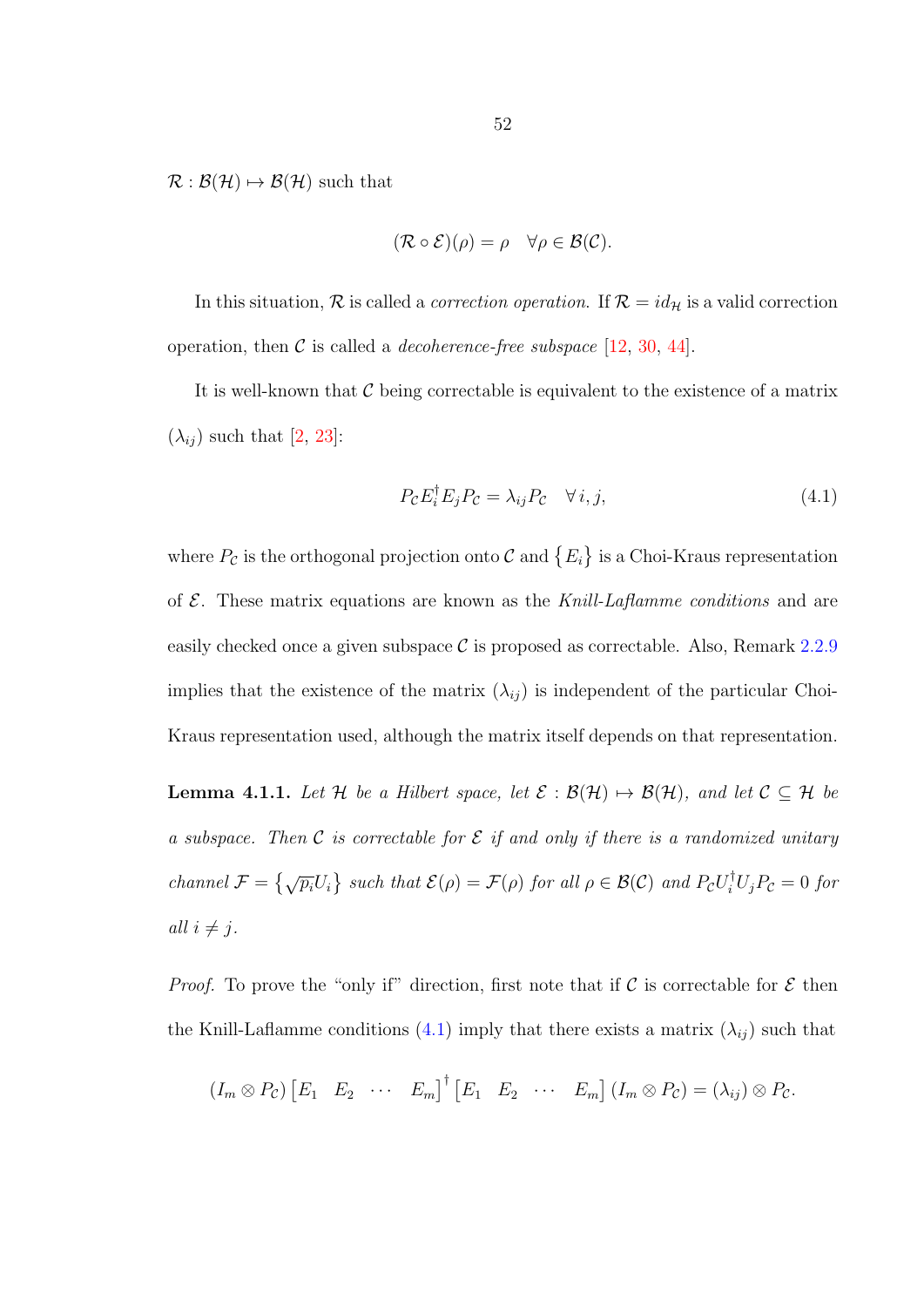$\mathcal{R} : \mathcal{B}(\mathcal{H}) \mapsto \mathcal{B}(\mathcal{H})$ such that

$$(\mathcal{R} \circ \mathcal{E})(\rho) = \rho \quad \forall \rho \in \mathcal{B}(\mathcal{C}).$$

In this situation, $\mathcal{R}$ is called a *correction operation.* If $\mathcal{R} = id_{\mathcal{H}}$ is a valid correction operation, then $\mathcal{C}$ is called a *decoherence-free subspace* [12, 30, 44].

It is well-known that $\mathcal{C}$ being correctable is equivalent to the existence of a matrix $(\lambda_{ij})$ such that [2, 23]:

$$P_{\mathcal{C}} E_i^{\dagger} E_j P_{\mathcal{C}} = \lambda_{ij} P_{\mathcal{C}} \quad \forall\, i, j, \tag{4.1}$$

where $P_{\mathcal{C}}$ is the orthogonal projection onto $\mathcal{C}$ and $\{E_i\}$ is a Choi-Kraus representation of $\mathcal{E}$. These matrix equations are known as the *Knill-Laflamme conditions* and are easily checked once a given subspace $\mathcal{C}$ is proposed as correctable. Also, Remark 2.2.9 implies that the existence of the matrix $(\lambda_{ij})$ is independent of the particular Choi-Kraus representation used, although the matrix itself depends on that representation.

**Lemma 4.1.1.** *Let $\mathcal{H}$ be a Hilbert space, let $\mathcal{E} : \mathcal{B}(\mathcal{H}) \mapsto \mathcal{B}(\mathcal{H})$, and let $\mathcal{C} \subseteq \mathcal{H}$ be a subspace. Then $\mathcal{C}$ is correctable for $\mathcal{E}$ if and only if there is a randomized unitary channel $\mathcal{F} = \{\sqrt{p_i} U_i\}$ such that $\mathcal{E}(\rho) = \mathcal{F}(\rho)$ for all $\rho \in \mathcal{B}(\mathcal{C})$ and $P_{\mathcal{C}} U_i^{\dagger} U_j P_{\mathcal{C}} = 0$ for all $i \neq j$.*

*Proof.* To prove the "only if" direction, first note that if $\mathcal{C}$ is correctable for $\mathcal{E}$ then the Knill-Laflamme conditions (4.1) imply that there exists a matrix $(\lambda_{ij})$ such that

$$(I_m \otimes P_{\mathcal{C}}) \begin{bmatrix} E_1 & E_2 & \cdots & E_m \end{bmatrix}^{\dagger} \begin{bmatrix} E_1 & E_2 & \cdots & E_m \end{bmatrix} (I_m \otimes P_{\mathcal{C}}) = (\lambda_{ij}) \otimes P_{\mathcal{C}}.$$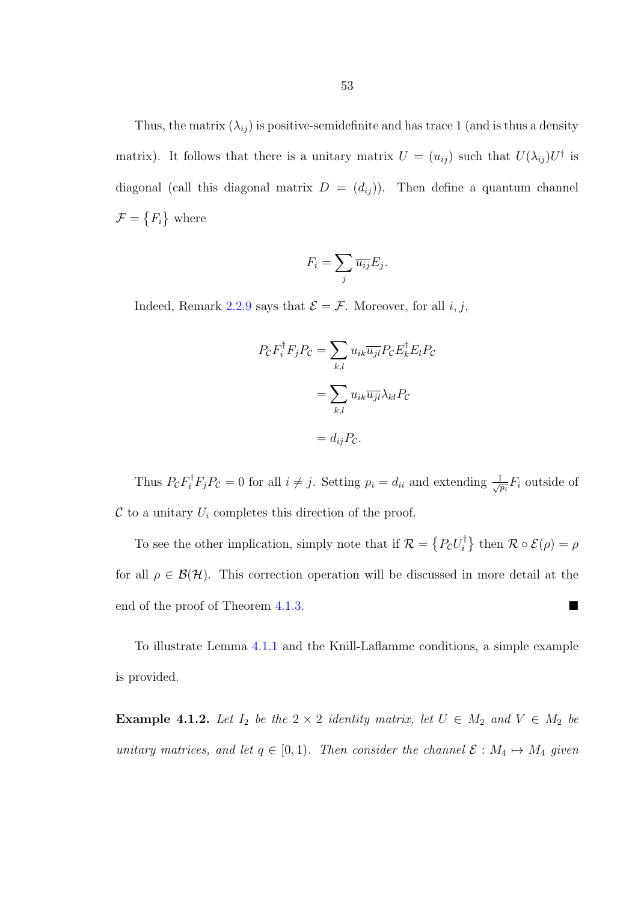Thus, the matrix $(\lambda_{ij})$ is positive-semidefinite and has trace 1 (and is thus a density matrix). It follows that there is a unitary matrix $U = (u_{ij})$ such that $U(\lambda_{ij})U^\dagger$ is diagonal (call this diagonal matrix $D = (d_{ij})$). Then define a quantum channel $\mathcal{F} = \{F_i\}$ where

$$F_i = \sum_j \overline{u_{ij}} E_j.$$

Indeed, Remark 2.2.9 says that $\mathcal{E} = \mathcal{F}$. Moreover, for all $i, j$,

$$\begin{aligned} P_\mathcal{C} F_i^\dagger F_j P_\mathcal{C} &= \sum_{k,l} u_{ik}\overline{u_{jl}} P_\mathcal{C} E_k^\dagger E_l P_\mathcal{C} \\ &= \sum_{k,l} u_{ik}\overline{u_{jl}} \lambda_{kl} P_\mathcal{C} \\ &= d_{ij} P_\mathcal{C}. \end{aligned}$$

Thus $P_\mathcal{C} F_i^\dagger F_j P_\mathcal{C} = 0$ for all $i \neq j$. Setting $p_i = d_{ii}$ and extending $\frac{1}{\sqrt{p_i}} F_i$ outside of $\mathcal{C}$ to a unitary $U_i$ completes this direction of the proof.

To see the other implication, simply note that if $\mathcal{R} = \{P_\mathcal{C} U_i^\dagger\}$ then $\mathcal{R} \circ \mathcal{E}(\rho) = \rho$ for all $\rho \in \mathcal{B}(\mathcal{H})$. This correction operation will be discussed in more detail at the end of the proof of Theorem 4.1.3. ■

To illustrate Lemma 4.1.1 and the Knill-Laflamme conditions, a simple example is provided.

**Example 4.1.2.** *Let $I_2$ be the $2 \times 2$ identity matrix, let $U \in M_2$ and $V \in M_2$ be unitary matrices, and let $q \in [0, 1)$. Then consider the channel $\mathcal{E} : M_4 \mapsto M_4$ given*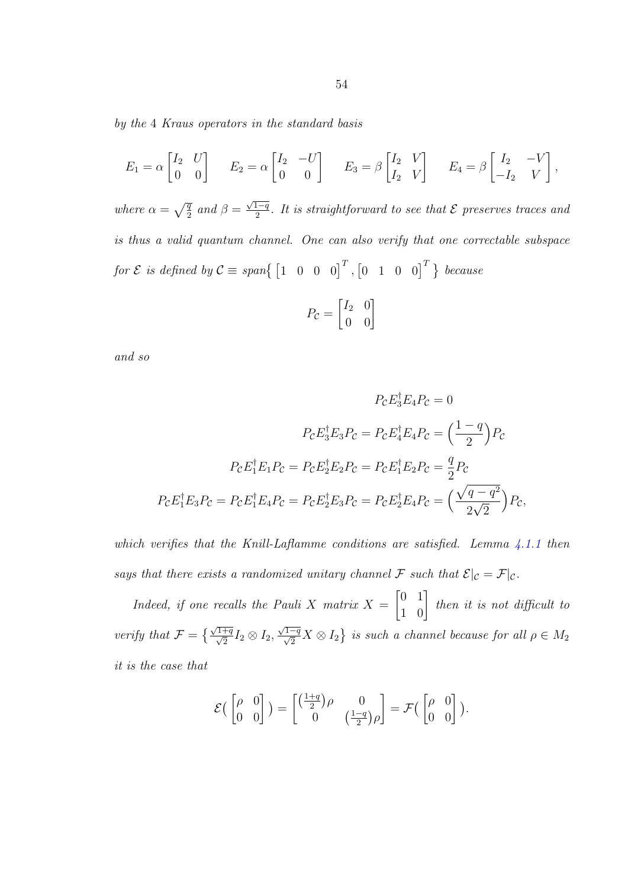*by the 4 Kraus operators in the standard basis*

$$E_1 = \alpha \begin{bmatrix} I_2 & U \\ 0 & 0 \end{bmatrix} \qquad E_2 = \alpha \begin{bmatrix} I_2 & -U \\ 0 & 0 \end{bmatrix} \qquad E_3 = \beta \begin{bmatrix} I_2 & V \\ I_2 & V \end{bmatrix} \qquad E_4 = \beta \begin{bmatrix} I_2 & -V \\ -I_2 & V \end{bmatrix},$$

*where* $\alpha = \sqrt{\frac{q}{2}}$ *and* $\beta = \frac{\sqrt{1-q}}{2}$. *It is straightforward to see that* $\mathcal{E}$ *preserves traces and is thus a valid quantum channel. One can also verify that one correctable subspace for* $\mathcal{E}$ *is defined by* $\mathcal{C} \equiv span\{ \begin{bmatrix} 1 & 0 & 0 & 0 \end{bmatrix}^T, \begin{bmatrix} 0 & 1 & 0 & 0 \end{bmatrix}^T \}$ *because*

$$P_{\mathcal{C}} = \begin{bmatrix} I_2 & 0 \\ 0 & 0 \end{bmatrix}$$

*and so*

$$\begin{aligned}
P_{\mathcal{C}} E_3^{\dagger} E_4 P_{\mathcal{C}} &= 0 \\
P_{\mathcal{C}} E_3^{\dagger} E_3 P_{\mathcal{C}} = P_{\mathcal{C}} E_4^{\dagger} E_4 P_{\mathcal{C}} &= \Big(\frac{1-q}{2}\Big) P_{\mathcal{C}} \\
P_{\mathcal{C}} E_1^{\dagger} E_1 P_{\mathcal{C}} = P_{\mathcal{C}} E_2^{\dagger} E_2 P_{\mathcal{C}} = P_{\mathcal{C}} E_1^{\dagger} E_2 P_{\mathcal{C}} &= \frac{q}{2} P_{\mathcal{C}} \\
P_{\mathcal{C}} E_1^{\dagger} E_3 P_{\mathcal{C}} = P_{\mathcal{C}} E_1^{\dagger} E_4 P_{\mathcal{C}} = P_{\mathcal{C}} E_2^{\dagger} E_3 P_{\mathcal{C}} = P_{\mathcal{C}} E_2^{\dagger} E_4 P_{\mathcal{C}} &= \Big(\frac{\sqrt{q-q^2}}{2\sqrt{2}}\Big) P_{\mathcal{C}},
\end{aligned}$$

*which verifies that the Knill-Laflamme conditions are satisfied. Lemma 4.1.1 then says that there exists a randomized unitary channel* $\mathcal{F}$ *such that* $\mathcal{E}|_{\mathcal{C}} = \mathcal{F}|_{\mathcal{C}}$.

*Indeed, if one recalls the Pauli X matrix* $X = \begin{bmatrix} 0 & 1 \\ 1 & 0 \end{bmatrix}$ *then it is not difficult to verify that* $\mathcal{F} = \big\{ \frac{\sqrt{1+q}}{\sqrt{2}} I_2 \otimes I_2, \frac{\sqrt{1-q}}{\sqrt{2}} X \otimes I_2 \big\}$ *is such a channel because for all* $\rho \in M_2$ *it is the case that*

$$\mathcal{E}\big( \begin{bmatrix} \rho & 0 \\ 0 & 0 \end{bmatrix} \big) = \begin{bmatrix} \big(\frac{1+q}{2}\big)\rho & 0 \\ 0 & \big(\frac{1-q}{2}\big)\rho \end{bmatrix} = \mathcal{F}\big( \begin{bmatrix} \rho & 0 \\ 0 & 0 \end{bmatrix} \big).$$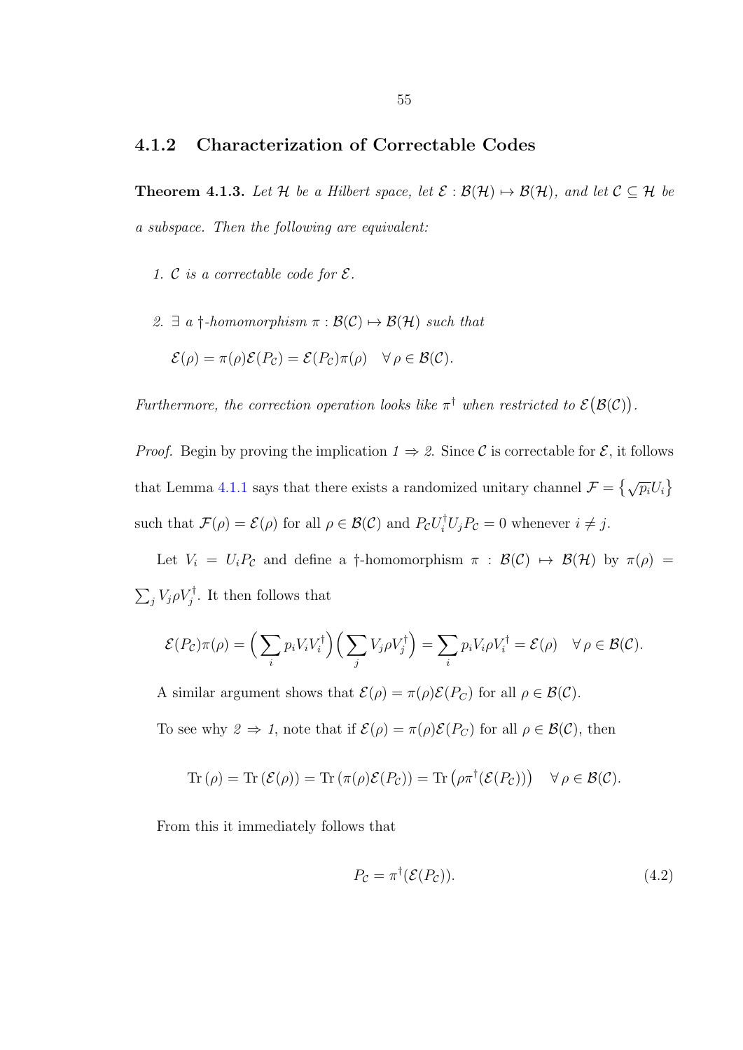### 4.1.2 Characterization of Correctable Codes

**Theorem 4.1.3.** *Let $\mathcal{H}$ be a Hilbert space, let $\mathcal{E} : \mathcal{B}(\mathcal{H}) \mapsto \mathcal{B}(\mathcal{H})$, and let $\mathcal{C} \subseteq \mathcal{H}$ be a subspace. Then the following are equivalent:*

1. *$\mathcal{C}$ is a correctable code for $\mathcal{E}$.*
2. *$\exists$ a $\dagger$-homomorphism $\pi : \mathcal{B}(\mathcal{C}) \mapsto \mathcal{B}(\mathcal{H})$ such that*

   $\mathcal{E}(\rho) = \pi(\rho)\mathcal{E}(P_{\mathcal{C}}) = \mathcal{E}(P_{\mathcal{C}})\pi(\rho) \quad \forall\, \rho \in \mathcal{B}(\mathcal{C}).$

*Furthermore, the correction operation looks like $\pi^\dagger$ when restricted to $\mathcal{E}\big(\mathcal{B}(\mathcal{C})\big)$.*

*Proof.* Begin by proving the implication *1* $\Rightarrow$ *2*. Since $\mathcal{C}$ is correctable for $\mathcal{E}$, it follows that Lemma 4.1.1 says that there exists a randomized unitary channel $\mathcal{F} = \big\{\sqrt{p_i}U_i\big\}$ such that $\mathcal{F}(\rho) = \mathcal{E}(\rho)$ for all $\rho \in \mathcal{B}(\mathcal{C})$ and $P_{\mathcal{C}}U_i^\dagger U_j P_{\mathcal{C}} = 0$ whenever $i \neq j$.

Let $V_i = U_i P_{\mathcal{C}}$ and define a $\dagger$-homomorphism $\pi : \mathcal{B}(\mathcal{C}) \mapsto \mathcal{B}(\mathcal{H})$ by $\pi(\rho) = \sum_j V_j \rho V_j^\dagger$. It then follows that

$$\mathcal{E}(P_{\mathcal{C}})\pi(\rho) = \Big(\sum_i p_i V_i V_i^\dagger\Big)\Big(\sum_j V_j \rho V_j^\dagger\Big) = \sum_i p_i V_i \rho V_i^\dagger = \mathcal{E}(\rho) \quad \forall\, \rho \in \mathcal{B}(\mathcal{C}).$$

A similar argument shows that $\mathcal{E}(\rho) = \pi(\rho)\mathcal{E}(P_C)$ for all $\rho \in \mathcal{B}(\mathcal{C})$.

To see why *2* $\Rightarrow$ *1*, note that if $\mathcal{E}(\rho) = \pi(\rho)\mathcal{E}(P_C)$ for all $\rho \in \mathcal{B}(\mathcal{C})$, then

$$\mathrm{Tr}\,(\rho) = \mathrm{Tr}\,(\mathcal{E}(\rho)) = \mathrm{Tr}\,(\pi(\rho)\mathcal{E}(P_{\mathcal{C}})) = \mathrm{Tr}\,\big(\rho\pi^\dagger(\mathcal{E}(P_{\mathcal{C}}))\big) \quad \forall\, \rho \in \mathcal{B}(\mathcal{C}).$$

From this it immediately follows that

$$P_{\mathcal{C}} = \pi^\dagger(\mathcal{E}(P_{\mathcal{C}})). \tag{4.2}$$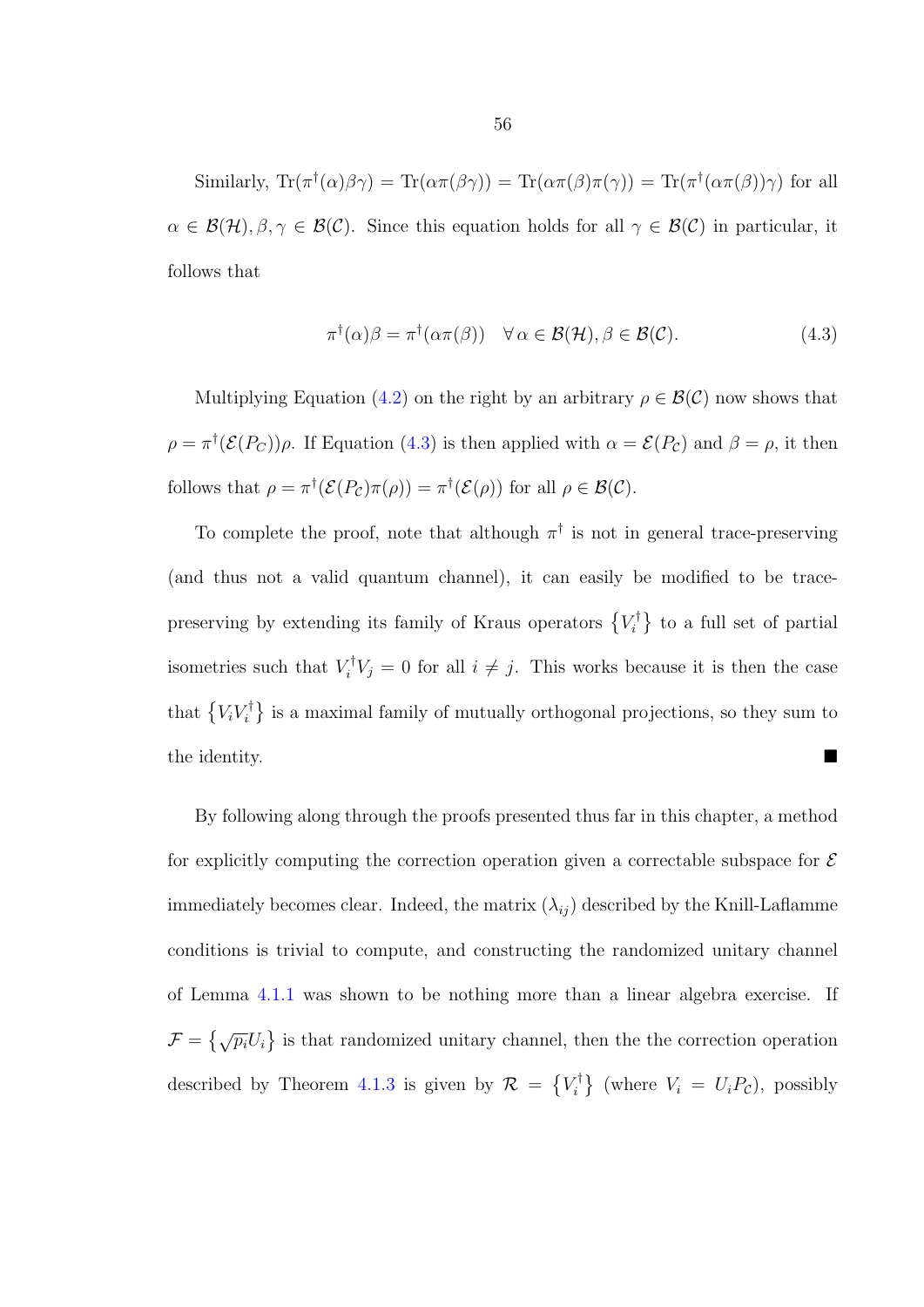Similarly, $\mathrm{Tr}(\pi^\dagger(\alpha)\beta\gamma) = \mathrm{Tr}(\alpha\pi(\beta\gamma)) = \mathrm{Tr}(\alpha\pi(\beta)\pi(\gamma)) = \mathrm{Tr}(\pi^\dagger(\alpha\pi(\beta))\gamma)$ for all $\alpha \in \mathcal{B}(\mathcal{H}), \beta, \gamma \in \mathcal{B}(\mathcal{C})$. Since this equation holds for all $\gamma \in \mathcal{B}(\mathcal{C})$ in particular, it follows that

$$\pi^\dagger(\alpha)\beta = \pi^\dagger(\alpha\pi(\beta)) \quad \forall\, \alpha \in \mathcal{B}(\mathcal{H}), \beta \in \mathcal{B}(\mathcal{C}). \tag{4.3}$$

Multiplying Equation (4.2) on the right by an arbitrary $\rho \in \mathcal{B}(\mathcal{C})$ now shows that $\rho = \pi^\dagger(\mathcal{E}(P_C))\rho$. If Equation (4.3) is then applied with $\alpha = \mathcal{E}(P_\mathcal{C})$ and $\beta = \rho$, it then follows that $\rho = \pi^\dagger(\mathcal{E}(P_\mathcal{C})\pi(\rho)) = \pi^\dagger(\mathcal{E}(\rho))$ for all $\rho \in \mathcal{B}(\mathcal{C})$.

To complete the proof, note that although $\pi^\dagger$ is not in general trace-preserving (and thus not a valid quantum channel), it can easily be modified to be trace-preserving by extending its family of Kraus operators $\{V_i^\dagger\}$ to a full set of partial isometries such that $V_i^\dagger V_j = 0$ for all $i \neq j$. This works because it is then the case that $\{V_i V_i^\dagger\}$ is a maximal family of mutually orthogonal projections, so they sum to the identity. ■

By following along through the proofs presented thus far in this chapter, a method for explicitly computing the correction operation given a correctable subspace for $\mathcal{E}$ immediately becomes clear. Indeed, the matrix $(\lambda_{ij})$ described by the Knill-Laflamme conditions is trivial to compute, and constructing the randomized unitary channel of Lemma 4.1.1 was shown to be nothing more than a linear algebra exercise. If $\mathcal{F} = \{\sqrt{p_i}U_i\}$ is that randomized unitary channel, then the the correction operation described by Theorem 4.1.3 is given by $\mathcal{R} = \{V_i^\dagger\}$ (where $V_i = U_i P_\mathcal{C}$), possibly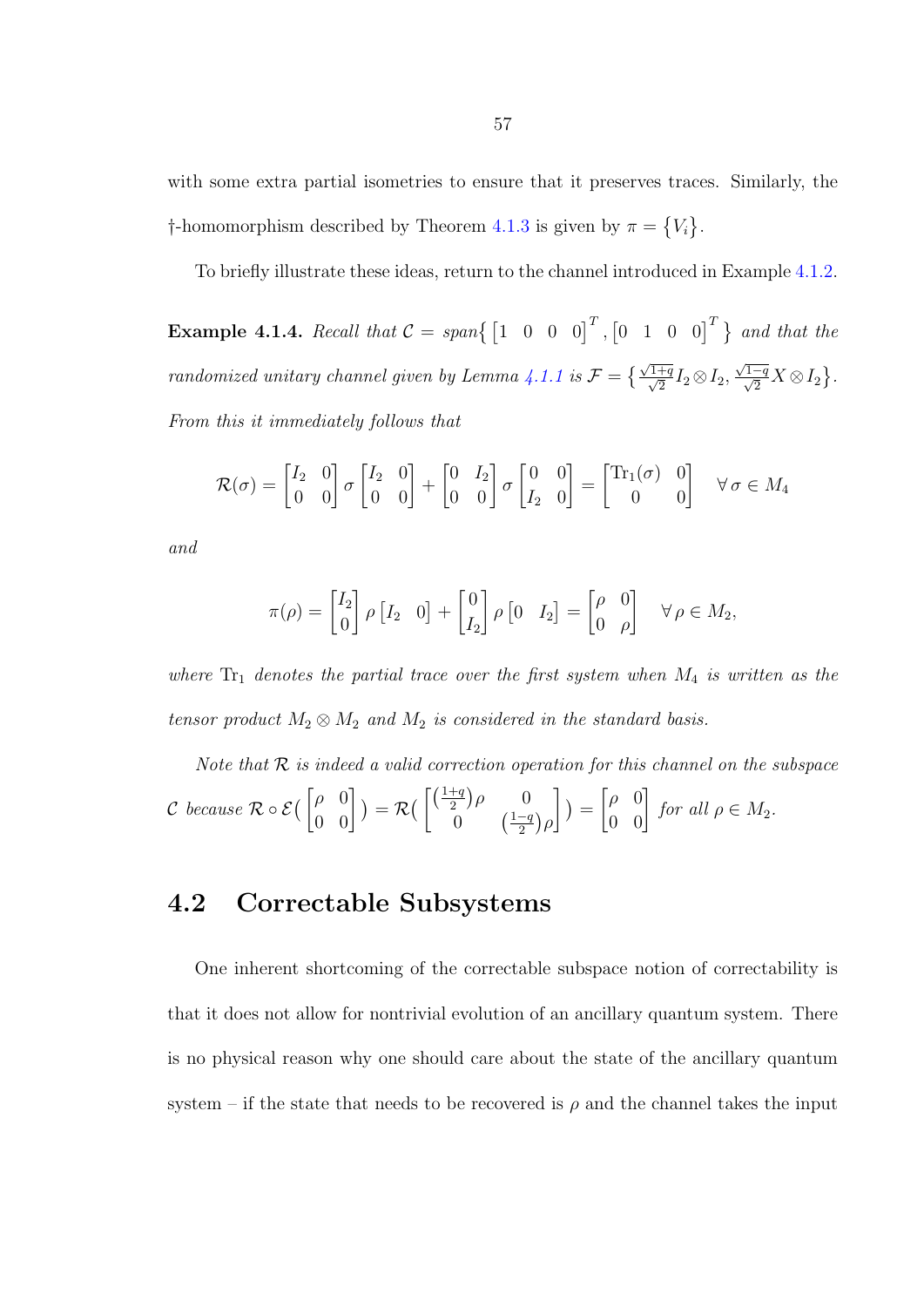with some extra partial isometries to ensure that it preserves traces. Similarly, the †-homomorphism described by Theorem 4.1.3 is given by $\pi = \{V_i\}$.

To briefly illustrate these ideas, return to the channel introduced in Example 4.1.2.

**Example 4.1.4.** *Recall that* $\mathcal{C} = \text{span}\{\begin{bmatrix}1 & 0 & 0 & 0\end{bmatrix}^T, \begin{bmatrix}0 & 1 & 0 & 0\end{bmatrix}^T\}$ *and that the randomized unitary channel given by Lemma 4.1.1 is* $\mathcal{F} = \{\frac{\sqrt{1+q}}{\sqrt{2}} I_2 \otimes I_2, \frac{\sqrt{1-q}}{\sqrt{2}} X \otimes I_2\}$. *From this it immediately follows that*

$$\mathcal{R}(\sigma) = \begin{bmatrix} I_2 & 0 \\ 0 & 0 \end{bmatrix} \sigma \begin{bmatrix} I_2 & 0 \\ 0 & 0 \end{bmatrix} + \begin{bmatrix} 0 & I_2 \\ 0 & 0 \end{bmatrix} \sigma \begin{bmatrix} 0 & 0 \\ I_2 & 0 \end{bmatrix} = \begin{bmatrix} \mathrm{Tr}_1(\sigma) & 0 \\ 0 & 0 \end{bmatrix} \quad \forall \, \sigma \in M_4$$

*and*

$$\pi(\rho) = \begin{bmatrix} I_2 \\ 0 \end{bmatrix} \rho \begin{bmatrix} I_2 & 0 \end{bmatrix} + \begin{bmatrix} 0 \\ I_2 \end{bmatrix} \rho \begin{bmatrix} 0 & I_2 \end{bmatrix} = \begin{bmatrix} \rho & 0 \\ 0 & \rho \end{bmatrix} \quad \forall \, \rho \in M_2,$$

*where* $\mathrm{Tr}_1$ *denotes the partial trace over the first system when* $M_4$ *is written as the tensor product* $M_2 \otimes M_2$ *and* $M_2$ *is considered in the standard basis.*

*Note that* $\mathcal{R}$ *is indeed a valid correction operation for this channel on the subspace* $\mathcal{C}$ *because* $\mathcal{R} \circ \mathcal{E}(\begin{bmatrix} \rho & 0 \\ 0 & 0 \end{bmatrix}) = \mathcal{R}(\begin{bmatrix} (\frac{1+q}{2})\rho & 0 \\ 0 & (\frac{1-q}{2})\rho \end{bmatrix}) = \begin{bmatrix} \rho & 0 \\ 0 & 0 \end{bmatrix}$ *for all* $\rho \in M_2$.

## 4.2 Correctable Subsystems

One inherent shortcoming of the correctable subspace notion of correctability is that it does not allow for nontrivial evolution of an ancillary quantum system. There is no physical reason why one should care about the state of the ancillary quantum system – if the state that needs to be recovered is $\rho$ and the channel takes the input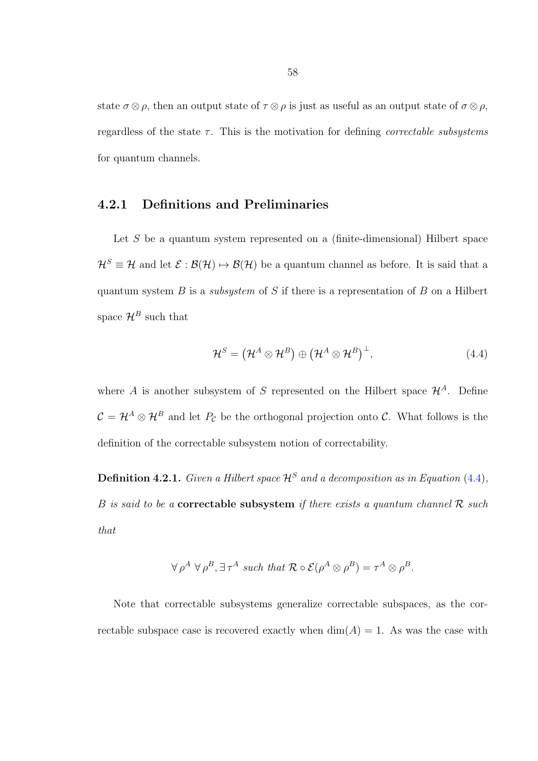state $\sigma \otimes \rho$, then an output state of $\tau \otimes \rho$ is just as useful as an output state of $\sigma \otimes \rho$, regardless of the state $\tau$. This is the motivation for defining *correctable subsystems* for quantum channels.

### 4.2.1 Definitions and Preliminaries

Let $S$ be a quantum system represented on a (finite-dimensional) Hilbert space $\mathcal{H}^S \equiv \mathcal{H}$ and let $\mathcal{E} : \mathcal{B}(\mathcal{H}) \mapsto \mathcal{B}(\mathcal{H})$ be a quantum channel as before. It is said that a quantum system $B$ is a *subsystem* of $S$ if there is a representation of $B$ on a Hilbert space $\mathcal{H}^B$ such that

$$\mathcal{H}^S = \left(\mathcal{H}^A \otimes \mathcal{H}^B\right) \oplus \left(\mathcal{H}^A \otimes \mathcal{H}^B\right)^{\perp}, \tag{4.4}$$

where $A$ is another subsystem of $S$ represented on the Hilbert space $\mathcal{H}^A$. Define $\mathcal{C} = \mathcal{H}^A \otimes \mathcal{H}^B$ and let $P_{\mathcal{C}}$ be the orthogonal projection onto $\mathcal{C}$. What follows is the definition of the correctable subsystem notion of correctability.

**Definition 4.2.1.** *Given a Hilbert space $\mathcal{H}^S$ and a decomposition as in Equation (4.4), $B$ is said to be a* **correctable subsystem** *if there exists a quantum channel $\mathcal{R}$ such that*

$$\forall\, \rho^A \;\forall\, \rho^B, \exists\, \tau^A \text{ such that } \mathcal{R} \circ \mathcal{E}(\rho^A \otimes \rho^B) = \tau^A \otimes \rho^B.$$

Note that correctable subsystems generalize correctable subspaces, as the correctable subspace case is recovered exactly when $\dim(A) = 1$. As was the case with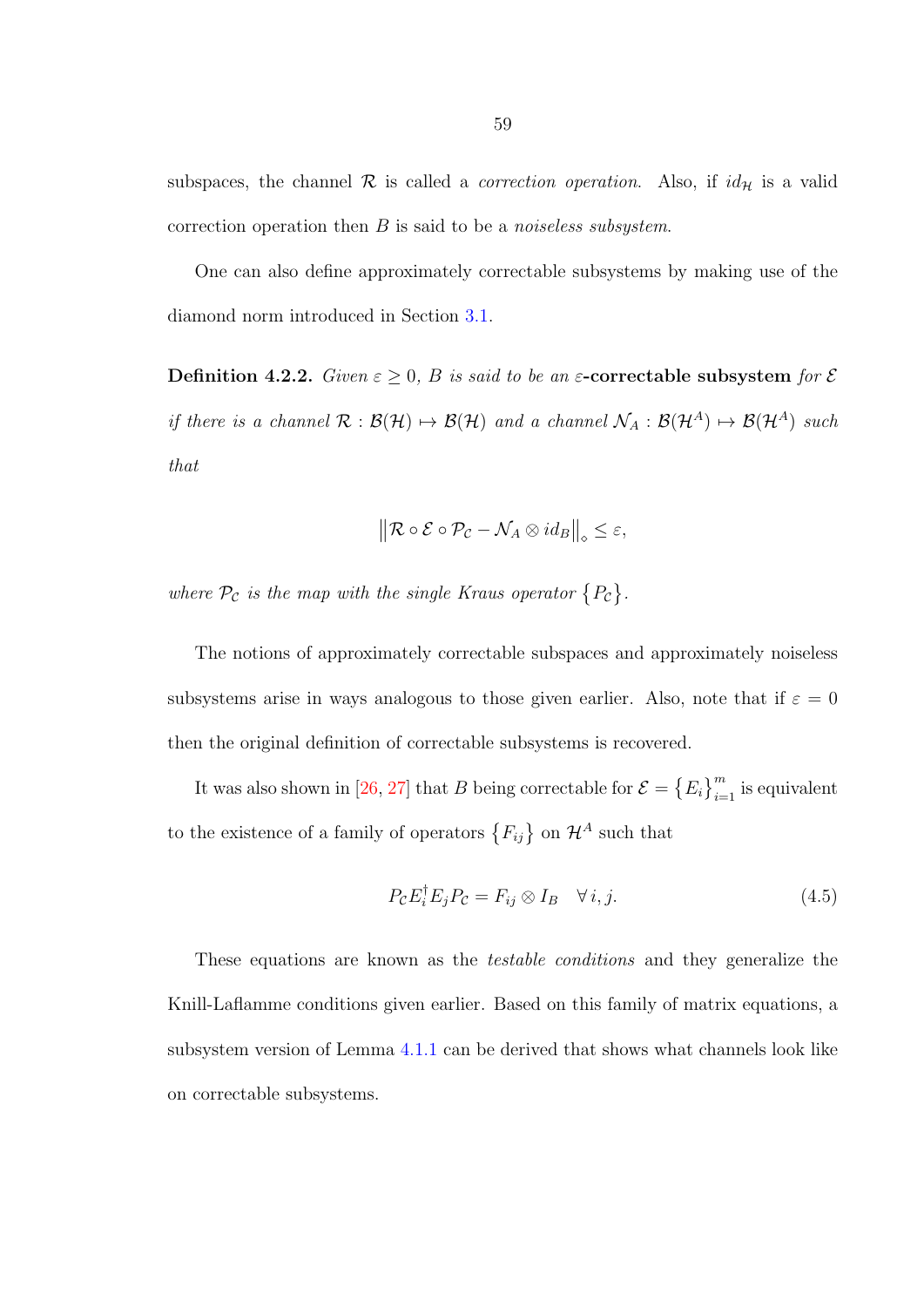subspaces, the channel $\mathcal{R}$ is called a *correction operation*. Also, if $id_{\mathcal{H}}$ is a valid correction operation then $B$ is said to be a *noiseless subsystem*.

One can also define approximately correctable subsystems by making use of the diamond norm introduced in Section 3.1.

**Definition 4.2.2.** *Given $\varepsilon \geq 0$, $B$ is said to be an* $\varepsilon$**-correctable subsystem** *for $\mathcal{E}$ if there is a channel $\mathcal{R} : \mathcal{B}(\mathcal{H}) \mapsto \mathcal{B}(\mathcal{H})$ and a channel $\mathcal{N}_A : \mathcal{B}(\mathcal{H}^A) \mapsto \mathcal{B}(\mathcal{H}^A)$ such that*

$$\left\| \mathcal{R} \circ \mathcal{E} \circ \mathcal{P}_{\mathcal{C}} - \mathcal{N}_A \otimes id_B \right\|_{\diamond} \leq \varepsilon,$$

*where $\mathcal{P}_{\mathcal{C}}$ is the map with the single Kraus operator $\{P_{\mathcal{C}}\}$.*

The notions of approximately correctable subspaces and approximately noiseless subsystems arise in ways analogous to those given earlier. Also, note that if $\varepsilon = 0$ then the original definition of correctable subsystems is recovered.

It was also shown in [26, 27] that $B$ being correctable for $\mathcal{E} = \{E_i\}_{i=1}^m$ is equivalent to the existence of a family of operators $\{F_{ij}\}$ on $\mathcal{H}^A$ such that

$$P_{\mathcal{C}} E_i^\dagger E_j P_{\mathcal{C}} = F_{ij} \otimes I_B \quad \forall\, i, j. \tag{4.5}$$

These equations are known as the *testable conditions* and they generalize the Knill-Laflamme conditions given earlier. Based on this family of matrix equations, a subsystem version of Lemma 4.1.1 can be derived that shows what channels look like on correctable subsystems.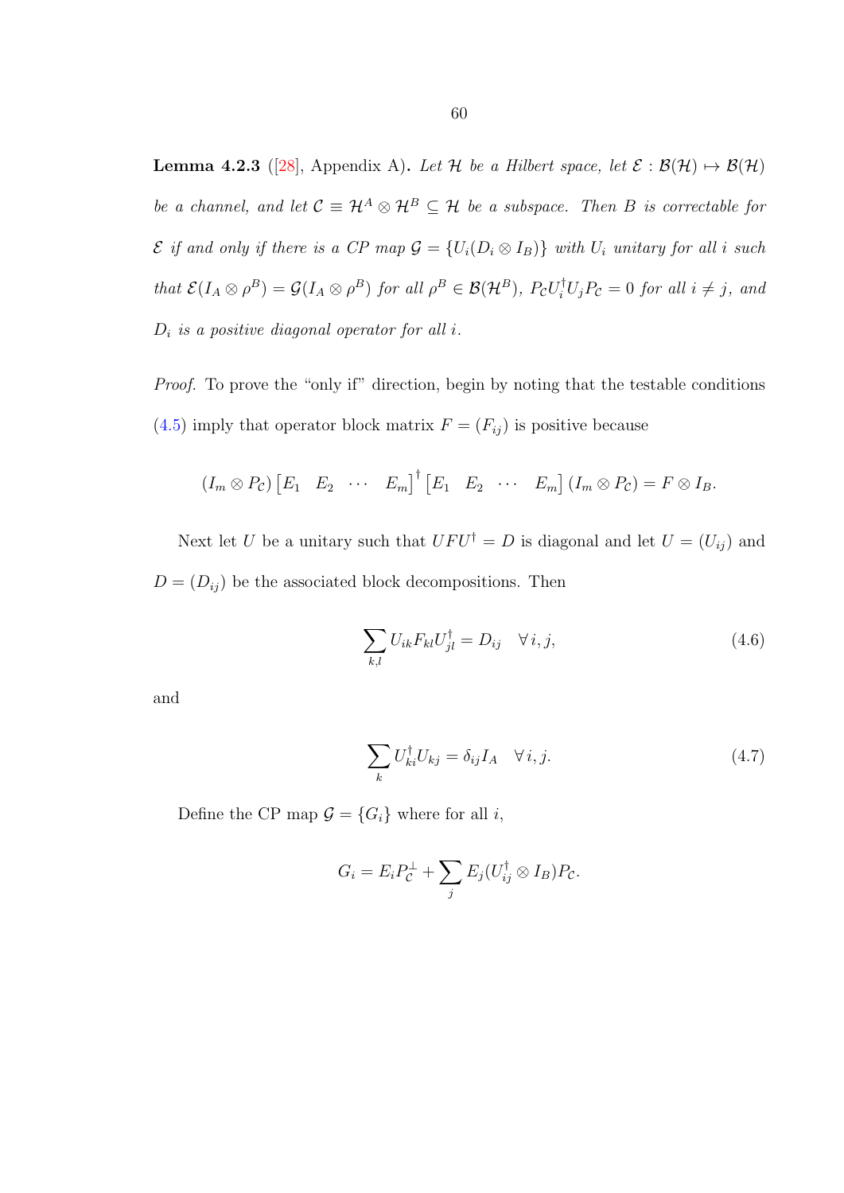**Lemma 4.2.3** ([28], Appendix A)**.** *Let $\mathcal{H}$ be a Hilbert space, let $\mathcal{E} : \mathcal{B}(\mathcal{H}) \mapsto \mathcal{B}(\mathcal{H})$ be a channel, and let $\mathcal{C} \equiv \mathcal{H}^A \otimes \mathcal{H}^B \subseteq \mathcal{H}$ be a subspace. Then $B$ is correctable for $\mathcal{E}$ if and only if there is a CP map $\mathcal{G} = \{U_i(D_i \otimes I_B)\}$ with $U_i$ unitary for all $i$ such that $\mathcal{E}(I_A \otimes \rho^B) = \mathcal{G}(I_A \otimes \rho^B)$ for all $\rho^B \in \mathcal{B}(\mathcal{H}^B)$, $P_\mathcal{C} U_i^\dagger U_j P_\mathcal{C} = 0$ for all $i \neq j$, and $D_i$ is a positive diagonal operator for all $i$.*

*Proof.* To prove the "only if" direction, begin by noting that the testable conditions (4.5) imply that operator block matrix $F = (F_{ij})$ is positive because

$$(I_m \otimes P_\mathcal{C}) \begin{bmatrix} E_1 & E_2 & \cdots & E_m \end{bmatrix}^\dagger \begin{bmatrix} E_1 & E_2 & \cdots & E_m \end{bmatrix} (I_m \otimes P_\mathcal{C}) = F \otimes I_B.$$

Next let $U$ be a unitary such that $UFU^\dagger = D$ is diagonal and let $U = (U_{ij})$ and $D = (D_{ij})$ be the associated block decompositions. Then

$$\sum_{k,l} U_{ik} F_{kl} U_{jl}^\dagger = D_{ij} \quad \forall i, j, \tag{4.6}$$

and

$$\sum_{k} U_{ki}^\dagger U_{kj} = \delta_{ij} I_A \quad \forall i, j. \tag{4.7}$$

Define the CP map $\mathcal{G} = \{G_i\}$ where for all $i$,

$$G_i = E_i P_\mathcal{C}^\perp + \sum_j E_j (U_{ij}^\dagger \otimes I_B) P_\mathcal{C}.$$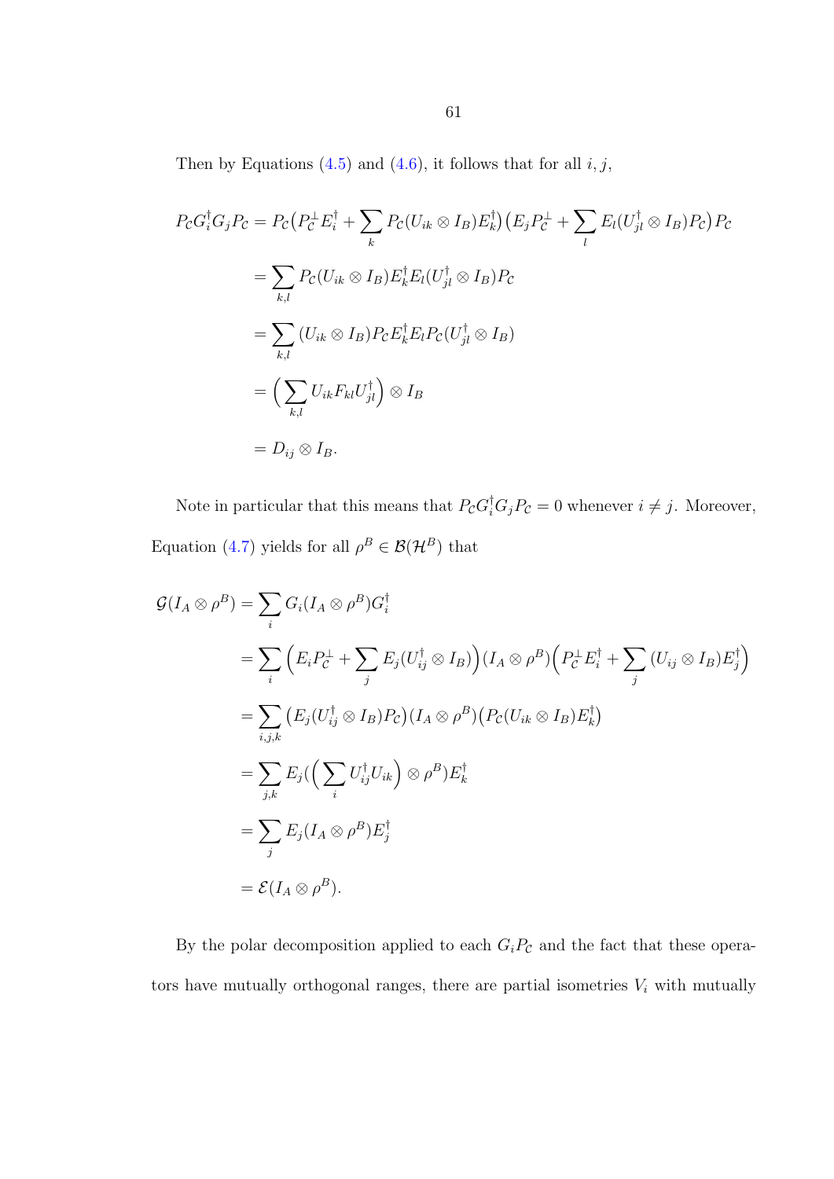Then by Equations (4.5) and (4.6), it follows that for all $i, j$,

$$
\begin{aligned}
P_{\mathcal{C}} G_i^\dagger G_j P_{\mathcal{C}} &= P_{\mathcal{C}} \big( P_{\mathcal{C}}^\perp E_i^\dagger + \sum_k P_{\mathcal{C}} (U_{ik} \otimes I_B) E_k^\dagger \big) \big( E_j P_{\mathcal{C}}^\perp + \sum_l E_l (U_{jl}^\dagger \otimes I_B) P_{\mathcal{C}} \big) P_{\mathcal{C}} \\
&= \sum_{k,l} P_{\mathcal{C}} (U_{ik} \otimes I_B) E_k^\dagger E_l (U_{jl}^\dagger \otimes I_B) P_{\mathcal{C}} \\
&= \sum_{k,l} (U_{ik} \otimes I_B) P_{\mathcal{C}} E_k^\dagger E_l P_{\mathcal{C}} (U_{jl}^\dagger \otimes I_B) \\
&= \Big( \sum_{k,l} U_{ik} F_{kl} U_{jl}^\dagger \Big) \otimes I_B \\
&= D_{ij} \otimes I_B.
\end{aligned}
$$

Note in particular that this means that $P_{\mathcal{C}} G_i^\dagger G_j P_{\mathcal{C}} = 0$ whenever $i \neq j$. Moreover, Equation (4.7) yields for all $\rho^B \in \mathcal{B}(\mathcal{H}^B)$ that

$$
\begin{aligned}
\mathcal{G}(I_A \otimes \rho^B) &= \sum_i G_i (I_A \otimes \rho^B) G_i^\dagger \\
&= \sum_i \Big( E_i P_{\mathcal{C}}^\perp + \sum_j E_j (U_{ij}^\dagger \otimes I_B) \Big) (I_A \otimes \rho^B) \Big( P_{\mathcal{C}}^\perp E_i^\dagger + \sum_j (U_{ij} \otimes I_B) E_j^\dagger \Big) \\
&= \sum_{i,j,k} \big( E_j (U_{ij}^\dagger \otimes I_B) P_{\mathcal{C}} \big) (I_A \otimes \rho^B) \big( P_{\mathcal{C}} (U_{ik} \otimes I_B) E_k^\dagger \big) \\
&= \sum_{j,k} E_j ( \Big( \sum_i U_{ij}^\dagger U_{ik} \Big) \otimes \rho^B ) E_k^\dagger \\
&= \sum_j E_j (I_A \otimes \rho^B) E_j^\dagger \\
&= \mathcal{E}(I_A \otimes \rho^B).
\end{aligned}
$$

By the polar decomposition applied to each $G_i P_{\mathcal{C}}$ and the fact that these operators have mutually orthogonal ranges, there are partial isometries $V_i$ with mutually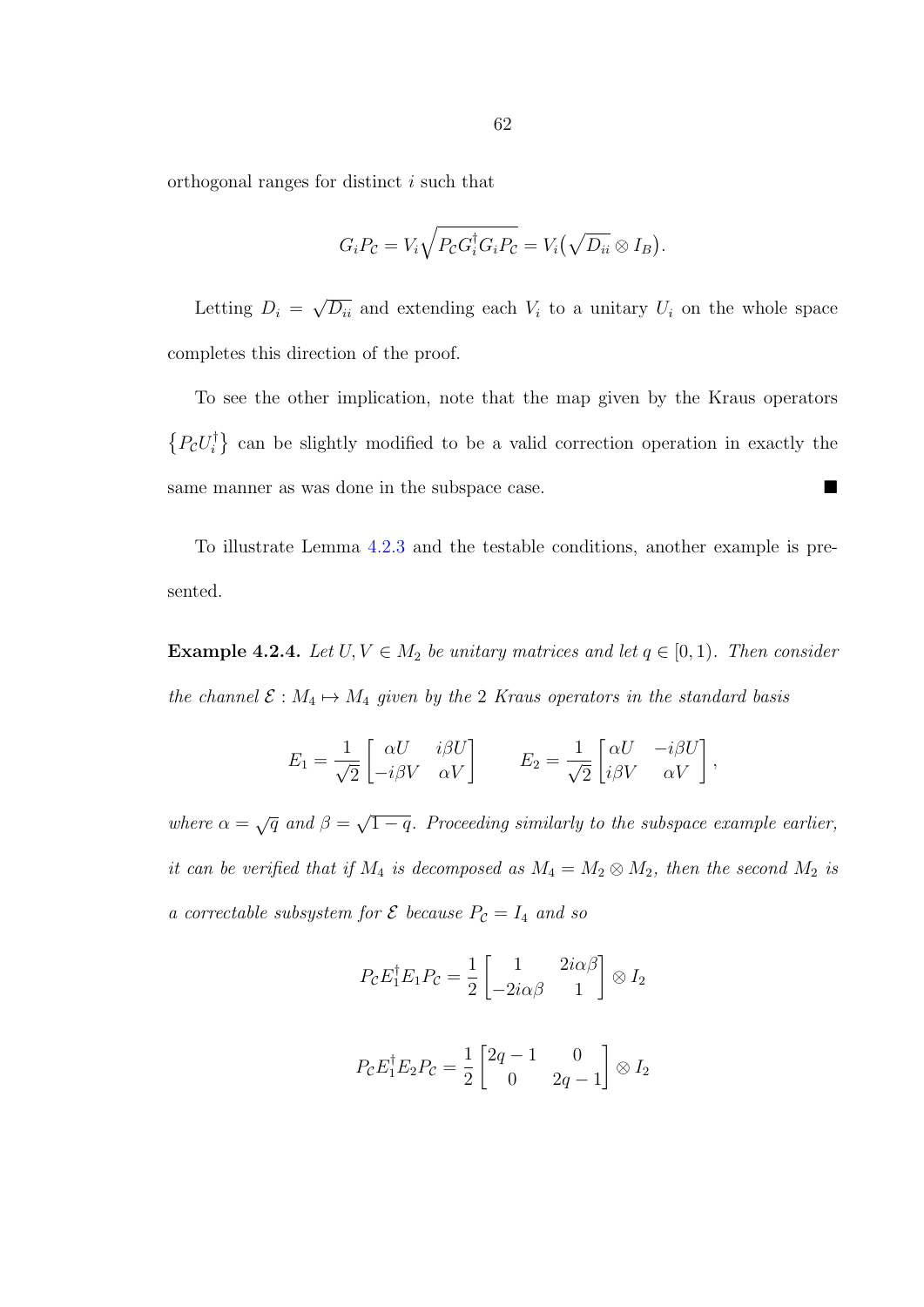orthogonal ranges for distinct $i$ such that

$$G_i P_{\mathcal{C}} = V_i \sqrt{P_{\mathcal{C}} G_i^{\dagger} G_i P_{\mathcal{C}}} = V_i \big( \sqrt{D_{ii}} \otimes I_B \big).$$

Letting $D_i = \sqrt{D_{ii}}$ and extending each $V_i$ to a unitary $U_i$ on the whole space completes this direction of the proof.

To see the other implication, note that the map given by the Kraus operators $\{P_{\mathcal{C}} U_i^{\dagger}\}$ can be slightly modified to be a valid correction operation in exactly the same manner as was done in the subspace case. ∎

To illustrate Lemma 4.2.3 and the testable conditions, another example is presented.

**Example 4.2.4.** *Let $U, V \in M_2$ be unitary matrices and let $q \in [0, 1)$. Then consider the channel $\mathcal{E} : M_4 \mapsto M_4$ given by the 2 Kraus operators in the standard basis*

$$E_1 = \frac{1}{\sqrt{2}} \begin{bmatrix} \alpha U & i\beta U \\ -i\beta V & \alpha V \end{bmatrix} \qquad E_2 = \frac{1}{\sqrt{2}} \begin{bmatrix} \alpha U & -i\beta U \\ i\beta V & \alpha V \end{bmatrix},$$

*where $\alpha = \sqrt{q}$ and $\beta = \sqrt{1-q}$. Proceeding similarly to the subspace example earlier, it can be verified that if $M_4$ is decomposed as $M_4 = M_2 \otimes M_2$, then the second $M_2$ is a correctable subsystem for $\mathcal{E}$ because $P_{\mathcal{C}} = I_4$ and so*

$$P_{\mathcal{C}} E_1^{\dagger} E_1 P_{\mathcal{C}} = \frac{1}{2} \begin{bmatrix} 1 & 2i\alpha\beta \\ -2i\alpha\beta & 1 \end{bmatrix} \otimes I_2$$

$$P_{\mathcal{C}} E_1^{\dagger} E_2 P_{\mathcal{C}} = \frac{1}{2} \begin{bmatrix} 2q-1 & 0 \\ 0 & 2q-1 \end{bmatrix} \otimes I_2$$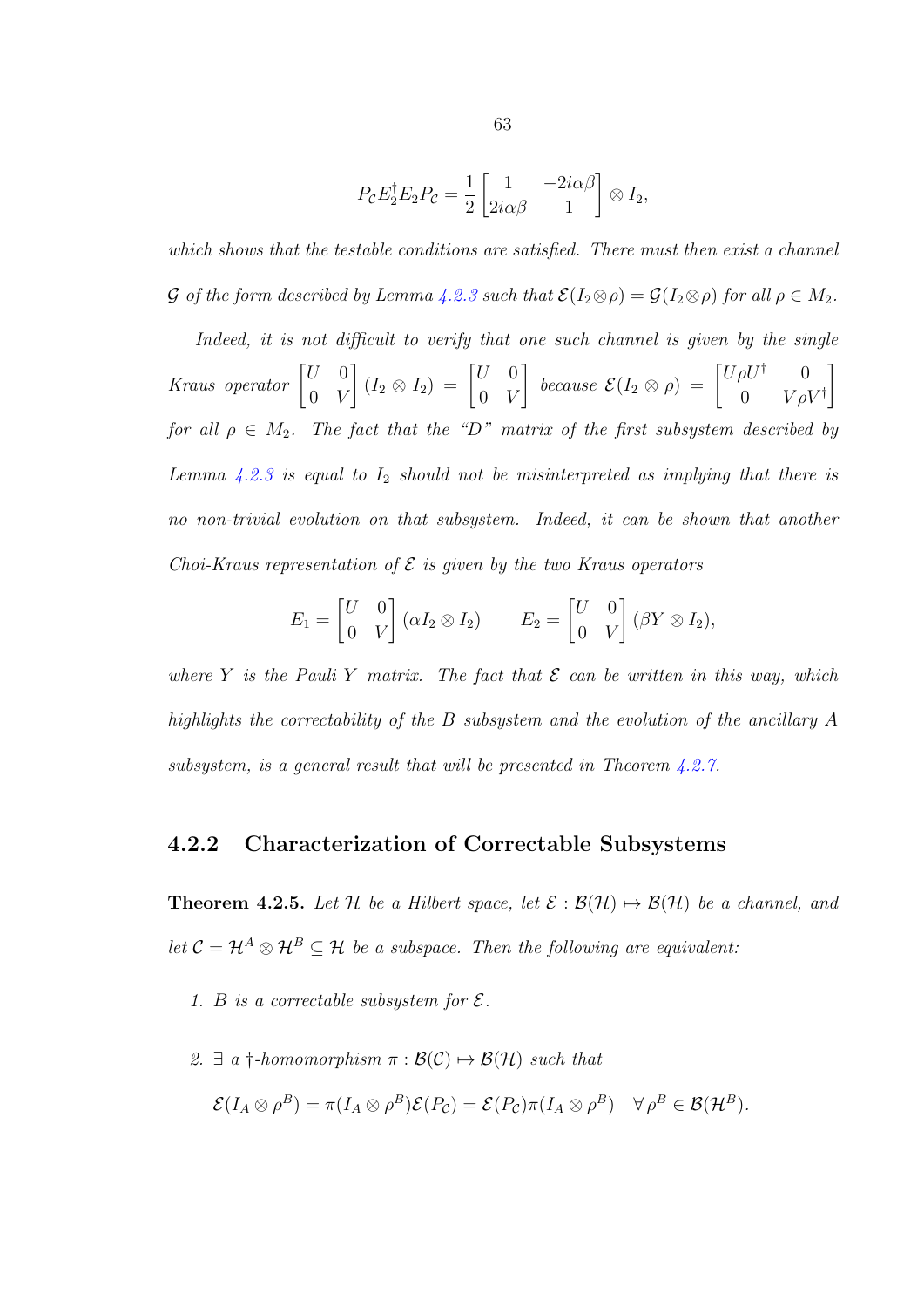$$P_{\mathcal{C}} E_2^\dagger E_2 P_{\mathcal{C}} = \frac{1}{2} \begin{bmatrix} 1 & -2i\alpha\beta \\ 2i\alpha\beta & 1 \end{bmatrix} \otimes I_2,$$

*which shows that the testable conditions are satisfied. There must then exist a channel $\mathcal{G}$ of the form described by Lemma 4.2.3 such that $\mathcal{E}(I_2 \otimes \rho) = \mathcal{G}(I_2 \otimes \rho)$ for all $\rho \in M_2$.*

*Indeed, it is not difficult to verify that one such channel is given by the single Kraus operator $\begin{bmatrix} U & 0 \\ 0 & V \end{bmatrix} (I_2 \otimes I_2) = \begin{bmatrix} U & 0 \\ 0 & V \end{bmatrix}$ because $\mathcal{E}(I_2 \otimes \rho) = \begin{bmatrix} U\rho U^\dagger & 0 \\ 0 & V\rho V^\dagger \end{bmatrix}$ for all $\rho \in M_2$. The fact that the "D" matrix of the first subsystem described by Lemma 4.2.3 is equal to $I_2$ should not be misinterpreted as implying that there is no non-trivial evolution on that subsystem. Indeed, it can be shown that another Choi-Kraus representation of $\mathcal{E}$ is given by the two Kraus operators*

$$E_1 = \begin{bmatrix} U & 0 \\ 0 & V \end{bmatrix} (\alpha I_2 \otimes I_2) \qquad E_2 = \begin{bmatrix} U & 0 \\ 0 & V \end{bmatrix} (\beta Y \otimes I_2),$$

*where $Y$ is the Pauli $Y$ matrix. The fact that $\mathcal{E}$ can be written in this way, which highlights the correctability of the $B$ subsystem and the evolution of the ancillary $A$ subsystem, is a general result that will be presented in Theorem 4.2.7.*

### 4.2.2 Characterization of Correctable Subsystems

**Theorem 4.2.5.** *Let $\mathcal{H}$ be a Hilbert space, let $\mathcal{E} : \mathcal{B}(\mathcal{H}) \mapsto \mathcal{B}(\mathcal{H})$ be a channel, and let $\mathcal{C} = \mathcal{H}^A \otimes \mathcal{H}^B \subseteq \mathcal{H}$ be a subspace. Then the following are equivalent:*

1. *$B$ is a correctable subsystem for $\mathcal{E}$.*

2. *$\exists$ a $\dagger$-homomorphism $\pi : \mathcal{B}(\mathcal{C}) \mapsto \mathcal{B}(\mathcal{H})$ such that*

$$\mathcal{E}(I_A \otimes \rho^B) = \pi(I_A \otimes \rho^B)\mathcal{E}(P_{\mathcal{C}}) = \mathcal{E}(P_{\mathcal{C}})\pi(I_A \otimes \rho^B) \quad \forall\, \rho^B \in \mathcal{B}(\mathcal{H}^B).$$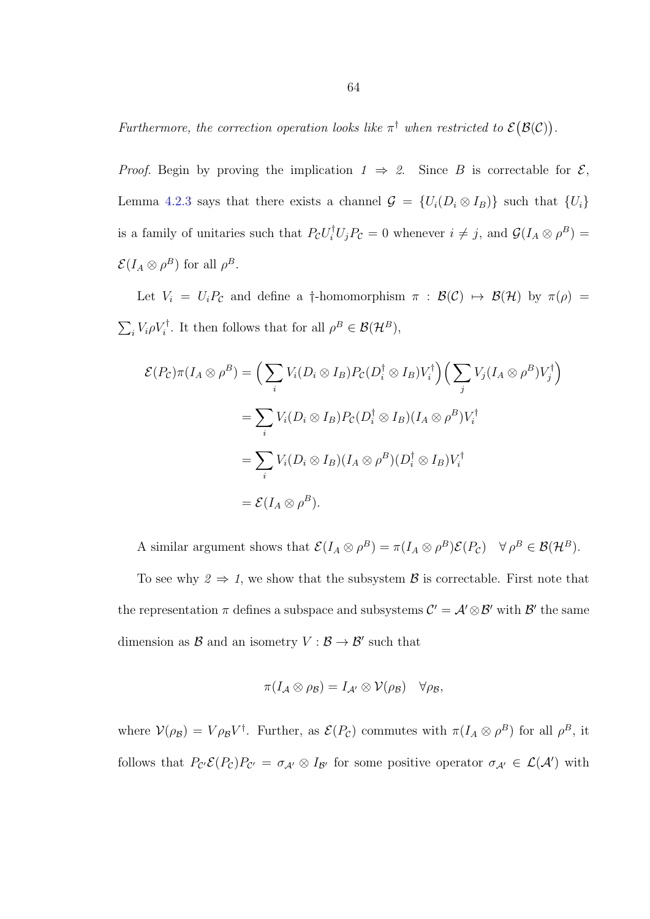*Furthermore, the correction operation looks like $\pi^\dagger$ when restricted to $\mathcal{E}\big(\mathcal{B}(\mathcal{C})\big)$.*

*Proof.* Begin by proving the implication *1* $\Rightarrow$ *2*. Since $B$ is correctable for $\mathcal{E}$, Lemma 4.2.3 says that there exists a channel $\mathcal{G} = \{U_i(D_i \otimes I_B)\}$ such that $\{U_i\}$ is a family of unitaries such that $P_{\mathcal{C}} U_i^\dagger U_j P_{\mathcal{C}} = 0$ whenever $i \neq j$, and $\mathcal{G}(I_A \otimes \rho^B) = \mathcal{E}(I_A \otimes \rho^B)$ for all $\rho^B$.

Let $V_i = U_i P_{\mathcal{C}}$ and define a $\dagger$-homomorphism $\pi : \mathcal{B}(\mathcal{C}) \mapsto \mathcal{B}(\mathcal{H})$ by $\pi(\rho) = \sum_i V_i \rho V_i^\dagger$. It then follows that for all $\rho^B \in \mathcal{B}(\mathcal{H}^B)$,

$$
\begin{aligned}
\mathcal{E}(P_{\mathcal{C}})\pi(I_A \otimes \rho^B) &= \Big(\sum_i V_i(D_i \otimes I_B)P_{\mathcal{C}}(D_i^\dagger \otimes I_B)V_i^\dagger\Big)\Big(\sum_j V_j(I_A \otimes \rho^B)V_j^\dagger\Big) \\
&= \sum_i V_i(D_i \otimes I_B)P_{\mathcal{C}}(D_i^\dagger \otimes I_B)(I_A \otimes \rho^B)V_i^\dagger \\
&= \sum_i V_i(D_i \otimes I_B)(I_A \otimes \rho^B)(D_i^\dagger \otimes I_B)V_i^\dagger \\
&= \mathcal{E}(I_A \otimes \rho^B).
\end{aligned}
$$

A similar argument shows that $\mathcal{E}(I_A \otimes \rho^B) = \pi(I_A \otimes \rho^B)\mathcal{E}(P_{\mathcal{C}}) \quad \forall\, \rho^B \in \mathcal{B}(\mathcal{H}^B)$.

To see why *2* $\Rightarrow$ *1*, we show that the subsystem $\mathcal{B}$ is correctable. First note that the representation $\pi$ defines a subspace and subsystems $\mathcal{C}' = \mathcal{A}' \otimes \mathcal{B}'$ with $\mathcal{B}'$ the same dimension as $\mathcal{B}$ and an isometry $V : \mathcal{B} \to \mathcal{B}'$ such that

$$
\pi(I_{\mathcal{A}} \otimes \rho_{\mathcal{B}}) = I_{\mathcal{A}'} \otimes \mathcal{V}(\rho_{\mathcal{B}}) \quad \forall \rho_{\mathcal{B}},
$$

where $\mathcal{V}(\rho_{\mathcal{B}}) = V\rho_{\mathcal{B}}V^\dagger$. Further, as $\mathcal{E}(P_{\mathcal{C}})$ commutes with $\pi(I_A \otimes \rho^B)$ for all $\rho^B$, it follows that $P_{\mathcal{C}'}\mathcal{E}(P_{\mathcal{C}})P_{\mathcal{C}'} = \sigma_{\mathcal{A}'} \otimes I_{\mathcal{B}'}$ for some positive operator $\sigma_{\mathcal{A}'} \in \mathcal{L}(\mathcal{A}')$ with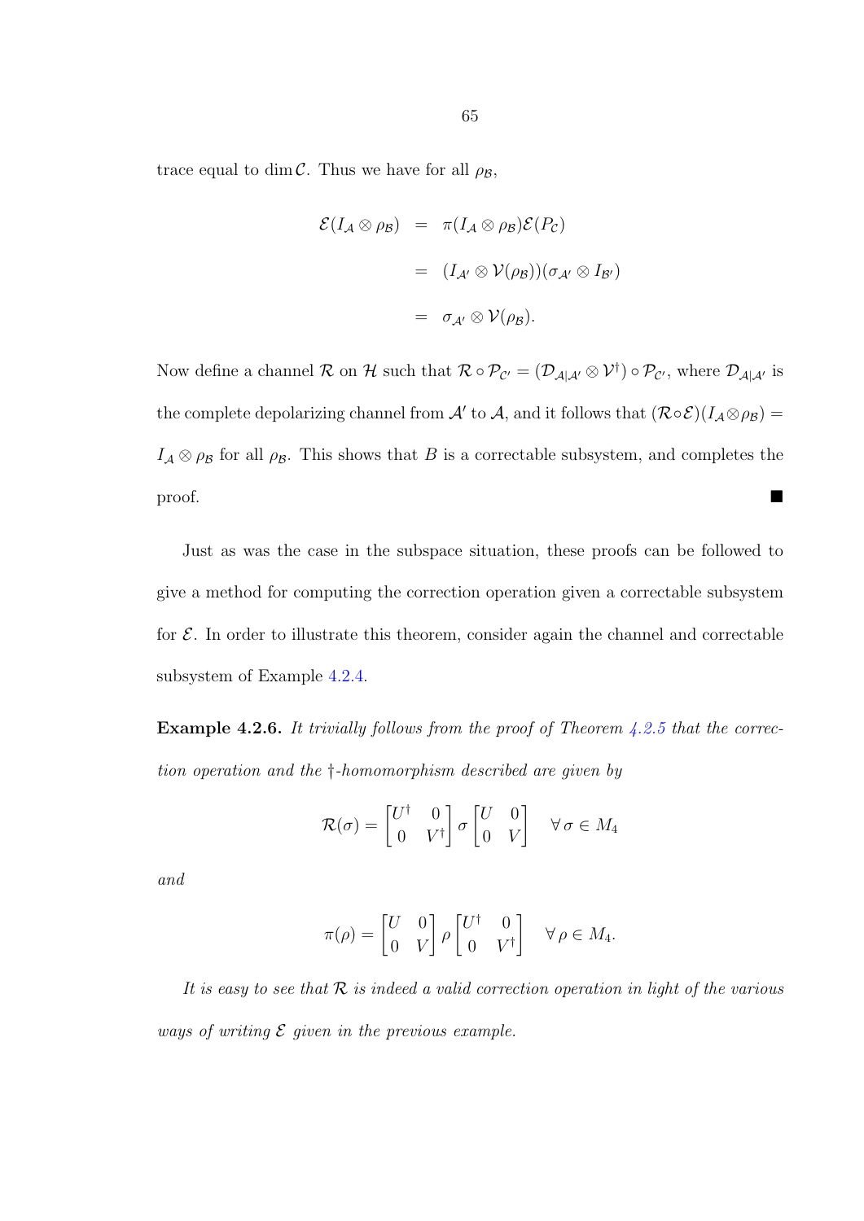trace equal to $\dim \mathcal{C}$. Thus we have for all $\rho_{\mathcal{B}}$,

$$
\begin{aligned}
\mathcal{E}(I_{\mathcal{A}} \otimes \rho_{\mathcal{B}}) &= \pi(I_{\mathcal{A}} \otimes \rho_{\mathcal{B}})\mathcal{E}(P_{\mathcal{C}}) \\
&= (I_{\mathcal{A}'} \otimes \mathcal{V}(\rho_{\mathcal{B}}))(\sigma_{\mathcal{A}'} \otimes I_{\mathcal{B}'}) \\
&= \sigma_{\mathcal{A}'} \otimes \mathcal{V}(\rho_{\mathcal{B}}).
\end{aligned}
$$

Now define a channel $\mathcal{R}$ on $\mathcal{H}$ such that $\mathcal{R} \circ \mathcal{P}_{\mathcal{C}'} = (\mathcal{D}_{\mathcal{A}|\mathcal{A}'} \otimes \mathcal{V}^{\dagger}) \circ \mathcal{P}_{\mathcal{C}'}$, where $\mathcal{D}_{\mathcal{A}|\mathcal{A}'}$ is the complete depolarizing channel from $\mathcal{A}'$ to $\mathcal{A}$, and it follows that $(\mathcal{R} \circ \mathcal{E})(I_{\mathcal{A}} \otimes \rho_{\mathcal{B}}) = I_{\mathcal{A}} \otimes \rho_{\mathcal{B}}$ for all $\rho_{\mathcal{B}}$. This shows that $B$ is a correctable subsystem, and completes the proof. ■

Just as was the case in the subspace situation, these proofs can be followed to give a method for computing the correction operation given a correctable subsystem for $\mathcal{E}$. In order to illustrate this theorem, consider again the channel and correctable subsystem of Example 4.2.4.

**Example 4.2.6.** *It trivially follows from the proof of Theorem 4.2.5 that the correction operation and the †-homomorphism described are given by*

$$
\mathcal{R}(\sigma) = \begin{bmatrix} U^{\dagger} & 0 \\ 0 & V^{\dagger} \end{bmatrix} \sigma \begin{bmatrix} U & 0 \\ 0 & V \end{bmatrix} \quad \forall\, \sigma \in M_4
$$

*and*

$$
\pi(\rho) = \begin{bmatrix} U & 0 \\ 0 & V \end{bmatrix} \rho \begin{bmatrix} U^{\dagger} & 0 \\ 0 & V^{\dagger} \end{bmatrix} \quad \forall\, \rho \in M_4.
$$

*It is easy to see that $\mathcal{R}$ is indeed a valid correction operation in light of the various ways of writing $\mathcal{E}$ given in the previous example.*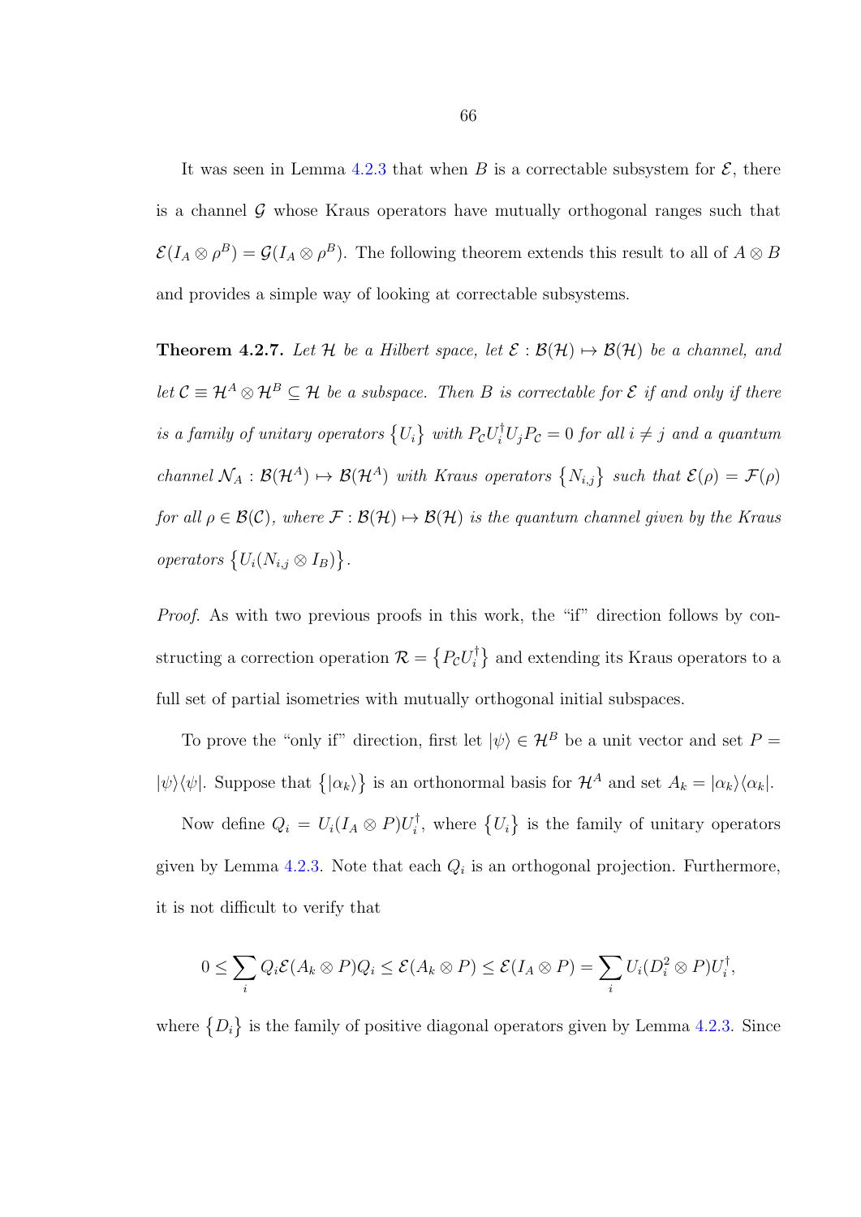It was seen in Lemma 4.2.3 that when $B$ is a correctable subsystem for $\mathcal{E}$, there is a channel $\mathcal{G}$ whose Kraus operators have mutually orthogonal ranges such that $\mathcal{E}(I_A \otimes \rho^B) = \mathcal{G}(I_A \otimes \rho^B)$. The following theorem extends this result to all of $A \otimes B$ and provides a simple way of looking at correctable subsystems.

**Theorem 4.2.7.** *Let $\mathcal{H}$ be a Hilbert space, let $\mathcal{E} : \mathcal{B}(\mathcal{H}) \mapsto \mathcal{B}(\mathcal{H})$ be a channel, and let $\mathcal{C} \equiv \mathcal{H}^A \otimes \mathcal{H}^B \subseteq \mathcal{H}$ be a subspace. Then $B$ is correctable for $\mathcal{E}$ if and only if there is a family of unitary operators $\{U_i\}$ with $P_\mathcal{C} U_i^\dagger U_j P_\mathcal{C} = 0$ for all $i \neq j$ and a quantum channel $\mathcal{N}_A : \mathcal{B}(\mathcal{H}^A) \mapsto \mathcal{B}(\mathcal{H}^A)$ with Kraus operators $\{N_{i,j}\}$ such that $\mathcal{E}(\rho) = \mathcal{F}(\rho)$ for all $\rho \in \mathcal{B}(\mathcal{C})$, where $\mathcal{F} : \mathcal{B}(\mathcal{H}) \mapsto \mathcal{B}(\mathcal{H})$ is the quantum channel given by the Kraus operators $\{U_i(N_{i,j} \otimes I_B)\}$.*

*Proof.* As with two previous proofs in this work, the "if" direction follows by constructing a correction operation $\mathcal{R} = \{P_\mathcal{C} U_i^\dagger\}$ and extending its Kraus operators to a full set of partial isometries with mutually orthogonal initial subspaces.

To prove the "only if" direction, first let $|\psi\rangle \in \mathcal{H}^B$ be a unit vector and set $P = |\psi\rangle\langle\psi|$. Suppose that $\{|\alpha_k\rangle\}$ is an orthonormal basis for $\mathcal{H}^A$ and set $A_k = |\alpha_k\rangle\langle\alpha_k|$.

Now define $Q_i = U_i(I_A \otimes P)U_i^\dagger$, where $\{U_i\}$ is the family of unitary operators given by Lemma 4.2.3. Note that each $Q_i$ is an orthogonal projection. Furthermore, it is not difficult to verify that

$$0 \leq \sum_i Q_i \mathcal{E}(A_k \otimes P) Q_i \leq \mathcal{E}(A_k \otimes P) \leq \mathcal{E}(I_A \otimes P) = \sum_i U_i(D_i^2 \otimes P)U_i^\dagger,$$

where $\{D_i\}$ is the family of positive diagonal operators given by Lemma 4.2.3. Since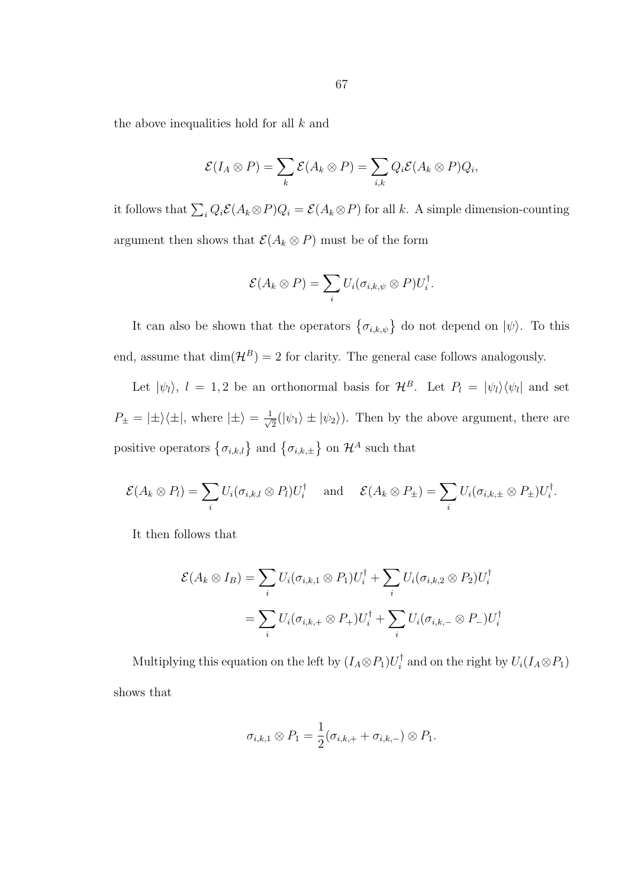the above inequalities hold for all $k$ and

$$\mathcal{E}(I_A \otimes P) = \sum_k \mathcal{E}(A_k \otimes P) = \sum_{i,k} Q_i \mathcal{E}(A_k \otimes P) Q_i,$$

it follows that $\sum_i Q_i \mathcal{E}(A_k \otimes P) Q_i = \mathcal{E}(A_k \otimes P)$ for all $k$. A simple dimension-counting argument then shows that $\mathcal{E}(A_k \otimes P)$ must be of the form

$$\mathcal{E}(A_k \otimes P) = \sum_i U_i(\sigma_{i,k,\psi} \otimes P) U_i^\dagger.$$

It can also be shown that the operators $\{\sigma_{i,k,\psi}\}$ do not depend on $|\psi\rangle$. To this end, assume that $\dim(\mathcal{H}^B) = 2$ for clarity. The general case follows analogously.

Let $|\psi_l\rangle$, $l = 1, 2$ be an orthonormal basis for $\mathcal{H}^B$. Let $P_l = |\psi_l\rangle\langle\psi_l|$ and set $P_\pm = |\pm\rangle\langle\pm|$, where $|\pm\rangle = \frac{1}{\sqrt{2}}(|\psi_1\rangle \pm |\psi_2\rangle)$. Then by the above argument, there are positive operators $\{\sigma_{i,k,l}\}$ and $\{\sigma_{i,k,\pm}\}$ on $\mathcal{H}^A$ such that

$$\mathcal{E}(A_k \otimes P_l) = \sum_i U_i(\sigma_{i,k,l} \otimes P_l) U_i^\dagger \quad \text{ and } \quad \mathcal{E}(A_k \otimes P_\pm) = \sum_i U_i(\sigma_{i,k,\pm} \otimes P_\pm) U_i^\dagger.$$

It then follows that

$$\begin{aligned}
\mathcal{E}(A_k \otimes I_B) &= \sum_i U_i(\sigma_{i,k,1} \otimes P_1) U_i^\dagger + \sum_i U_i(\sigma_{i,k,2} \otimes P_2) U_i^\dagger \\
&= \sum_i U_i(\sigma_{i,k,+} \otimes P_+) U_i^\dagger + \sum_i U_i(\sigma_{i,k,-} \otimes P_-) U_i^\dagger
\end{aligned}$$

Multiplying this equation on the left by $(I_A \otimes P_1) U_i^\dagger$ and on the right by $U_i(I_A \otimes P_1)$ shows that

$$\sigma_{i,k,1} \otimes P_1 = \frac{1}{2}(\sigma_{i,k,+} + \sigma_{i,k,-}) \otimes P_1.$$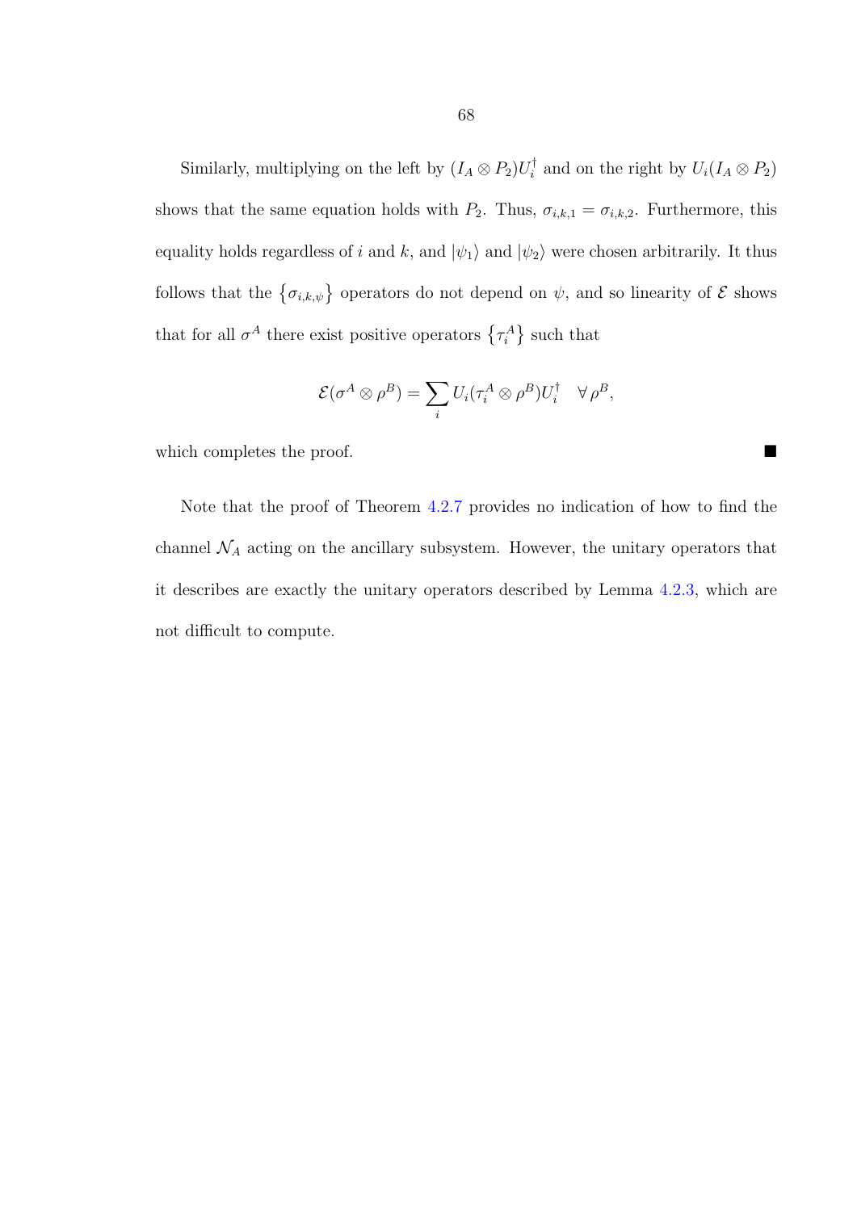Similarly, multiplying on the left by $(I_A \otimes P_2)U_i^\dagger$ and on the right by $U_i(I_A \otimes P_2)$ shows that the same equation holds with $P_2$. Thus, $\sigma_{i,k,1} = \sigma_{i,k,2}$. Furthermore, this equality holds regardless of $i$ and $k$, and $|\psi_1\rangle$ and $|\psi_2\rangle$ were chosen arbitrarily. It thus follows that the $\{\sigma_{i,k,\psi}\}$ operators do not depend on $\psi$, and so linearity of $\mathcal{E}$ shows that for all $\sigma^A$ there exist positive operators $\{\tau_i^A\}$ such that

$$\mathcal{E}(\sigma^A \otimes \rho^B) = \sum_i U_i(\tau_i^A \otimes \rho^B)U_i^\dagger \quad \forall\, \rho^B,$$

which completes the proof. ■

Note that the proof of Theorem 4.2.7 provides no indication of how to find the channel $\mathcal{N}_A$ acting on the ancillary subsystem. However, the unitary operators that it describes are exactly the unitary operators described by Lemma 4.2.3, which are not difficult to compute.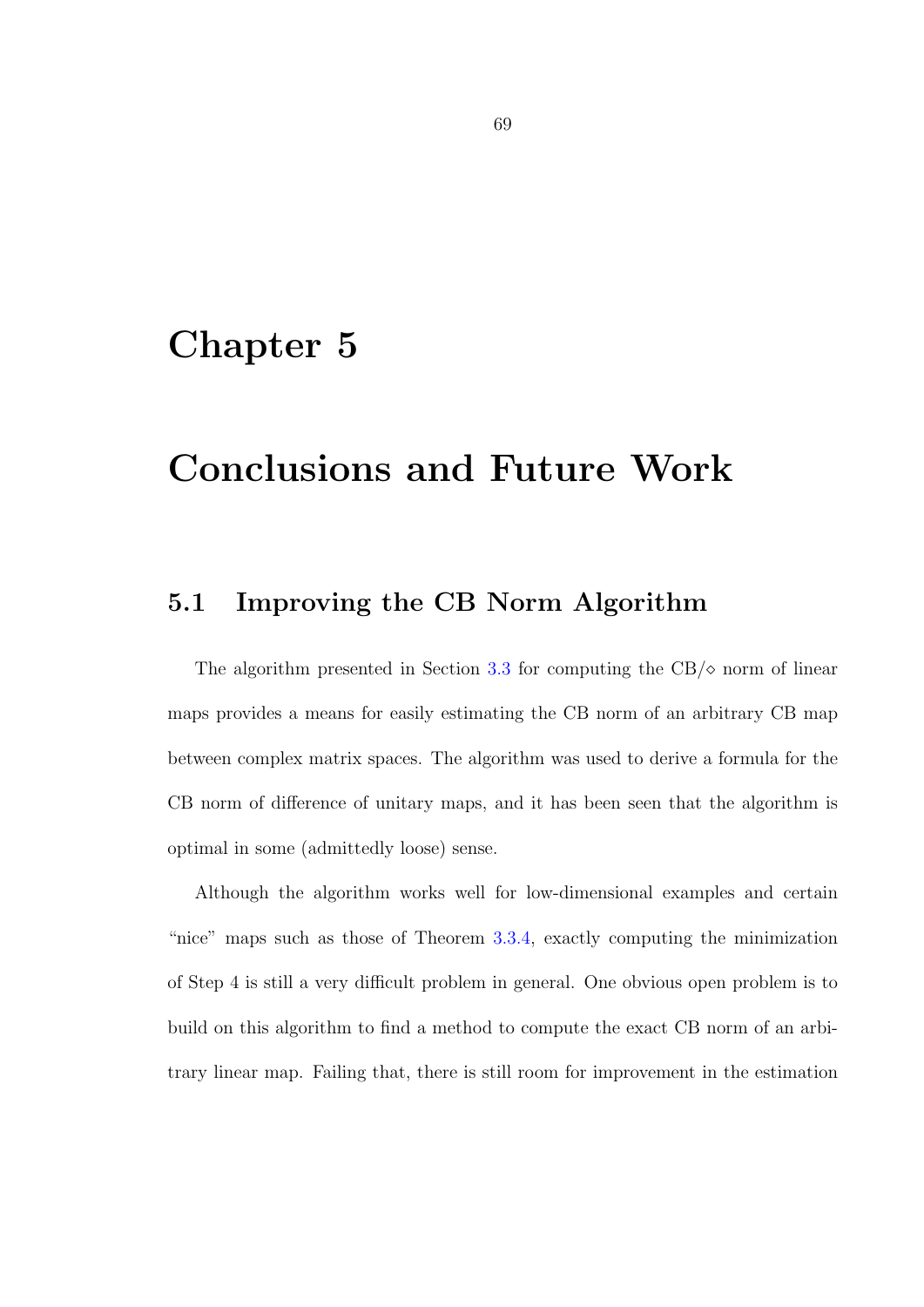# Chapter 5

# Conclusions and Future Work

## 5.1 Improving the CB Norm Algorithm

The algorithm presented in Section 3.3 for computing the CB/$\diamond$ norm of linear maps provides a means for easily estimating the CB norm of an arbitrary CB map between complex matrix spaces. The algorithm was used to derive a formula for the CB norm of difference of unitary maps, and it has been seen that the algorithm is optimal in some (admittedly loose) sense.

Although the algorithm works well for low-dimensional examples and certain "nice" maps such as those of Theorem 3.3.4, exactly computing the minimization of Step 4 is still a very difficult problem in general. One obvious open problem is to build on this algorithm to find a method to compute the exact CB norm of an arbitrary linear map. Failing that, there is still room for improvement in the estimation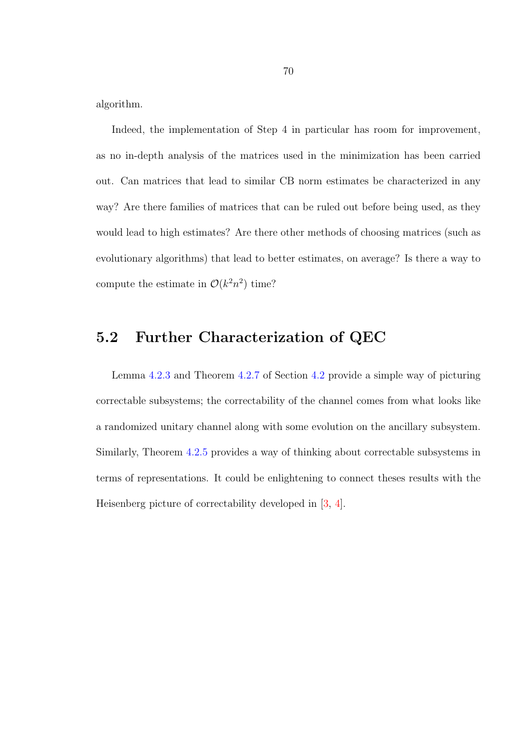algorithm.

Indeed, the implementation of Step 4 in particular has room for improvement, as no in-depth analysis of the matrices used in the minimization has been carried out. Can matrices that lead to similar CB norm estimates be characterized in any way? Are there families of matrices that can be ruled out before being used, as they would lead to high estimates? Are there other methods of choosing matrices (such as evolutionary algorithms) that lead to better estimates, on average? Is there a way to compute the estimate in $\mathcal{O}(k^2n^2)$ time?

## 5.2 Further Characterization of QEC

Lemma 4.2.3 and Theorem 4.2.7 of Section 4.2 provide a simple way of picturing correctable subsystems; the correctability of the channel comes from what looks like a randomized unitary channel along with some evolution on the ancillary subsystem. Similarly, Theorem 4.2.5 provides a way of thinking about correctable subsystems in terms of representations. It could be enlightening to connect theses results with the Heisenberg picture of correctability developed in [3, 4].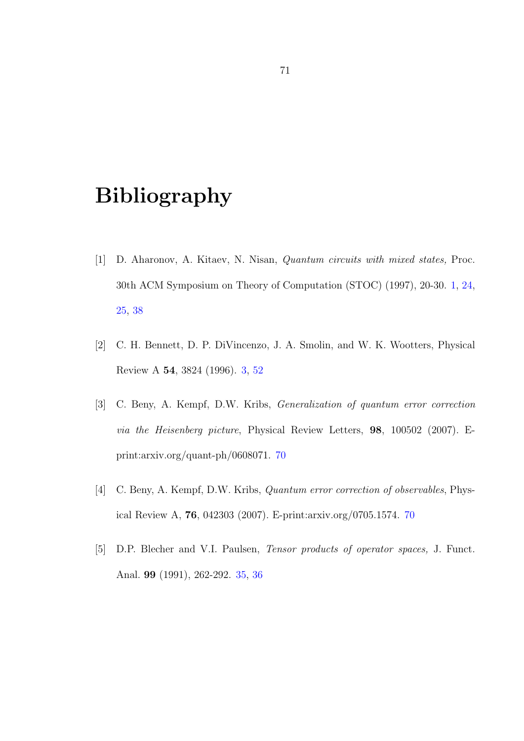# Bibliography

[1] D. Aharonov, A. Kitaev, N. Nisan, *Quantum circuits with mixed states,* Proc. 30th ACM Symposium on Theory of Computation (STOC) (1997), 20-30. 1, 24, 25, 38

[2] C. H. Bennett, D. P. DiVincenzo, J. A. Smolin, and W. K. Wootters, Physical Review A **54**, 3824 (1996). 3, 52

[3] C. Beny, A. Kempf, D.W. Kribs, *Generalization of quantum error correction via the Heisenberg picture*, Physical Review Letters, **98**, 100502 (2007). E-print:arxiv.org/quant-ph/0608071. 70

[4] C. Beny, A. Kempf, D.W. Kribs, *Quantum error correction of observables*, Physical Review A, **76**, 042303 (2007). E-print:arxiv.org/0705.1574. 70

[5] D.P. Blecher and V.I. Paulsen, *Tensor products of operator spaces,* J. Funct. Anal. **99** (1991), 262-292. 35, 36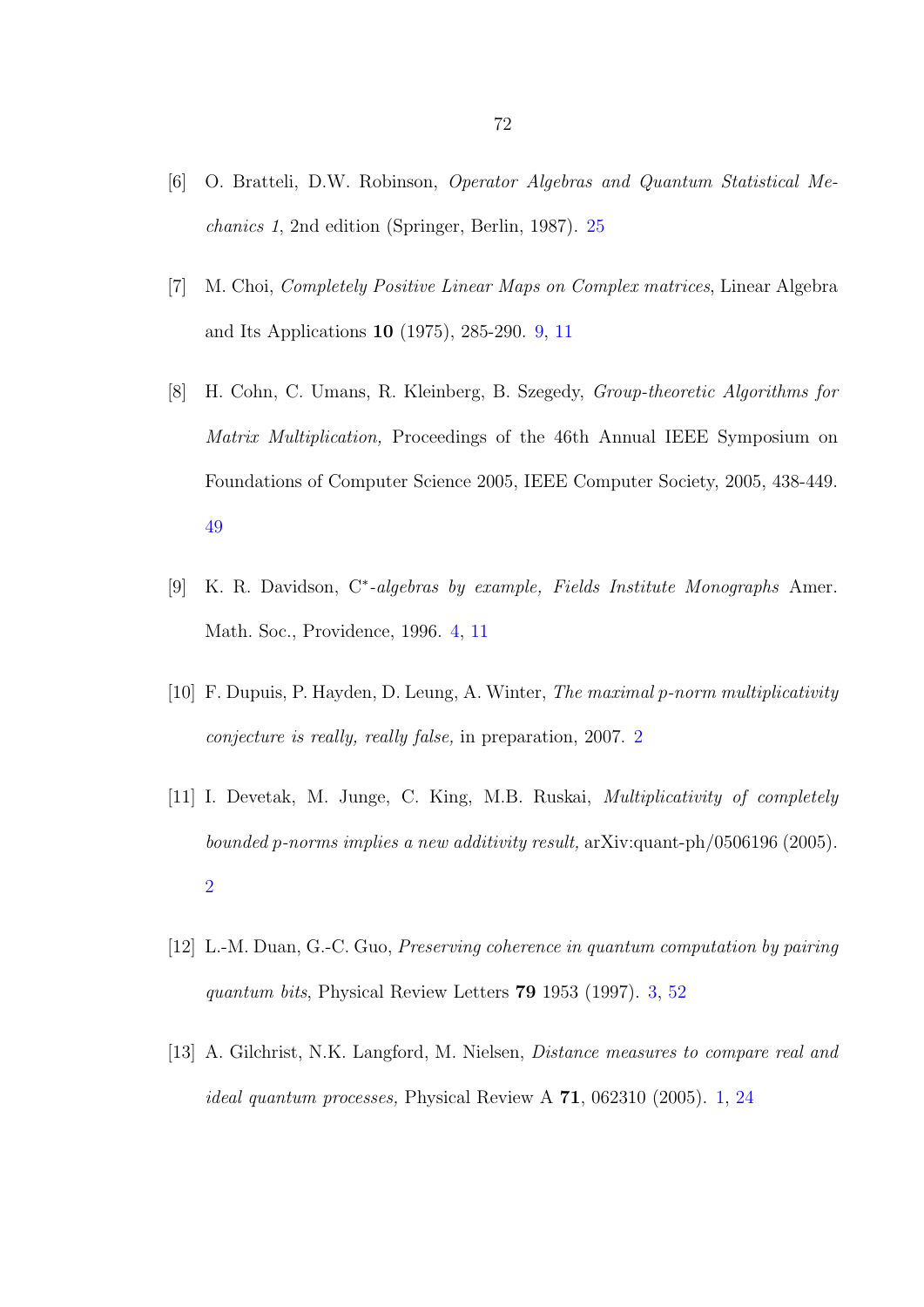[6] O. Bratteli, D.W. Robinson, *Operator Algebras and Quantum Statistical Mechanics 1*, 2nd edition (Springer, Berlin, 1987). 25

[7] M. Choi, *Completely Positive Linear Maps on Complex matrices*, Linear Algebra and Its Applications **10** (1975), 285-290. 9, 11

[8] H. Cohn, C. Umans, R. Kleinberg, B. Szegedy, *Group-theoretic Algorithms for Matrix Multiplication,* Proceedings of the 46th Annual IEEE Symposium on Foundations of Computer Science 2005, IEEE Computer Society, 2005, 438-449. 49

[9] K. R. Davidson, $C^*$*-algebras by example, Fields Institute Monographs* Amer. Math. Soc., Providence, 1996. 4, 11

[10] F. Dupuis, P. Hayden, D. Leung, A. Winter, *The maximal p-norm multiplicativity conjecture is really, really false,* in preparation, 2007. 2

[11] I. Devetak, M. Junge, C. King, M.B. Ruskai, *Multiplicativity of completely bounded p-norms implies a new additivity result,* arXiv:quant-ph/0506196 (2005). 2

[12] L.-M. Duan, G.-C. Guo, *Preserving coherence in quantum computation by pairing quantum bits*, Physical Review Letters **79** 1953 (1997). 3, 52

[13] A. Gilchrist, N.K. Langford, M. Nielsen, *Distance measures to compare real and ideal quantum processes,* Physical Review A **71**, 062310 (2005). 1, 24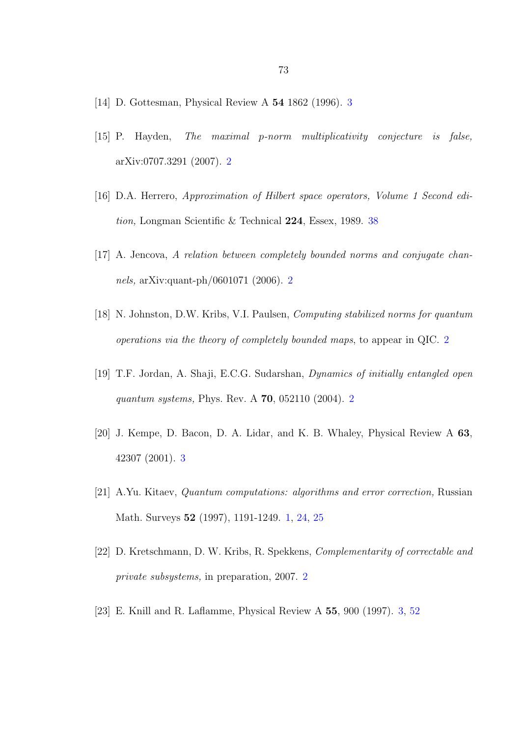[14] D. Gottesman, Physical Review A **54** 1862 (1996). 3

[15] P. Hayden, *The maximal p-norm multiplicativity conjecture is false,* arXiv:0707.3291 (2007). 2

[16] D.A. Herrero, *Approximation of Hilbert space operators, Volume 1 Second edition,* Longman Scientific & Technical **224**, Essex, 1989. 38

[17] A. Jencova, *A relation between completely bounded norms and conjugate channels,* arXiv:quant-ph/0601071 (2006). 2

[18] N. Johnston, D.W. Kribs, V.I. Paulsen, *Computing stabilized norms for quantum operations via the theory of completely bounded maps*, to appear in QIC. 2

[19] T.F. Jordan, A. Shaji, E.C.G. Sudarshan, *Dynamics of initially entangled open quantum systems,* Phys. Rev. A **70**, 052110 (2004). 2

[20] J. Kempe, D. Bacon, D. A. Lidar, and K. B. Whaley, Physical Review A **63**, 42307 (2001). 3

[21] A.Yu. Kitaev, *Quantum computations: algorithms and error correction,* Russian Math. Surveys **52** (1997), 1191-1249. 1, 24, 25

[22] D. Kretschmann, D. W. Kribs, R. Spekkens, *Complementarity of correctable and private subsystems,* in preparation, 2007. 2

[23] E. Knill and R. Laflamme, Physical Review A **55**, 900 (1997). 3, 52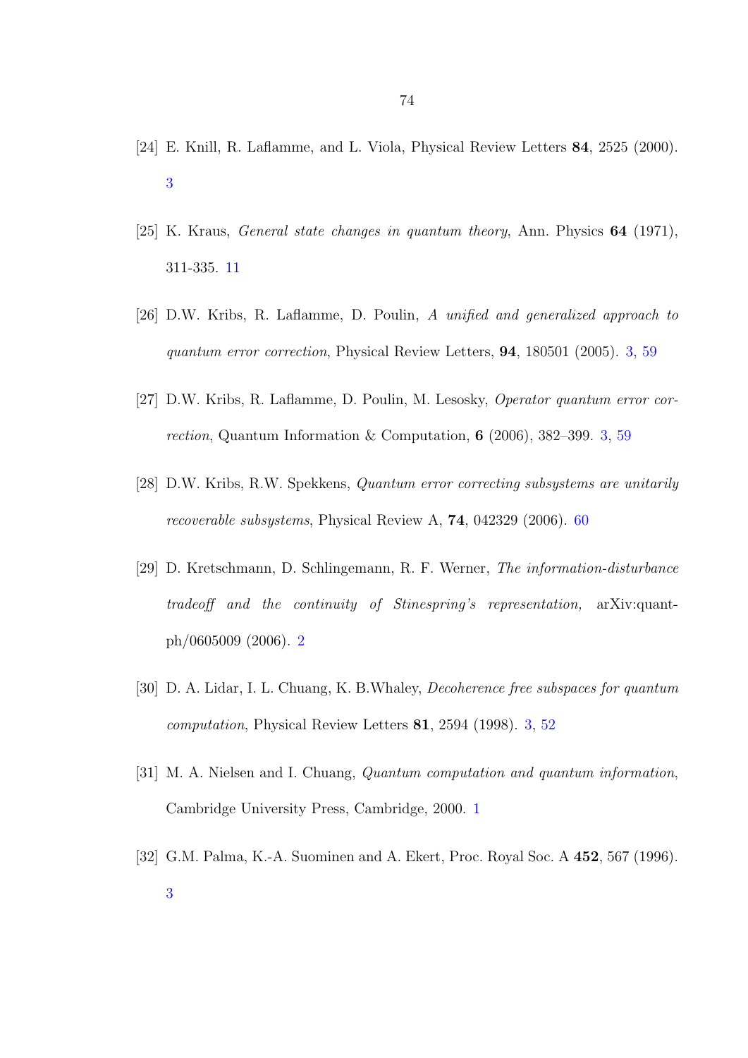[24] E. Knill, R. Laflamme, and L. Viola, Physical Review Letters **84**, 2525 (2000). 3

[25] K. Kraus, *General state changes in quantum theory*, Ann. Physics **64** (1971), 311-335. 11

[26] D.W. Kribs, R. Laflamme, D. Poulin, *A unified and generalized approach to quantum error correction*, Physical Review Letters, **94**, 180501 (2005). 3, 59

[27] D.W. Kribs, R. Laflamme, D. Poulin, M. Lesosky, *Operator quantum error correction*, Quantum Information & Computation, **6** (2006), 382–399. 3, 59

[28] D.W. Kribs, R.W. Spekkens, *Quantum error correcting subsystems are unitarily recoverable subsystems*, Physical Review A, **74**, 042329 (2006). 60

[29] D. Kretschmann, D. Schlingemann, R. F. Werner, *The information-disturbance tradeoff and the continuity of Stinespring's representation,* arXiv:quant-ph/0605009 (2006). 2

[30] D. A. Lidar, I. L. Chuang, K. B.Whaley, *Decoherence free subspaces for quantum computation*, Physical Review Letters **81**, 2594 (1998). 3, 52

[31] M. A. Nielsen and I. Chuang, *Quantum computation and quantum information*, Cambridge University Press, Cambridge, 2000. 1

[32] G.M. Palma, K.-A. Suominen and A. Ekert, Proc. Royal Soc. A **452**, 567 (1996). 3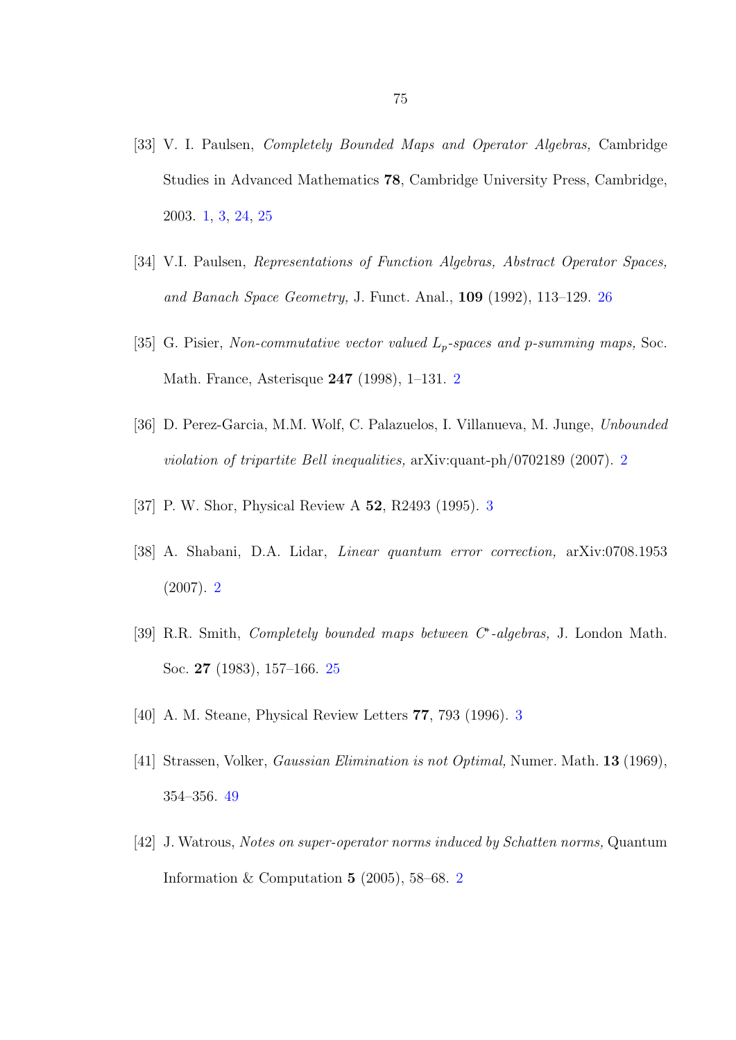[33] V. I. Paulsen, *Completely Bounded Maps and Operator Algebras,* Cambridge Studies in Advanced Mathematics **78**, Cambridge University Press, Cambridge, 2003. 1, 3, 24, 25

[34] V.I. Paulsen, *Representations of Function Algebras, Abstract Operator Spaces, and Banach Space Geometry,* J. Funct. Anal., **109** (1992), 113–129. 26

[35] G. Pisier, *Non-commutative vector valued $L_p$-spaces and p-summing maps,* Soc. Math. France, Asterisque **247** (1998), 1–131. 2

[36] D. Perez-Garcia, M.M. Wolf, C. Palazuelos, I. Villanueva, M. Junge, *Unbounded violation of tripartite Bell inequalities,* arXiv:quant-ph/0702189 (2007). 2

[37] P. W. Shor, Physical Review A **52**, R2493 (1995). 3

[38] A. Shabani, D.A. Lidar, *Linear quantum error correction,* arXiv:0708.1953 (2007). 2

[39] R.R. Smith, *Completely bounded maps between $C^*$-algebras,* J. London Math. Soc. **27** (1983), 157–166. 25

[40] A. M. Steane, Physical Review Letters **77**, 793 (1996). 3

[41] Strassen, Volker, *Gaussian Elimination is not Optimal,* Numer. Math. **13** (1969), 354–356. 49

[42] J. Watrous, *Notes on super-operator norms induced by Schatten norms,* Quantum Information & Computation **5** (2005), 58–68. 2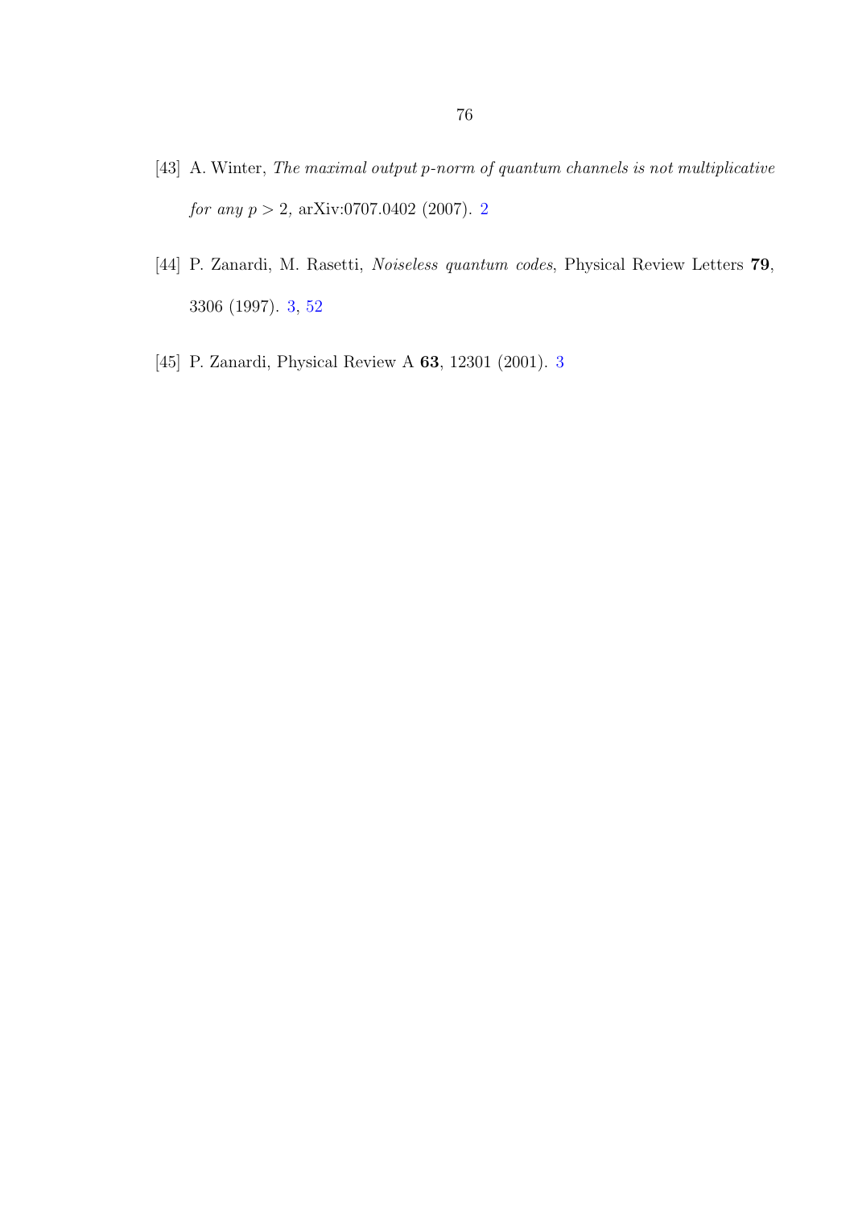[43] A. Winter, *The maximal output p-norm of quantum channels is not multiplicative for any $p > 2$*, arXiv:0707.0402 (2007). 2

[44] P. Zanardi, M. Rasetti, *Noiseless quantum codes*, Physical Review Letters **79**, 3306 (1997). 3, 52

[45] P. Zanardi, Physical Review A **63**, 12301 (2001). 3